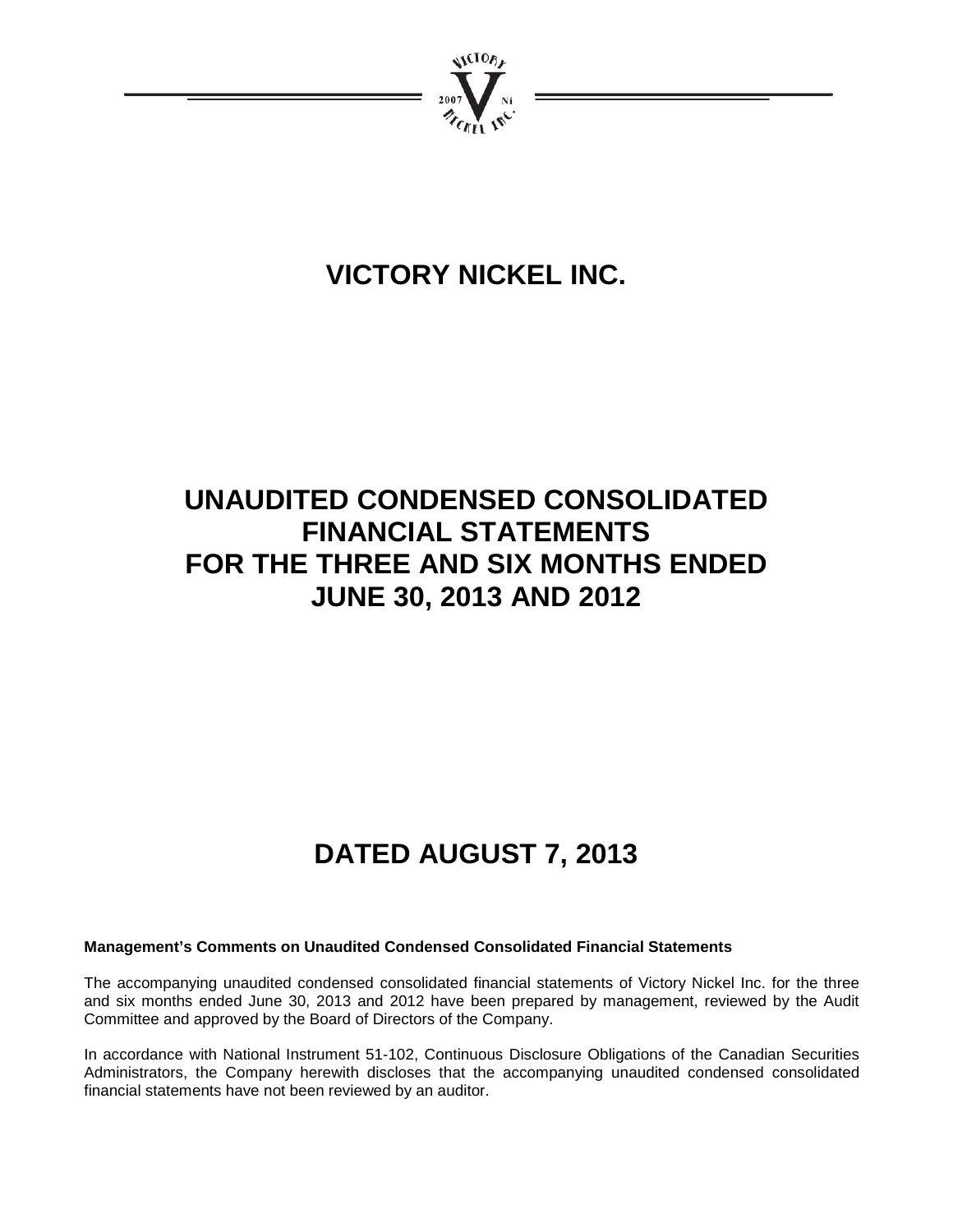# VICTORY NICKEL INC.

# UNAUDITED CONDENSED CONSOLIDATED FINANCIAL STATEMENTS FOR THE THREE AND SIX MONTHS ENDED JUNE 30, 2013 AND 2012

# DATED AUGUST 7, 2013

**Management's Comments on Unaudited Condensed Consolidated Financial Statements**

The accompanying unaudited condensed consolidated financial statements of Victory Nickel Inc. for the three and six months ended June 30, 2013 and 2012 have been prepared by management, reviewed by the Audit Committee and approved by the Board of Directors of the Company.

In accordance with National Instrument 51-102, Continuous Disclosure Obligations of the Canadian Securities Administrators, the Company herewith discloses that the accompanying unaudited condensed consolidated financial statements have not been reviewed by an auditor.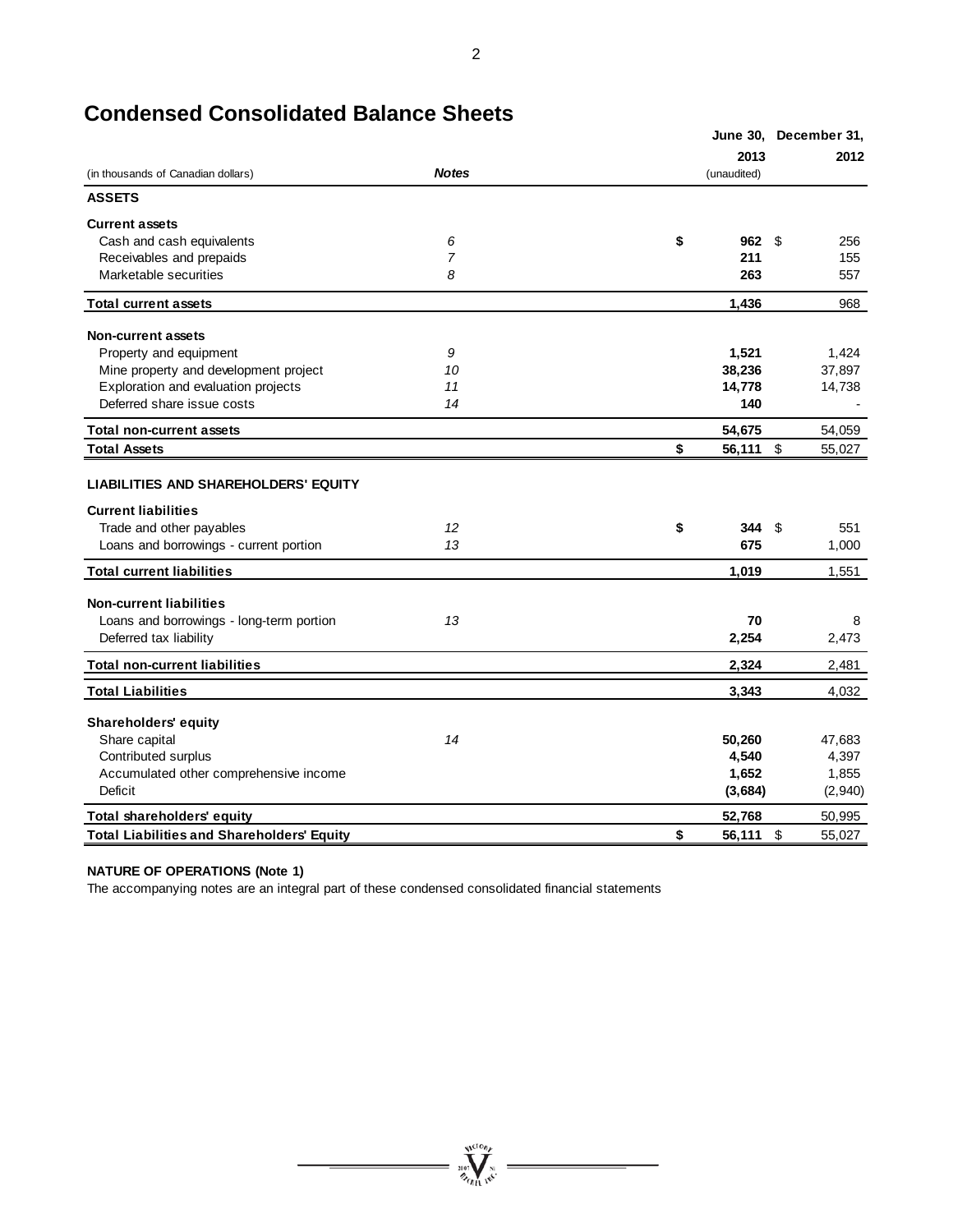# Condensed Consolidated Balance Sheets

| (in thousands of Canadian dollars) | Notes | June 30, 2013 (unaudited) | December 31, 2012 |
|---|---|---|---|
| **ASSETS** | | | |
| **Current assets** | | | |
| Cash and cash equivalents | 6 | **$ 962** | $ 256 |
| Receivables and prepaids | 7 | **211** | 155 |
| Marketable securities | 8 | **263** | 557 |
| **Total current assets** | | **1,436** | 968 |
| **Non-current assets** | | | |
| Property and equipment | 9 | **1,521** | 1,424 |
| Mine property and development project | 10 | **38,236** | 37,897 |
| Exploration and evaluation projects | 11 | **14,778** | 14,738 |
| Deferred share issue costs | 14 | **140** | - |
| **Total non-current assets** | | **54,675** | 54,059 |
| **Total Assets** | | **$ 56,111** | $ 55,027 |
| **LIABILITIES AND SHAREHOLDERS' EQUITY** | | | |
| **Current liabilities** | | | |
| Trade and other payables | 12 | **$ 344** | $ 551 |
| Loans and borrowings - current portion | 13 | **675** | 1,000 |
| **Total current liabilities** | | **1,019** | 1,551 |
| **Non-current liabilities** | | | |
| Loans and borrowings - long-term portion | 13 | **70** | 8 |
| Deferred tax liability | | **2,254** | 2,473 |
| **Total non-current liabilities** | | **2,324** | 2,481 |
| **Total Liabilities** | | **3,343** | 4,032 |
| **Shareholders' equity** | | | |
| Share capital | 14 | **50,260** | 47,683 |
| Contributed surplus | | **4,540** | 4,397 |
| Accumulated other comprehensive income | | **1,652** | 1,855 |
| Deficit | | **(3,684)** | (2,940) |
| **Total shareholders' equity** | | **52,768** | 50,995 |
| **Total Liabilities and Shareholders' Equity** | | **$ 56,111** | $ 55,027 |

**NATURE OF OPERATIONS (Note 1)**

The accompanying notes are an integral part of these condensed consolidated financial statements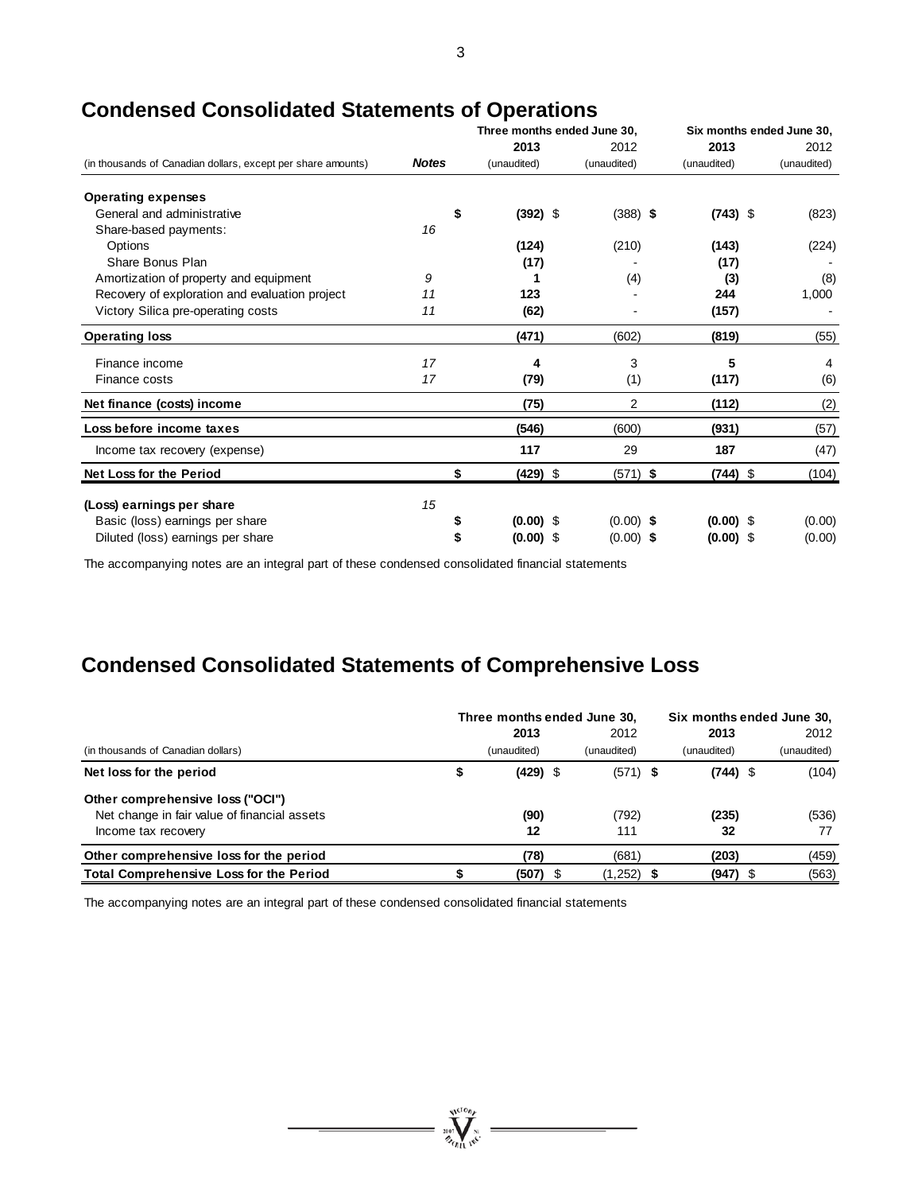## Condensed Consolidated Statements of Operations

| (in thousands of Canadian dollars, except per share amounts) | Notes | Three months ended June 30, 2013 (unaudited) | Three months ended June 30, 2012 (unaudited) | Six months ended June 30, 2013 (unaudited) | Six months ended June 30, 2012 (unaudited) |
|---|---|---|---|---|---|
| **Operating expenses** | | | | | |
| General and administrative | | **$ (392)** | $ (388) | **$ (743)** | $ (823) |
| Share-based payments: | 16 | | | | |
| Options | | **(124)** | (210) | **(143)** | (224) |
| Share Bonus Plan | | **(17)** | - | **(17)** | - |
| Amortization of property and equipment | 9 | **1** | (4) | **(3)** | (8) |
| Recovery of exploration and evaluation project | 11 | **123** | - | **244** | 1,000 |
| Victory Silica pre-operating costs | 11 | **(62)** | - | **(157)** | - |
| **Operating loss** | | **(471)** | (602) | **(819)** | (55) |
| Finance income | 17 | **4** | 3 | **5** | 4 |
| Finance costs | 17 | **(79)** | (1) | **(117)** | (6) |
| **Net finance (costs) income** | | **(75)** | 2 | **(112)** | (2) |
| **Loss before income taxes** | | **(546)** | (600) | **(931)** | (57) |
| Income tax recovery (expense) | | **117** | 29 | **187** | (47) |
| **Net Loss for the Period** | | **$ (429)** | $ (571) | **$ (744)** | $ (104) |
| **(Loss) earnings per share** | 15 | | | | |
| Basic (loss) earnings per share | | **$ (0.00)** | $ (0.00) | **$ (0.00)** | $ (0.00) |
| Diluted (loss) earnings per share | | **$ (0.00)** | $ (0.00) | **$ (0.00)** | $ (0.00) |

The accompanying notes are an integral part of these condensed consolidated financial statements

## Condensed Consolidated Statements of Comprehensive Loss

| (in thousands of Canadian dollars) | Three months ended June 30, 2013 (unaudited) | Three months ended June 30, 2012 (unaudited) | Six months ended June 30, 2013 (unaudited) | Six months ended June 30, 2012 (unaudited) |
|---|---|---|---|---|
| **Net loss for the period** | **$ (429)** | $ (571) | **$ (744)** | $ (104) |
| **Other comprehensive loss ("OCI")** | | | | |
| Net change in fair value of financial assets | **(90)** | (792) | **(235)** | (536) |
| Income tax recovery | **12** | 111 | **32** | 77 |
| **Other comprehensive loss for the period** | **(78)** | (681) | **(203)** | (459) |
| **Total Comprehensive Loss for the Period** | **$ (507)** | $ (1,252) | **$ (947)** | $ (563) |

The accompanying notes are an integral part of these condensed consolidated financial statements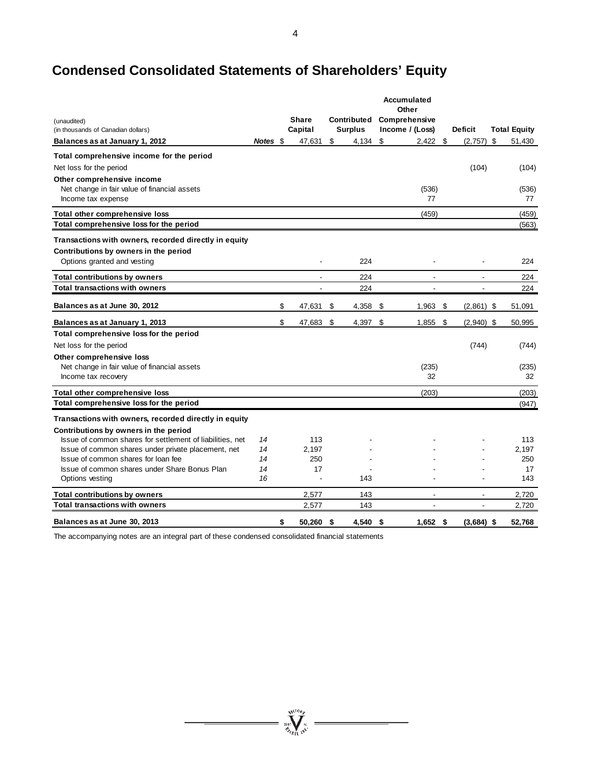# Condensed Consolidated Statements of Shareholders' Equity

| (unaudited)<br>(in thousands of Canadian dollars) | Notes | Share Capital | Contributed Surplus | Accumulated Other Comprehensive Income / (Loss) | Deficit | Total Equity |
|---|---|---|---|---|---|---|
| **Balances as at January 1, 2012** | | $ 47,631 | $ 4,134 | $ 2,422 | $ (2,757) | $ 51,430 |
| **Total comprehensive income for the period** | | | | | | |
| Net loss for the period | | | | | (104) | (104) |
| **Other comprehensive income** | | | | | | |
| Net change in fair value of financial assets | | | | (536) | | (536) |
| Income tax expense | | | | 77 | | 77 |
| **Total other comprehensive loss** | | | | (459) | | (459) |
| **Total comprehensive loss for the period** | | | | | | (563) |
| **Transactions with owners, recorded directly in equity** | | | | | | |
| **Contributions by owners in the period** | | | | | | |
| Options granted and vesting | | - | 224 | - | - | 224 |
| **Total contributions by owners** | | - | 224 | - | - | 224 |
| **Total transactions with owners** | | - | 224 | - | - | 224 |
| **Balances as at June 30, 2012** | | $ 47,631 | $ 4,358 | $ 1,963 | $ (2,861) | $ 51,091 |
| **Balances as at January 1, 2013** | | $ 47,683 | $ 4,397 | $ 1,855 | $ (2,940) | $ 50,995 |
| **Total comprehensive loss for the period** | | | | | | |
| Net loss for the period | | | | | (744) | (744) |
| **Other comprehensive loss** | | | | | | |
| Net change in fair value of financial assets | | | | (235) | | (235) |
| Income tax recovery | | | | 32 | | 32 |
| **Total other comprehensive loss** | | | | (203) | | (203) |
| **Total comprehensive loss for the period** | | | | | | (947) |
| **Transactions with owners, recorded directly in equity** | | | | | | |
| **Contributions by owners in the period** | | | | | | |
| Issue of common shares for settlement of liabilities, net | *14* | 113 | - | - | - | 113 |
| Issue of common shares under private placement, net | *14* | 2,197 | - | - | - | 2,197 |
| Issue of common shares for loan fee | *14* | 250 | - | - | - | 250 |
| Issue of common shares under Share Bonus Plan | *14* | 17 | - | - | - | 17 |
| Options vesting | *16* | - | 143 | - | - | 143 |
| **Total contributions by owners** | | 2,577 | 143 | - | - | 2,720 |
| **Total transactions with owners** | | 2,577 | 143 | - | - | 2,720 |
| **Balances as at June 30, 2013** | | **$ 50,260** | **$ 4,540** | **$ 1,652** | **$ (3,684)** | **$ 52,768** |

The accompanying notes are an integral part of these condensed consolidated financial statements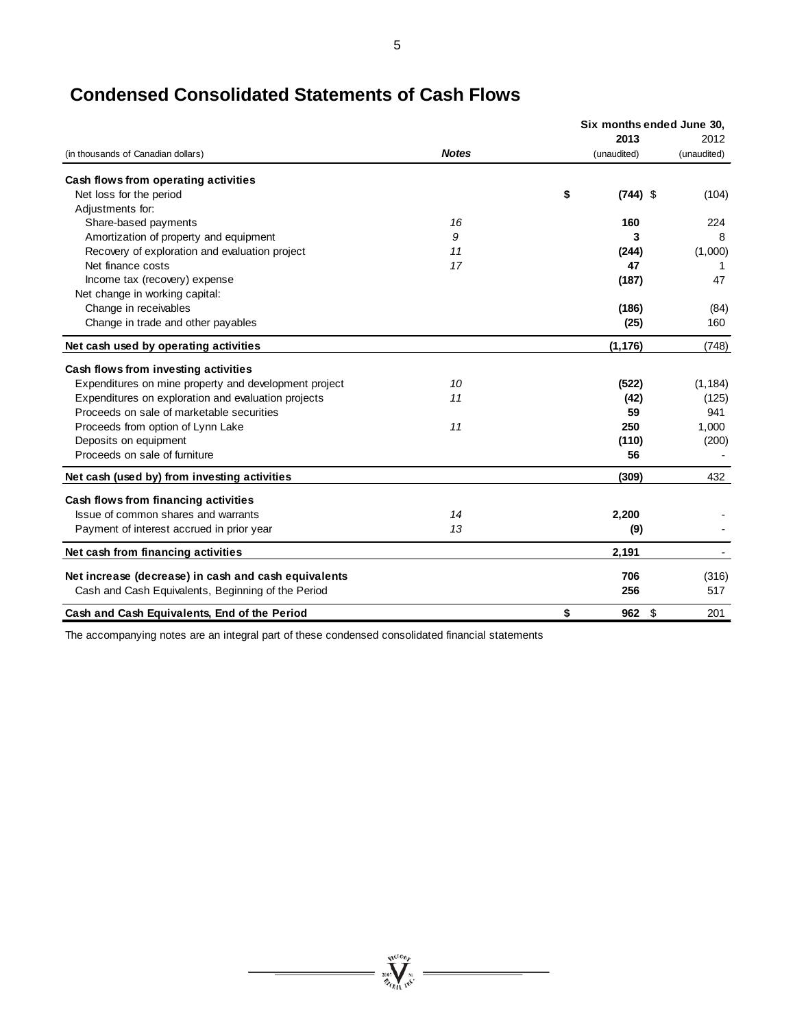## Condensed Consolidated Statements of Cash Flows

| (in thousands of Canadian dollars) | Notes | Six months ended June 30, 2013 (unaudited) | 2012 (unaudited) |
|---|---|---|---|
| **Cash flows from operating activities** | | | |
| Net loss for the period | | **$ (744)** | $ (104) |
| Adjustments for: | | | |
| Share-based payments | 16 | **160** | 224 |
| Amortization of property and equipment | 9 | **3** | 8 |
| Recovery of exploration and evaluation project | 11 | **(244)** | (1,000) |
| Net finance costs | 17 | **47** | 1 |
| Income tax (recovery) expense | | **(187)** | 47 |
| Net change in working capital: | | | |
| Change in receivables | | **(186)** | (84) |
| Change in trade and other payables | | **(25)** | 160 |
| **Net cash used by operating activities** | | **(1,176)** | (748) |
| **Cash flows from investing activities** | | | |
| Expenditures on mine property and development project | 10 | **(522)** | (1,184) |
| Expenditures on exploration and evaluation projects | 11 | **(42)** | (125) |
| Proceeds on sale of marketable securities | | **59** | 941 |
| Proceeds from option of Lynn Lake | 11 | **250** | 1,000 |
| Deposits on equipment | | **(110)** | (200) |
| Proceeds on sale of furniture | | **56** | - |
| **Net cash (used by) from investing activities** | | **(309)** | 432 |
| **Cash flows from financing activities** | | | |
| Issue of common shares and warrants | 14 | **2,200** | - |
| Payment of interest accrued in prior year | 13 | **(9)** | - |
| **Net cash from financing activities** | | **2,191** | - |
| **Net increase (decrease) in cash and cash equivalents** | | **706** | (316) |
| Cash and Cash Equivalents, Beginning of the Period | | **256** | 517 |
| **Cash and Cash Equivalents, End of the Period** | | **$ 962** | $ 201 |

The accompanying notes are an integral part of these condensed consolidated financial statements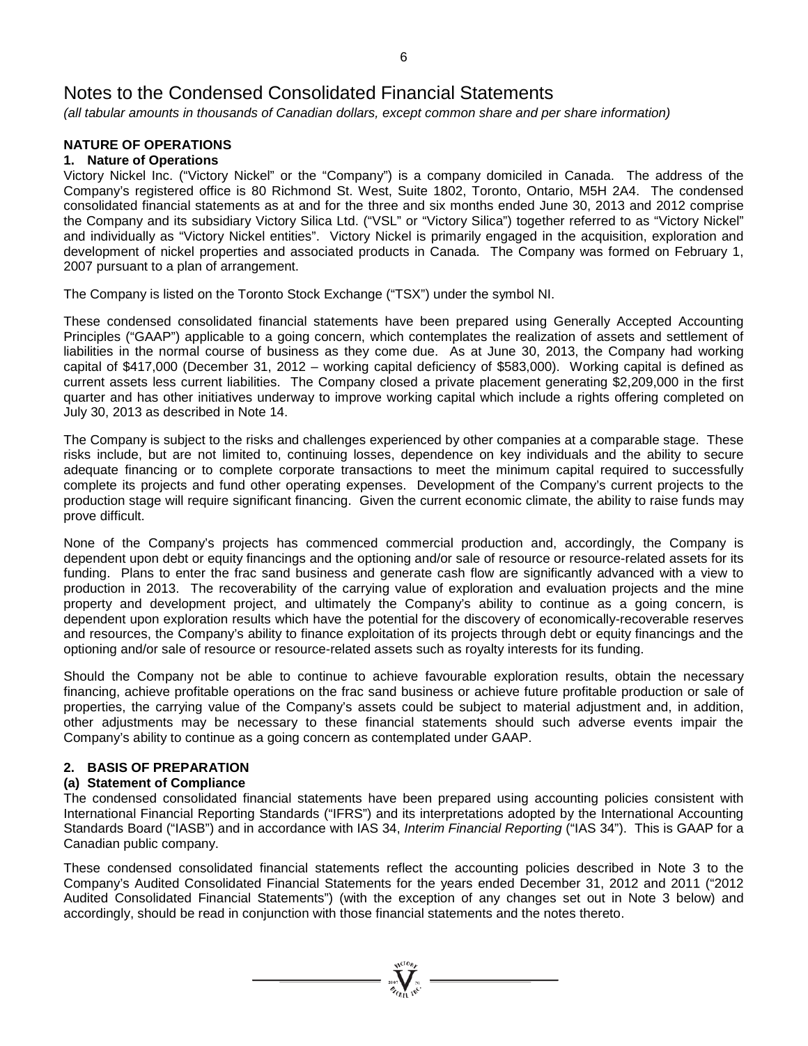# Notes to the Condensed Consolidated Financial Statements

*(all tabular amounts in thousands of Canadian dollars, except common share and per share information)*

## NATURE OF OPERATIONS

### 1. Nature of Operations

Victory Nickel Inc. ("Victory Nickel" or the "Company") is a company domiciled in Canada. The address of the Company's registered office is 80 Richmond St. West, Suite 1802, Toronto, Ontario, M5H 2A4. The condensed consolidated financial statements as at and for the three and six months ended June 30, 2013 and 2012 comprise the Company and its subsidiary Victory Silica Ltd. ("VSL" or "Victory Silica") together referred to as "Victory Nickel" and individually as "Victory Nickel entities". Victory Nickel is primarily engaged in the acquisition, exploration and development of nickel properties and associated products in Canada. The Company was formed on February 1, 2007 pursuant to a plan of arrangement.

The Company is listed on the Toronto Stock Exchange ("TSX") under the symbol NI.

These condensed consolidated financial statements have been prepared using Generally Accepted Accounting Principles ("GAAP") applicable to a going concern, which contemplates the realization of assets and settlement of liabilities in the normal course of business as they come due. As at June 30, 2013, the Company had working capital of $417,000 (December 31, 2012 – working capital deficiency of $583,000). Working capital is defined as current assets less current liabilities. The Company closed a private placement generating $2,209,000 in the first quarter and has other initiatives underway to improve working capital which include a rights offering completed on July 30, 2013 as described in Note 14.

The Company is subject to the risks and challenges experienced by other companies at a comparable stage. These risks include, but are not limited to, continuing losses, dependence on key individuals and the ability to secure adequate financing or to complete corporate transactions to meet the minimum capital required to successfully complete its projects and fund other operating expenses. Development of the Company's current projects to the production stage will require significant financing. Given the current economic climate, the ability to raise funds may prove difficult.

None of the Company's projects has commenced commercial production and, accordingly, the Company is dependent upon debt or equity financings and the optioning and/or sale of resource or resource-related assets for its funding. Plans to enter the frac sand business and generate cash flow are significantly advanced with a view to production in 2013. The recoverability of the carrying value of exploration and evaluation projects and the mine property and development project, and ultimately the Company's ability to continue as a going concern, is dependent upon exploration results which have the potential for the discovery of economically-recoverable reserves and resources, the Company's ability to finance exploitation of its projects through debt or equity financings and the optioning and/or sale of resource or resource-related assets such as royalty interests for its funding.

Should the Company not be able to continue to achieve favourable exploration results, obtain the necessary financing, achieve profitable operations on the frac sand business or achieve future profitable production or sale of properties, the carrying value of the Company's assets could be subject to material adjustment and, in addition, other adjustments may be necessary to these financial statements should such adverse events impair the Company's ability to continue as a going concern as contemplated under GAAP.

## 2. BASIS OF PREPARATION

### (a) Statement of Compliance

The condensed consolidated financial statements have been prepared using accounting policies consistent with International Financial Reporting Standards ("IFRS") and its interpretations adopted by the International Accounting Standards Board ("IASB") and in accordance with IAS 34, *Interim Financial Reporting* ("IAS 34"). This is GAAP for a Canadian public company.

These condensed consolidated financial statements reflect the accounting policies described in Note 3 to the Company's Audited Consolidated Financial Statements for the years ended December 31, 2012 and 2011 ("2012 Audited Consolidated Financial Statements") (with the exception of any changes set out in Note 3 below) and accordingly, should be read in conjunction with those financial statements and the notes thereto.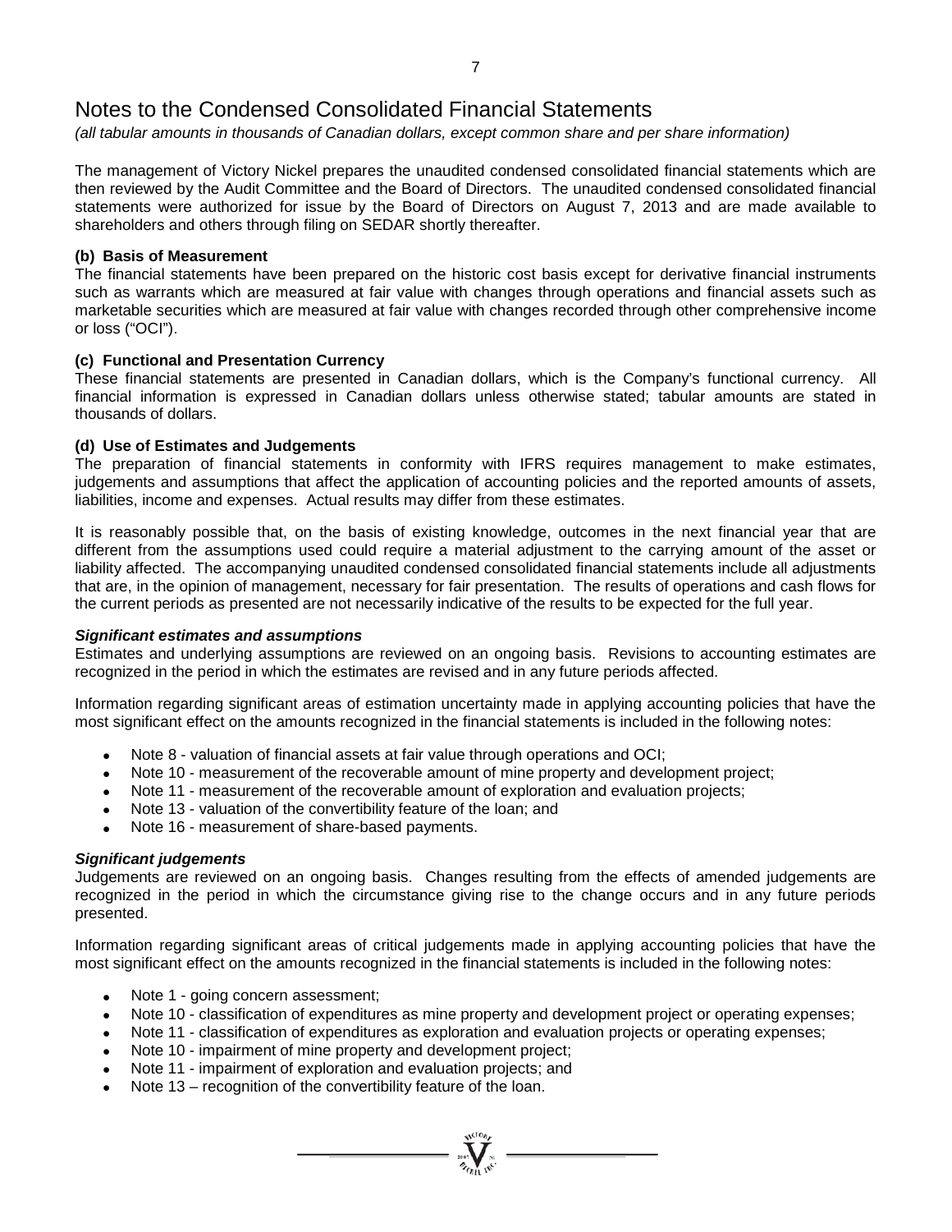# Notes to the Condensed Consolidated Financial Statements

*(all tabular amounts in thousands of Canadian dollars, except common share and per share information)*

The management of Victory Nickel prepares the unaudited condensed consolidated financial statements which are then reviewed by the Audit Committee and the Board of Directors. The unaudited condensed consolidated financial statements were authorized for issue by the Board of Directors on August 7, 2013 and are made available to shareholders and others through filing on SEDAR shortly thereafter.

**(b) Basis of Measurement**

The financial statements have been prepared on the historic cost basis except for derivative financial instruments such as warrants which are measured at fair value with changes through operations and financial assets such as marketable securities which are measured at fair value with changes recorded through other comprehensive income or loss ("OCI").

**(c) Functional and Presentation Currency**

These financial statements are presented in Canadian dollars, which is the Company's functional currency. All financial information is expressed in Canadian dollars unless otherwise stated; tabular amounts are stated in thousands of dollars.

**(d) Use of Estimates and Judgements**

The preparation of financial statements in conformity with IFRS requires management to make estimates, judgements and assumptions that affect the application of accounting policies and the reported amounts of assets, liabilities, income and expenses. Actual results may differ from these estimates.

It is reasonably possible that, on the basis of existing knowledge, outcomes in the next financial year that are different from the assumptions used could require a material adjustment to the carrying amount of the asset or liability affected. The accompanying unaudited condensed consolidated financial statements include all adjustments that are, in the opinion of management, necessary for fair presentation. The results of operations and cash flows for the current periods as presented are not necessarily indicative of the results to be expected for the full year.

***Significant estimates and assumptions***

Estimates and underlying assumptions are reviewed on an ongoing basis. Revisions to accounting estimates are recognized in the period in which the estimates are revised and in any future periods affected.

Information regarding significant areas of estimation uncertainty made in applying accounting policies that have the most significant effect on the amounts recognized in the financial statements is included in the following notes:

- Note 8 - valuation of financial assets at fair value through operations and OCI;
- Note 10 - measurement of the recoverable amount of mine property and development project;
- Note 11 - measurement of the recoverable amount of exploration and evaluation projects;
- Note 13 - valuation of the convertibility feature of the loan; and
- Note 16 - measurement of share-based payments.

***Significant judgements***

Judgements are reviewed on an ongoing basis. Changes resulting from the effects of amended judgements are recognized in the period in which the circumstance giving rise to the change occurs and in any future periods presented.

Information regarding significant areas of critical judgements made in applying accounting policies that have the most significant effect on the amounts recognized in the financial statements is included in the following notes:

- Note 1 - going concern assessment;
- Note 10 - classification of expenditures as mine property and development project or operating expenses;
- Note 11 - classification of expenditures as exploration and evaluation projects or operating expenses;
- Note 10 - impairment of mine property and development project;
- Note 11 - impairment of exploration and evaluation projects; and
- Note 13 – recognition of the convertibility feature of the loan.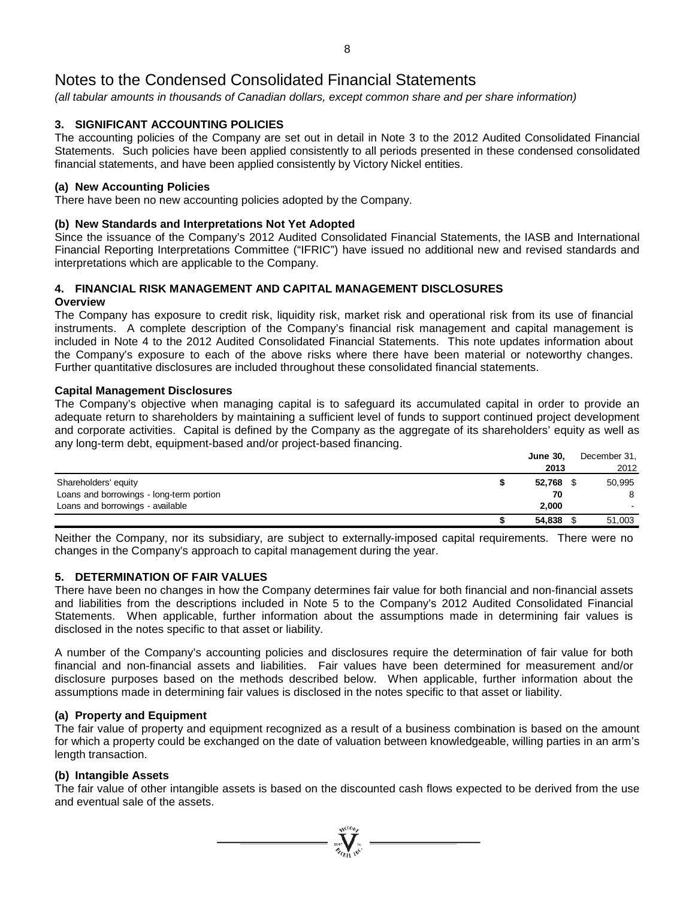# Notes to the Condensed Consolidated Financial Statements

*(all tabular amounts in thousands of Canadian dollars, except common share and per share information)*

## 3. SIGNIFICANT ACCOUNTING POLICIES

The accounting policies of the Company are set out in detail in Note 3 to the 2012 Audited Consolidated Financial Statements. Such policies have been applied consistently to all periods presented in these condensed consolidated financial statements, and have been applied consistently by Victory Nickel entities.

### (a) New Accounting Policies

There have been no new accounting policies adopted by the Company.

### (b) New Standards and Interpretations Not Yet Adopted

Since the issuance of the Company's 2012 Audited Consolidated Financial Statements, the IASB and International Financial Reporting Interpretations Committee ("IFRIC") have issued no additional new and revised standards and interpretations which are applicable to the Company.

## 4. FINANCIAL RISK MANAGEMENT AND CAPITAL MANAGEMENT DISCLOSURES

**Overview**

The Company has exposure to credit risk, liquidity risk, market risk and operational risk from its use of financial instruments. A complete description of the Company's financial risk management and capital management is included in Note 4 to the 2012 Audited Consolidated Financial Statements. This note updates information about the Company's exposure to each of the above risks where there have been material or noteworthy changes. Further quantitative disclosures are included throughout these consolidated financial statements.

**Capital Management Disclosures**

The Company's objective when managing capital is to safeguard its accumulated capital in order to provide an adequate return to shareholders by maintaining a sufficient level of funds to support continued project development and corporate activities. Capital is defined by the Company as the aggregate of its shareholders' equity as well as any long-term debt, equipment-based and/or project-based financing.

| | **June 30, 2013** | December 31, 2012 |
|---|---|---|
| Shareholders' equity | **$ 52,768** | $ 50,995 |
| Loans and borrowings - long-term portion | **70** | 8 |
| Loans and borrowings - available | **2,000** | - |
| | **$ 54,838** | $ 51,003 |

Neither the Company, nor its subsidiary, are subject to externally-imposed capital requirements. There were no changes in the Company's approach to capital management during the year.

## 5. DETERMINATION OF FAIR VALUES

There have been no changes in how the Company determines fair value for both financial and non-financial assets and liabilities from the descriptions included in Note 5 to the Company's 2012 Audited Consolidated Financial Statements. When applicable, further information about the assumptions made in determining fair values is disclosed in the notes specific to that asset or liability.

A number of the Company's accounting policies and disclosures require the determination of fair value for both financial and non-financial assets and liabilities. Fair values have been determined for measurement and/or disclosure purposes based on the methods described below. When applicable, further information about the assumptions made in determining fair values is disclosed in the notes specific to that asset or liability.

### (a) Property and Equipment

The fair value of property and equipment recognized as a result of a business combination is based on the amount for which a property could be exchanged on the date of valuation between knowledgeable, willing parties in an arm's length transaction.

### (b) Intangible Assets

The fair value of other intangible assets is based on the discounted cash flows expected to be derived from the use and eventual sale of the assets.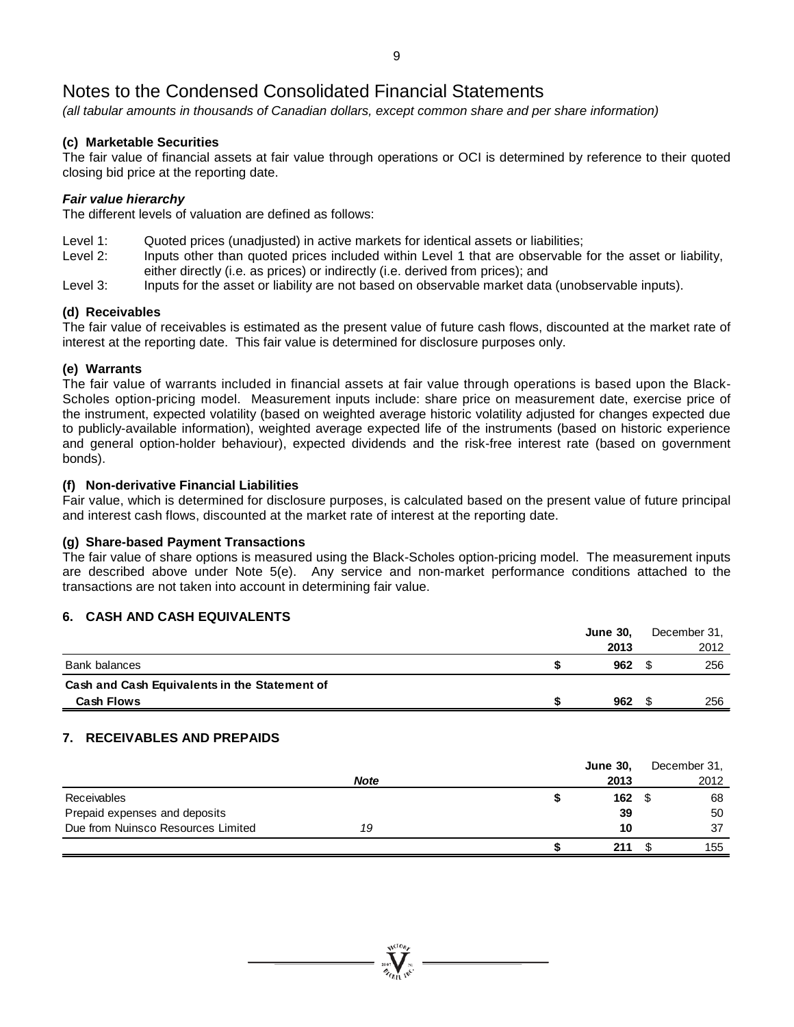# Notes to the Condensed Consolidated Financial Statements

*(all tabular amounts in thousands of Canadian dollars, except common share and per share information)*

### (c) Marketable Securities

The fair value of financial assets at fair value through operations or OCI is determined by reference to their quoted closing bid price at the reporting date.

***Fair value hierarchy***

The different levels of valuation are defined as follows:

Level 1: Quoted prices (unadjusted) in active markets for identical assets or liabilities;

Level 2: Inputs other than quoted prices included within Level 1 that are observable for the asset or liability, either directly (i.e. as prices) or indirectly (i.e. derived from prices); and

Level 3: Inputs for the asset or liability are not based on observable market data (unobservable inputs).

### (d) Receivables

The fair value of receivables is estimated as the present value of future cash flows, discounted at the market rate of interest at the reporting date. This fair value is determined for disclosure purposes only.

### (e) Warrants

The fair value of warrants included in financial assets at fair value through operations is based upon the Black-Scholes option-pricing model. Measurement inputs include: share price on measurement date, exercise price of the instrument, expected volatility (based on weighted average historic volatility adjusted for changes expected due to publicly-available information), weighted average expected life of the instruments (based on historic experience and general option-holder behaviour), expected dividends and the risk-free interest rate (based on government bonds).

### (f) Non-derivative Financial Liabilities

Fair value, which is determined for disclosure purposes, is calculated based on the present value of future principal and interest cash flows, discounted at the market rate of interest at the reporting date.

### (g) Share-based Payment Transactions

The fair value of share options is measured using the Black-Scholes option-pricing model. The measurement inputs are described above under Note 5(e). Any service and non-market performance conditions attached to the transactions are not taken into account in determining fair value.

## 6. CASH AND CASH EQUIVALENTS

| | **June 30, 2013** | December 31, 2012 |
|---|---|---|
| Bank balances | **$ 962** | $ 256 |
| **Cash and Cash Equivalents in the Statement of Cash Flows** | **$ 962** | $ 256 |

## 7. RECEIVABLES AND PREPAIDS

| | ***Note*** | **June 30, 2013** | December 31, 2012 |
|---|---|---|---|
| Receivables | | **$ 162** | $ 68 |
| Prepaid expenses and deposits | | **39** | 50 |
| Due from Nuinsco Resources Limited | *19* | **10** | 37 |
| | | **$ 211** | $ 155 |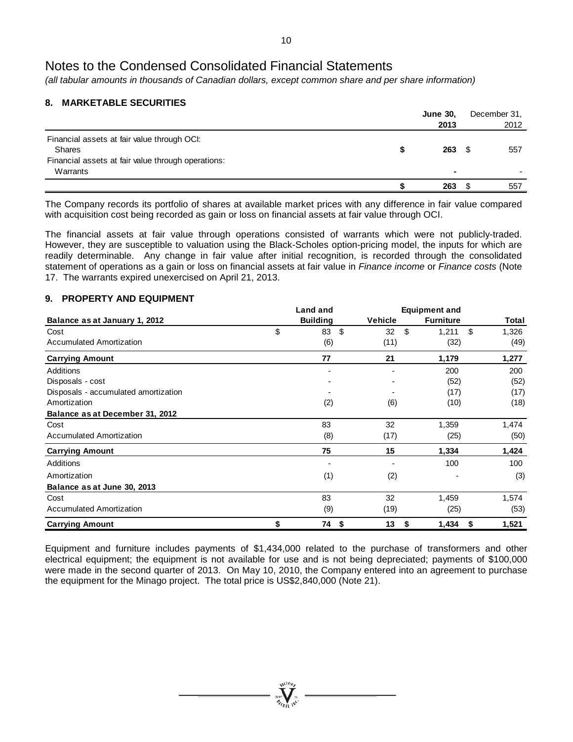# Notes to the Condensed Consolidated Financial Statements

*(all tabular amounts in thousands of Canadian dollars, except common share and per share information)*

## 8. MARKETABLE SECURITIES

| | June 30, 2013 | December 31, 2012 |
|---|---|---|
| Financial assets at fair value through OCI: | | |
| Shares | $ 263 | $ 557 |
| Financial assets at fair value through operations: | | |
| Warrants | - | - |
| | $ 263 | $ 557 |

The Company records its portfolio of shares at available market prices with any difference in fair value compared with acquisition cost being recorded as gain or loss on financial assets at fair value through OCI.

The financial assets at fair value through operations consisted of warrants which were not publicly-traded. However, they are susceptible to valuation using the Black-Scholes option-pricing model, the inputs for which are readily determinable. Any change in fair value after initial recognition, is recorded through the consolidated statement of operations as a gain or loss on financial assets at fair value in *Finance income* or *Finance costs* (Note 17. The warrants expired unexercised on April 21, 2013.

## 9. PROPERTY AND EQUIPMENT

| Balance as at January 1, 2012 | Land and Building | Vehicle | Equipment and Furniture | Total |
|---|---|---|---|---|
| Cost | $ 83 | $ 32 | $ 1,211 | $ 1,326 |
| Accumulated Amortization | (6) | (11) | (32) | (49) |
| **Carrying Amount** | **77** | **21** | **1,179** | **1,277** |
| Additions | - | - | 200 | 200 |
| Disposals - cost | - | - | (52) | (52) |
| Disposals - accumulated amortization | - | - | (17) | (17) |
| Amortization | (2) | (6) | (10) | (18) |
| **Balance as at December 31, 2012** | | | | |
| Cost | 83 | 32 | 1,359 | 1,474 |
| Accumulated Amortization | (8) | (17) | (25) | (50) |
| **Carrying Amount** | **75** | **15** | **1,334** | **1,424** |
| Additions | - | - | 100 | 100 |
| Amortization | (1) | (2) | - | (3) |
| **Balance as at June 30, 2013** | | | | |
| Cost | 83 | 32 | 1,459 | 1,574 |
| Accumulated Amortization | (9) | (19) | (25) | (53) |
| **Carrying Amount** | **$ 74** | **$ 13** | **$ 1,434** | **$ 1,521** |

Equipment and furniture includes payments of $1,434,000 related to the purchase of transformers and other electrical equipment; the equipment is not available for use and is not being depreciated; payments of $100,000 were made in the second quarter of 2013. On May 10, 2010, the Company entered into an agreement to purchase the equipment for the Minago project. The total price is US$2,840,000 (Note 21).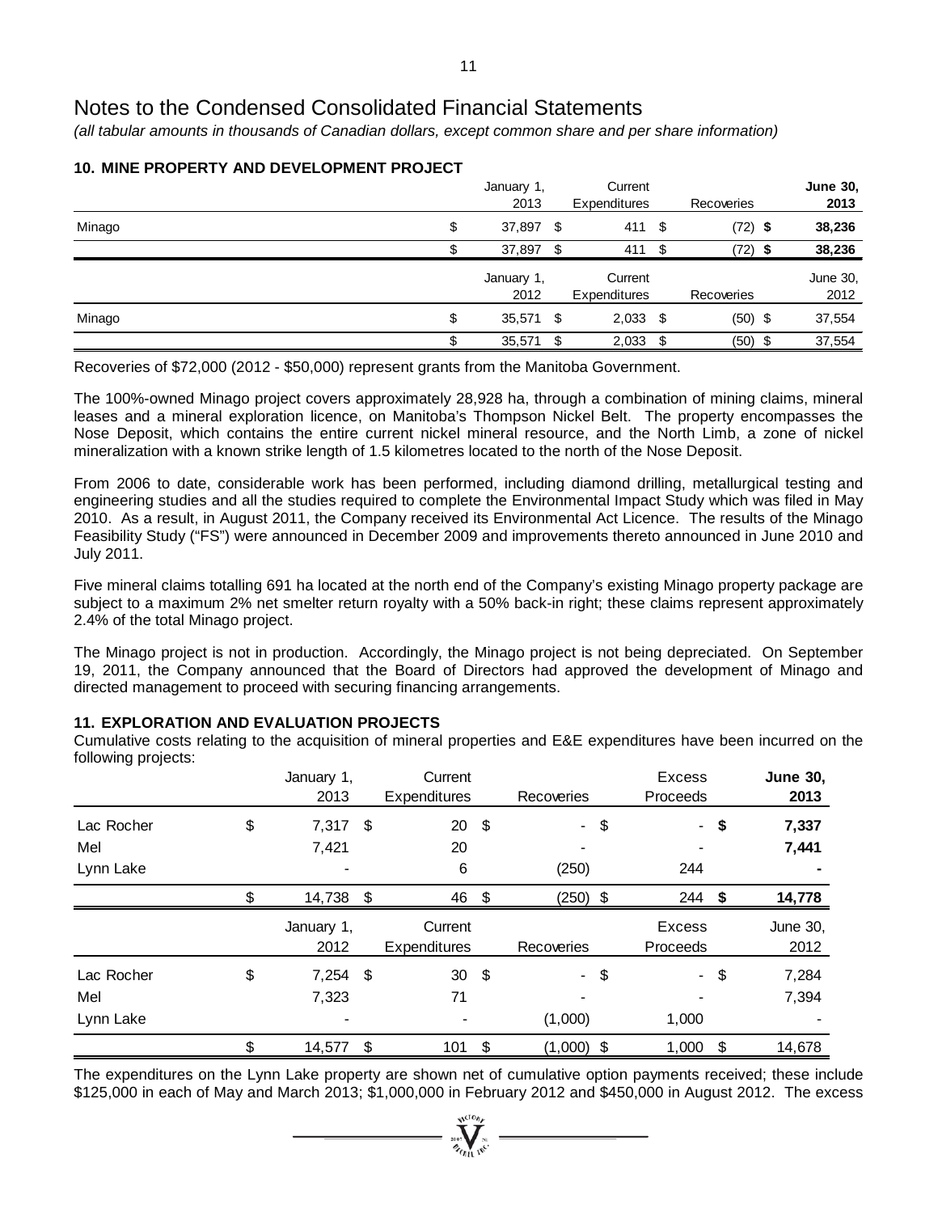# Notes to the Condensed Consolidated Financial Statements

*(all tabular amounts in thousands of Canadian dollars, except common share and per share information)*

## 10. MINE PROPERTY AND DEVELOPMENT PROJECT

| | January 1, 2013 | Current Expenditures | Recoveries | **June 30, 2013** |
|---|---|---|---|---|
| Minago | $ 37,897 | $ 411 | $ (72) | **$ 38,236** |
| | $ 37,897 | $ 411 | $ (72) | **$ 38,236** |

| | January 1, 2012 | Current Expenditures | Recoveries | June 30, 2012 |
|---|---|---|---|---|
| Minago | $ 35,571 | $ 2,033 | $ (50) | $ 37,554 |
| | $ 35,571 | $ 2,033 | $ (50) | $ 37,554 |

Recoveries of $72,000 (2012 - $50,000) represent grants from the Manitoba Government.

The 100%-owned Minago project covers approximately 28,928 ha, through a combination of mining claims, mineral leases and a mineral exploration licence, on Manitoba's Thompson Nickel Belt. The property encompasses the Nose Deposit, which contains the entire current nickel mineral resource, and the North Limb, a zone of nickel mineralization with a known strike length of 1.5 kilometres located to the north of the Nose Deposit.

From 2006 to date, considerable work has been performed, including diamond drilling, metallurgical testing and engineering studies and all the studies required to complete the Environmental Impact Study which was filed in May 2010. As a result, in August 2011, the Company received its Environmental Act Licence. The results of the Minago Feasibility Study ("FS") were announced in December 2009 and improvements thereto announced in June 2010 and July 2011.

Five mineral claims totalling 691 ha located at the north end of the Company's existing Minago property package are subject to a maximum 2% net smelter return royalty with a 50% back-in right; these claims represent approximately 2.4% of the total Minago project.

The Minago project is not in production. Accordingly, the Minago project is not being depreciated. On September 19, 2011, the Company announced that the Board of Directors had approved the development of Minago and directed management to proceed with securing financing arrangements.

## 11. EXPLORATION AND EVALUATION PROJECTS

Cumulative costs relating to the acquisition of mineral properties and E&E expenditures have been incurred on the following projects:

| | January 1, 2013 | Current Expenditures | Recoveries | Excess Proceeds | **June 30, 2013** |
|---|---|---|---|---|---|
| Lac Rocher | $ 7,317 | $ 20 | $ - | $ - | **$ 7,337** |
| Mel | 7,421 | 20 | - | - | **7,441** |
| Lynn Lake | - | 6 | (250) | 244 | **-** |
| | $ 14,738 | $ 46 | $ (250) | $ 244 | **$ 14,778** |

| | January 1, 2012 | Current Expenditures | Recoveries | Excess Proceeds | June 30, 2012 |
|---|---|---|---|---|---|
| Lac Rocher | $ 7,254 | $ 30 | $ - | $ - | $ 7,284 |
| Mel | 7,323 | 71 | - | - | 7,394 |
| Lynn Lake | - | - | (1,000) | 1,000 | - |
| | $ 14,577 | $ 101 | $ (1,000) | $ 1,000 | $ 14,678 |

The expenditures on the Lynn Lake property are shown net of cumulative option payments received; these include $125,000 in each of May and March 2013; $1,000,000 in February 2012 and $450,000 in August 2012. The excess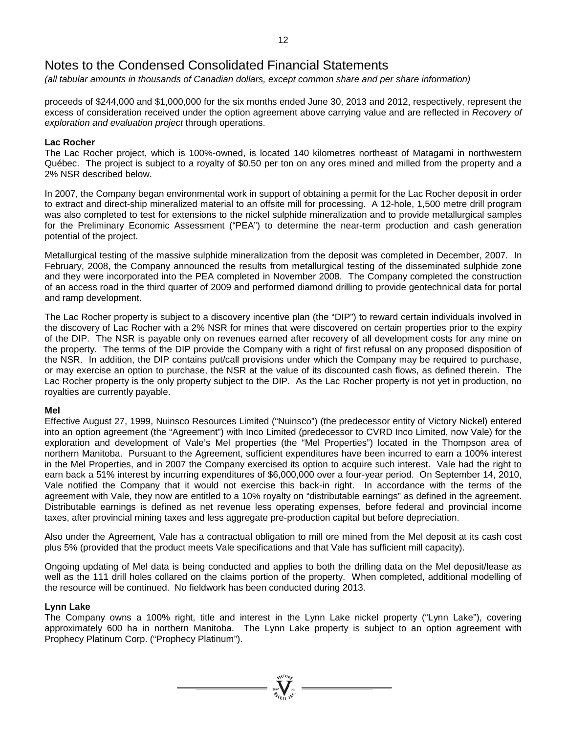# Notes to the Condensed Consolidated Financial Statements

*(all tabular amounts in thousands of Canadian dollars, except common share and per share information)*

proceeds of $244,000 and $1,000,000 for the six months ended June 30, 2013 and 2012, respectively, represent the excess of consideration received under the option agreement above carrying value and are reflected in *Recovery of exploration and evaluation project* through operations.

**Lac Rocher**

The Lac Rocher project, which is 100%-owned, is located 140 kilometres northeast of Matagami in northwestern Québec. The project is subject to a royalty of $0.50 per ton on any ores mined and milled from the property and a 2% NSR described below.

In 2007, the Company began environmental work in support of obtaining a permit for the Lac Rocher deposit in order to extract and direct-ship mineralized material to an offsite mill for processing. A 12-hole, 1,500 metre drill program was also completed to test for extensions to the nickel sulphide mineralization and to provide metallurgical samples for the Preliminary Economic Assessment ("PEA") to determine the near-term production and cash generation potential of the project.

Metallurgical testing of the massive sulphide mineralization from the deposit was completed in December, 2007. In February, 2008, the Company announced the results from metallurgical testing of the disseminated sulphide zone and they were incorporated into the PEA completed in November 2008. The Company completed the construction of an access road in the third quarter of 2009 and performed diamond drilling to provide geotechnical data for portal and ramp development.

The Lac Rocher property is subject to a discovery incentive plan (the "DIP") to reward certain individuals involved in the discovery of Lac Rocher with a 2% NSR for mines that were discovered on certain properties prior to the expiry of the DIP. The NSR is payable only on revenues earned after recovery of all development costs for any mine on the property. The terms of the DIP provide the Company with a right of first refusal on any proposed disposition of the NSR. In addition, the DIP contains put/call provisions under which the Company may be required to purchase, or may exercise an option to purchase, the NSR at the value of its discounted cash flows, as defined therein. The Lac Rocher property is the only property subject to the DIP. As the Lac Rocher property is not yet in production, no royalties are currently payable.

**Mel**

Effective August 27, 1999, Nuinsco Resources Limited ("Nuinsco") (the predecessor entity of Victory Nickel) entered into an option agreement (the "Agreement") with Inco Limited (predecessor to CVRD Inco Limited, now Vale) for the exploration and development of Vale's Mel properties (the "Mel Properties") located in the Thompson area of northern Manitoba. Pursuant to the Agreement, sufficient expenditures have been incurred to earn a 100% interest in the Mel Properties, and in 2007 the Company exercised its option to acquire such interest. Vale had the right to earn back a 51% interest by incurring expenditures of $6,000,000 over a four-year period. On September 14, 2010, Vale notified the Company that it would not exercise this back-in right. In accordance with the terms of the agreement with Vale, they now are entitled to a 10% royalty on "distributable earnings" as defined in the agreement. Distributable earnings is defined as net revenue less operating expenses, before federal and provincial income taxes, after provincial mining taxes and less aggregate pre-production capital but before depreciation.

Also under the Agreement, Vale has a contractual obligation to mill ore mined from the Mel deposit at its cash cost plus 5% (provided that the product meets Vale specifications and that Vale has sufficient mill capacity).

Ongoing updating of Mel data is being conducted and applies to both the drilling data on the Mel deposit/lease as well as the 111 drill holes collared on the claims portion of the property. When completed, additional modelling of the resource will be continued. No fieldwork has been conducted during 2013.

**Lynn Lake**

The Company owns a 100% right, title and interest in the Lynn Lake nickel property ("Lynn Lake"), covering approximately 600 ha in northern Manitoba. The Lynn Lake property is subject to an option agreement with Prophecy Platinum Corp. ("Prophecy Platinum").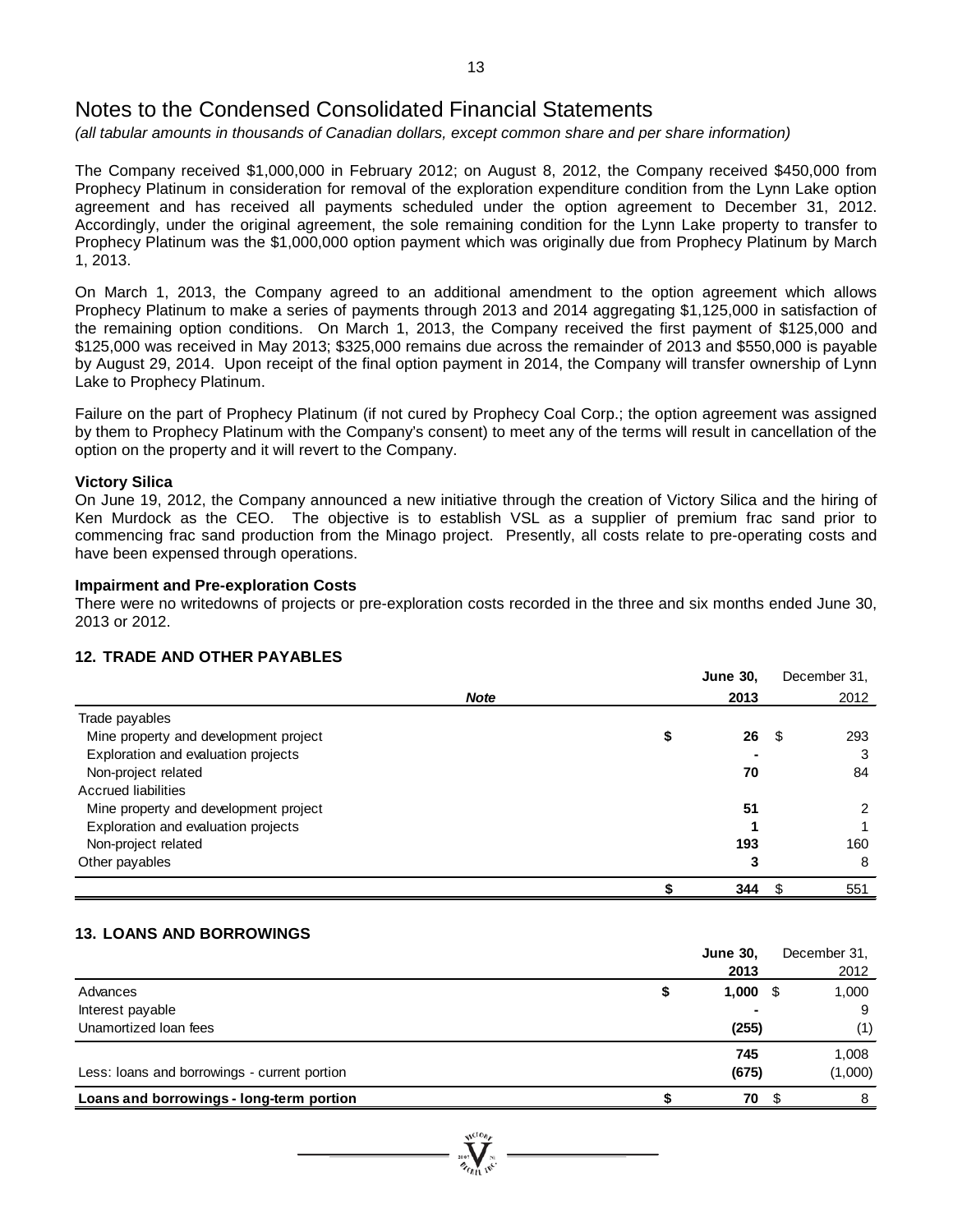# Notes to the Condensed Consolidated Financial Statements

*(all tabular amounts in thousands of Canadian dollars, except common share and per share information)*

The Company received $1,000,000 in February 2012; on August 8, 2012, the Company received $450,000 from Prophecy Platinum in consideration for removal of the exploration expenditure condition from the Lynn Lake option agreement and has received all payments scheduled under the option agreement to December 31, 2012. Accordingly, under the original agreement, the sole remaining condition for the Lynn Lake property to transfer to Prophecy Platinum was the $1,000,000 option payment which was originally due from Prophecy Platinum by March 1, 2013.

On March 1, 2013, the Company agreed to an additional amendment to the option agreement which allows Prophecy Platinum to make a series of payments through 2013 and 2014 aggregating $1,125,000 in satisfaction of the remaining option conditions. On March 1, 2013, the Company received the first payment of $125,000 and $125,000 was received in May 2013; $325,000 remains due across the remainder of 2013 and $550,000 is payable by August 29, 2014. Upon receipt of the final option payment in 2014, the Company will transfer ownership of Lynn Lake to Prophecy Platinum.

Failure on the part of Prophecy Platinum (if not cured by Prophecy Coal Corp.; the option agreement was assigned by them to Prophecy Platinum with the Company's consent) to meet any of the terms will result in cancellation of the option on the property and it will revert to the Company.

**Victory Silica**

On June 19, 2012, the Company announced a new initiative through the creation of Victory Silica and the hiring of Ken Murdock as the CEO. The objective is to establish VSL as a supplier of premium frac sand prior to commencing frac sand production from the Minago project. Presently, all costs relate to pre-operating costs and have been expensed through operations.

**Impairment and Pre-exploration Costs**

There were no writedowns of projects or pre-exploration costs recorded in the three and six months ended June 30, 2013 or 2012.

## 12. TRADE AND OTHER PAYABLES

| | *Note* | **June 30, 2013** | December 31, 2012 |
|---|---|---|---|
| Trade payables | | | |
| Mine property and development project | | **$ 26** | $ 293 |
| Exploration and evaluation projects | | **-** | 3 |
| Non-project related | | **70** | 84 |
| Accrued liabilities | | | |
| Mine property and development project | | **51** | 2 |
| Exploration and evaluation projects | | **1** | 1 |
| Non-project related | | **193** | 160 |
| Other payables | | **3** | 8 |
| | | **$ 344** | $ 551 |

## 13. LOANS AND BORROWINGS

| | **June 30, 2013** | December 31, 2012 |
|---|---|---|
| Advances | **$ 1,000** | $ 1,000 |
| Interest payable | **-** | 9 |
| Unamortized loan fees | **(255)** | (1) |
| | **745** | 1,008 |
| Less: loans and borrowings - current portion | **(675)** | (1,000) |
| **Loans and borrowings - long-term portion** | **$ 70** | $ 8 |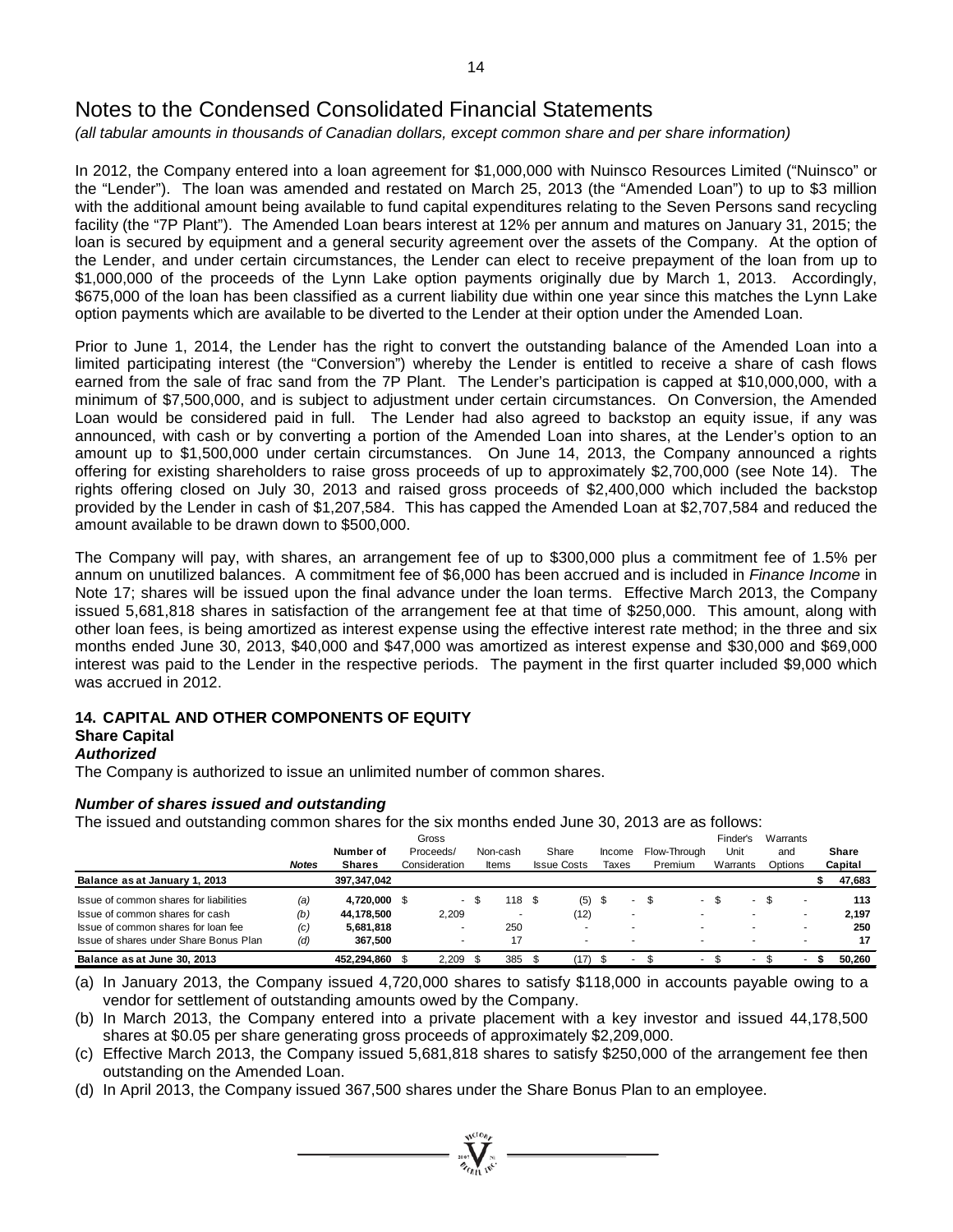# Notes to the Condensed Consolidated Financial Statements

*(all tabular amounts in thousands of Canadian dollars, except common share and per share information)*

In 2012, the Company entered into a loan agreement for $1,000,000 with Nuinsco Resources Limited ("Nuinsco" or the "Lender"). The loan was amended and restated on March 25, 2013 (the "Amended Loan") to up to $3 million with the additional amount being available to fund capital expenditures relating to the Seven Persons sand recycling facility (the "7P Plant"). The Amended Loan bears interest at 12% per annum and matures on January 31, 2015; the loan is secured by equipment and a general security agreement over the assets of the Company. At the option of the Lender, and under certain circumstances, the Lender can elect to receive prepayment of the loan from up to $1,000,000 of the proceeds of the Lynn Lake option payments originally due by March 1, 2013. Accordingly, $675,000 of the loan has been classified as a current liability due within one year since this matches the Lynn Lake option payments which are available to be diverted to the Lender at their option under the Amended Loan.

Prior to June 1, 2014, the Lender has the right to convert the outstanding balance of the Amended Loan into a limited participating interest (the "Conversion") whereby the Lender is entitled to receive a share of cash flows earned from the sale of frac sand from the 7P Plant. The Lender's participation is capped at $10,000,000, with a minimum of $7,500,000, and is subject to adjustment under certain circumstances. On Conversion, the Amended Loan would be considered paid in full. The Lender had also agreed to backstop an equity issue, if any was announced, with cash or by converting a portion of the Amended Loan into shares, at the Lender's option to an amount up to $1,500,000 under certain circumstances. On June 14, 2013, the Company announced a rights offering for existing shareholders to raise gross proceeds of up to approximately $2,700,000 (see Note 14). The rights offering closed on July 30, 2013 and raised gross proceeds of $2,400,000 which included the backstop provided by the Lender in cash of $1,207,584. This has capped the Amended Loan at $2,707,584 and reduced the amount available to be drawn down to $500,000.

The Company will pay, with shares, an arrangement fee of up to $300,000 plus a commitment fee of 1.5% per annum on unutilized balances. A commitment fee of $6,000 has been accrued and is included in *Finance Income* in Note 17; shares will be issued upon the final advance under the loan terms. Effective March 2013, the Company issued 5,681,818 shares in satisfaction of the arrangement fee at that time of $250,000. This amount, along with other loan fees, is being amortized as interest expense using the effective interest rate method; in the three and six months ended June 30, 2013, $40,000 and $47,000 was amortized as interest expense and $30,000 and $69,000 interest was paid to the Lender in the respective periods. The payment in the first quarter included $9,000 which was accrued in 2012.

## 14. CAPITAL AND OTHER COMPONENTS OF EQUITY

### Share Capital

***Authorized***

The Company is authorized to issue an unlimited number of common shares.

***Number of shares issued and outstanding***

The issued and outstanding common shares for the six months ended June 30, 2013 are as follows:

| | Notes | Number of Shares | Gross Proceeds/ Consideration | Non-cash Items | Share Issue Costs | Income Taxes | Flow-Through Premium | Finder's Unit Warrants | Warrants and Options | Share Capital |
|---|---|---|---|---|---|---|---|---|---|---|
| **Balance as at January 1, 2013** | | **397,347,042** | | | | | | | | **$ 47,683** |
| Issue of common shares for liabilities | *(a)* | **4,720,000** | $ - | $ 118 | $ (5) | $ - | $ - | $ - | $ - | **113** |
| Issue of common shares for cash | *(b)* | **44,178,500** | 2,209 | - | (12) | - | - | - | - | **2,197** |
| Issue of common shares for loan fee | *(c)* | **5,681,818** | - | 250 | - | - | - | - | - | **250** |
| Issue of shares under Share Bonus Plan | *(d)* | **367,500** | - | 17 | - | - | - | - | - | **17** |
| **Balance as at June 30, 2013** | | **452,294,860** | $ 2,209 | $ 385 | $ (17) | $ - | $ - | $ - | $ - | **$ 50,260** |

(a) In January 2013, the Company issued 4,720,000 shares to satisfy $118,000 in accounts payable owing to a vendor for settlement of outstanding amounts owed by the Company.

(b) In March 2013, the Company entered into a private placement with a key investor and issued 44,178,500 shares at $0.05 per share generating gross proceeds of approximately $2,209,000.

(c) Effective March 2013, the Company issued 5,681,818 shares to satisfy $250,000 of the arrangement fee then outstanding on the Amended Loan.

(d) In April 2013, the Company issued 367,500 shares under the Share Bonus Plan to an employee.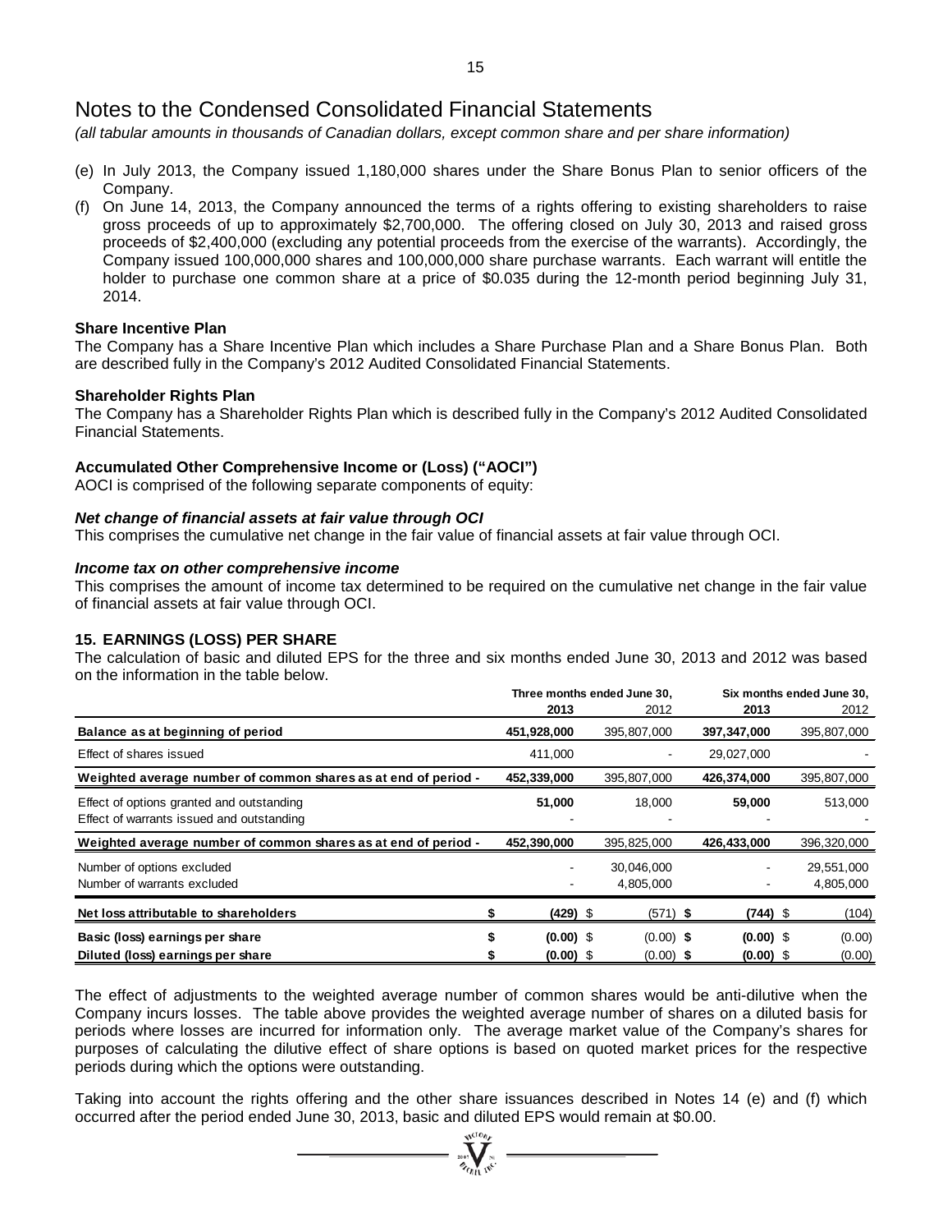# Notes to the Condensed Consolidated Financial Statements

*(all tabular amounts in thousands of Canadian dollars, except common share and per share information)*

(e) In July 2013, the Company issued 1,180,000 shares under the Share Bonus Plan to senior officers of the Company.

(f) On June 14, 2013, the Company announced the terms of a rights offering to existing shareholders to raise gross proceeds of up to approximately $2,700,000. The offering closed on July 30, 2013 and raised gross proceeds of $2,400,000 (excluding any potential proceeds from the exercise of the warrants). Accordingly, the Company issued 100,000,000 shares and 100,000,000 share purchase warrants. Each warrant will entitle the holder to purchase one common share at a price of $0.035 during the 12-month period beginning July 31, 2014.

**Share Incentive Plan**

The Company has a Share Incentive Plan which includes a Share Purchase Plan and a Share Bonus Plan. Both are described fully in the Company's 2012 Audited Consolidated Financial Statements.

**Shareholder Rights Plan**

The Company has a Shareholder Rights Plan which is described fully in the Company's 2012 Audited Consolidated Financial Statements.

**Accumulated Other Comprehensive Income or (Loss) ("AOCI")**

AOCI is comprised of the following separate components of equity:

***Net change of financial assets at fair value through OCI***

This comprises the cumulative net change in the fair value of financial assets at fair value through OCI.

***Income tax on other comprehensive income***

This comprises the amount of income tax determined to be required on the cumulative net change in the fair value of financial assets at fair value through OCI.

## 15. EARNINGS (LOSS) PER SHARE

The calculation of basic and diluted EPS for the three and six months ended June 30, 2013 and 2012 was based on the information in the table below.

| | Three months ended June 30, | | Six months ended June 30, | |
|---|---|---|---|---|
| | **2013** | 2012 | **2013** | 2012 |
| **Balance as at beginning of period** | **451,928,000** | 395,807,000 | **397,347,000** | 395,807,000 |
| Effect of shares issued | 411,000 | - | 29,027,000 | - |
| **Weighted average number of common shares as at end of period -** | **452,339,000** | 395,807,000 | **426,374,000** | 395,807,000 |
| Effect of options granted and outstanding | **51,000** | 18,000 | **59,000** | 513,000 |
| Effect of warrants issued and outstanding | - | - | - | - |
| **Weighted average number of common shares as at end of period -** | **452,390,000** | 395,825,000 | **426,433,000** | 396,320,000 |
| Number of options excluded | - | 30,046,000 | - | 29,551,000 |
| Number of warrants excluded | - | 4,805,000 | - | 4,805,000 |
| **Net loss attributable to shareholders** | **$ (429)** | $ (571) | **$ (744)** | $ (104) |
| **Basic (loss) earnings per share** | **$ (0.00)** | $ (0.00) | **$ (0.00)** | $ (0.00) |
| **Diluted (loss) earnings per share** | **$ (0.00)** | $ (0.00) | **$ (0.00)** | $ (0.00) |

The effect of adjustments to the weighted average number of common shares would be anti-dilutive when the Company incurs losses. The table above provides the weighted average number of shares on a diluted basis for periods where losses are incurred for information only. The average market value of the Company's shares for purposes of calculating the dilutive effect of share options is based on quoted market prices for the respective periods during which the options were outstanding.

Taking into account the rights offering and the other share issuances described in Notes 14 (e) and (f) which occurred after the period ended June 30, 2013, basic and diluted EPS would remain at $0.00.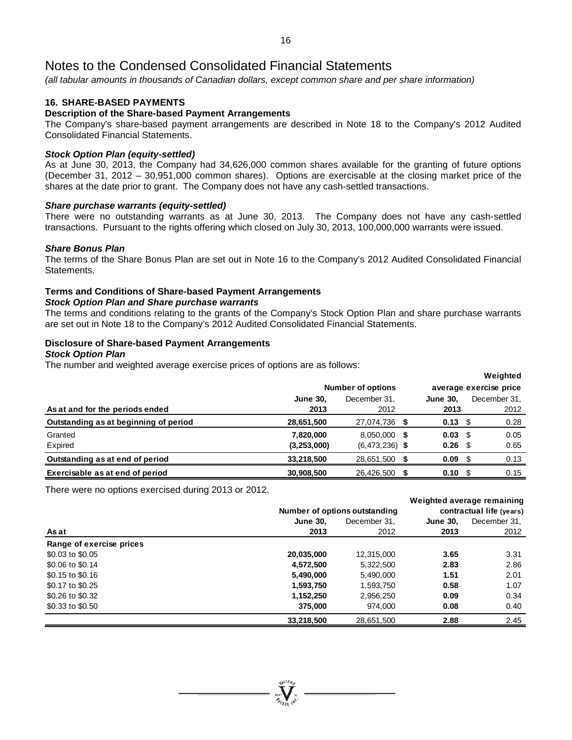# Notes to the Condensed Consolidated Financial Statements

*(all tabular amounts in thousands of Canadian dollars, except common share and per share information)*

## 16. SHARE-BASED PAYMENTS

### Description of the Share-based Payment Arrangements

The Company's share-based payment arrangements are described in Note 18 to the Company's 2012 Audited Consolidated Financial Statements.

#### *Stock Option Plan (equity-settled)*

As at June 30, 2013, the Company had 34,626,000 common shares available for the granting of future options (December 31, 2012 – 30,951,000 common shares). Options are exercisable at the closing market price of the shares at the date prior to grant. The Company does not have any cash-settled transactions.

#### *Share purchase warrants (equity-settled)*

There were no outstanding warrants as at June 30, 2013. The Company does not have any cash-settled transactions. Pursuant to the rights offering which closed on July 30, 2013, 100,000,000 warrants were issued.

#### *Share Bonus Plan*

The terms of the Share Bonus Plan are set out in Note 16 to the Company's 2012 Audited Consolidated Financial Statements.

### Terms and Conditions of Share-based Payment Arrangements

#### *Stock Option Plan and Share purchase warrants*

The terms and conditions relating to the grants of the Company's Stock Option Plan and share purchase warrants are set out in Note 18 to the Company's 2012 Audited Consolidated Financial Statements.

### Disclosure of Share-based Payment Arrangements

#### *Stock Option Plan*

The number and weighted average exercise prices of options are as follows:

| | Number of options | | Weighted average exercise price | |
|---|---|---|---|---|
| **As at and for the periods ended** | **June 30, 2013** | December 31, 2012 | **June 30, 2013** | December 31, 2012 |
| **Outstanding as at beginning of period** | **28,651,500** | 27,074,736 | **$ 0.13** | $ 0.28 |
| Granted | **7,820,000** | 8,050,000 | **$ 0.03** | $ 0.05 |
| Expired | **(3,253,000)** | (6,473,236) | **$ 0.26** | $ 0.65 |
| **Outstanding as at end of period** | **33,218,500** | 28,651,500 | **$ 0.09** | $ 0.13 |
| **Exercisable as at end of period** | **30,908,500** | 26,426,500 | **$ 0.10** | $ 0.15 |

There were no options exercised during 2013 or 2012.

| | Number of options outstanding | | Weighted average remaining contractual life (years) | |
|---|---|---|---|---|
| **As at** | **June 30, 2013** | December 31, 2012 | **June 30, 2013** | December 31, 2012 |
| **Range of exercise prices** | | | | |
| $0.03 to $0.05 | **20,035,000** | 12,315,000 | **3.65** | 3.31 |
| $0.06 to $0.14 | **4,572,500** | 5,322,500 | **2.83** | 2.86 |
| $0.15 to $0.16 | **5,490,000** | 5,490,000 | **1.51** | 2.01 |
| $0.17 to $0.25 | **1,593,750** | 1,593,750 | **0.58** | 1.07 |
| $0.26 to $0.32 | **1,152,250** | 2,956,250 | **0.09** | 0.34 |
| $0.33 to $0.50 | **375,000** | 974,000 | **0.08** | 0.40 |
| | **33,218,500** | 28,651,500 | **2.88** | 2.45 |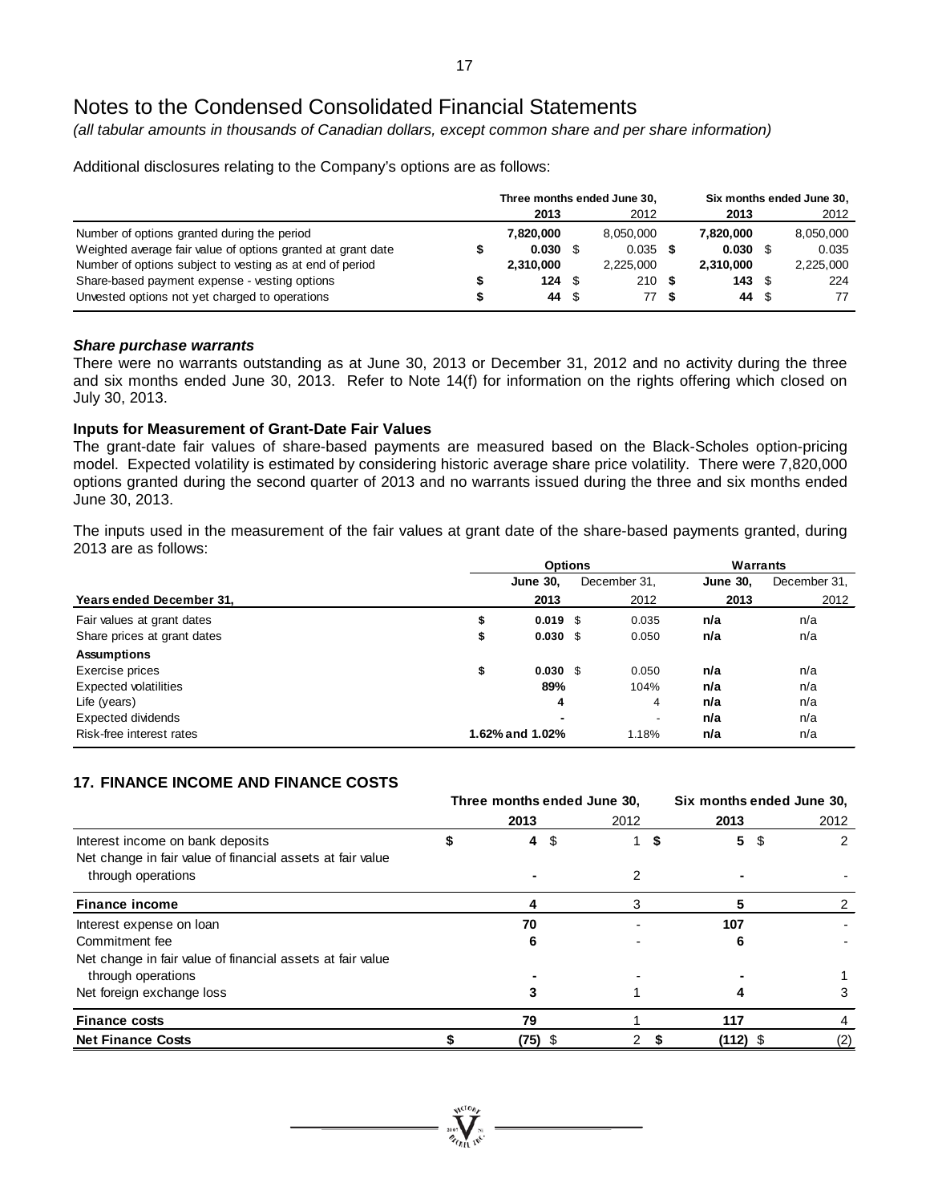# Notes to the Condensed Consolidated Financial Statements

*(all tabular amounts in thousands of Canadian dollars, except common share and per share information)*

Additional disclosures relating to the Company's options are as follows:

| | Three months ended June 30, | | Six months ended June 30, | |
|---|---|---|---|---|
| | **2013** | 2012 | **2013** | 2012 |
| Number of options granted during the period | **7,820,000** | 8,050,000 | **7,820,000** | 8,050,000 |
| Weighted average fair value of options granted at grant date | **$ 0.030** | $ 0.035 | **$ 0.030** | $ 0.035 |
| Number of options subject to vesting as at end of period | **2,310,000** | 2,225,000 | **2,310,000** | 2,225,000 |
| Share-based payment expense - vesting options | **$ 124** | $ 210 | **$ 143** | $ 224 |
| Unvested options not yet charged to operations | **$ 44** | $ 77 | **$ 44** | $ 77 |

***Share purchase warrants***

There were no warrants outstanding as at June 30, 2013 or December 31, 2012 and no activity during the three and six months ended June 30, 2013. Refer to Note 14(f) for information on the rights offering which closed on July 30, 2013.

**Inputs for Measurement of Grant-Date Fair Values**

The grant-date fair values of share-based payments are measured based on the Black-Scholes option-pricing model. Expected volatility is estimated by considering historic average share price volatility. There were 7,820,000 options granted during the second quarter of 2013 and no warrants issued during the three and six months ended June 30, 2013.

The inputs used in the measurement of the fair values at grant date of the share-based payments granted, during 2013 are as follows:

| | Options | | Warrants | |
|---|---|---|---|---|
| | **June 30,** | December 31, | **June 30,** | December 31, |
| **Years ended December 31,** | **2013** | 2012 | **2013** | 2012 |
| Fair values at grant dates | **$ 0.019** | $ 0.035 | **n/a** | n/a |
| Share prices at grant dates | **$ 0.030** | $ 0.050 | **n/a** | n/a |
| **Assumptions** | | | | |
| Exercise prices | **$ 0.030** | $ 0.050 | **n/a** | n/a |
| Expected volatilities | **89%** | 104% | **n/a** | n/a |
| Life (years) | **4** | 4 | **n/a** | n/a |
| Expected dividends | **-** | - | **n/a** | n/a |
| Risk-free interest rates | **1.62% and 1.02%** | 1.18% | **n/a** | n/a |

## 17. FINANCE INCOME AND FINANCE COSTS

| | Three months ended June 30, | | Six months ended June 30, | |
|---|---|---|---|---|
| | **2013** | 2012 | **2013** | 2012 |
| Interest income on bank deposits | **$ 4** | $ 1 | **$ 5** | $ 2 |
| Net change in fair value of financial assets at fair value through operations | **-** | 2 | **-** | - |
| **Finance income** | **4** | 3 | **5** | 2 |
| Interest expense on loan | **70** | - | **107** | - |
| Commitment fee | **6** | - | **6** | - |
| Net change in fair value of financial assets at fair value through operations | **-** | - | **-** | 1 |
| Net foreign exchange loss | **3** | 1 | **4** | 3 |
| **Finance costs** | **79** | 1 | **117** | 4 |
| **Net Finance Costs** | **$ (75)** | $ 2 | **$ (112)** | $ (2) |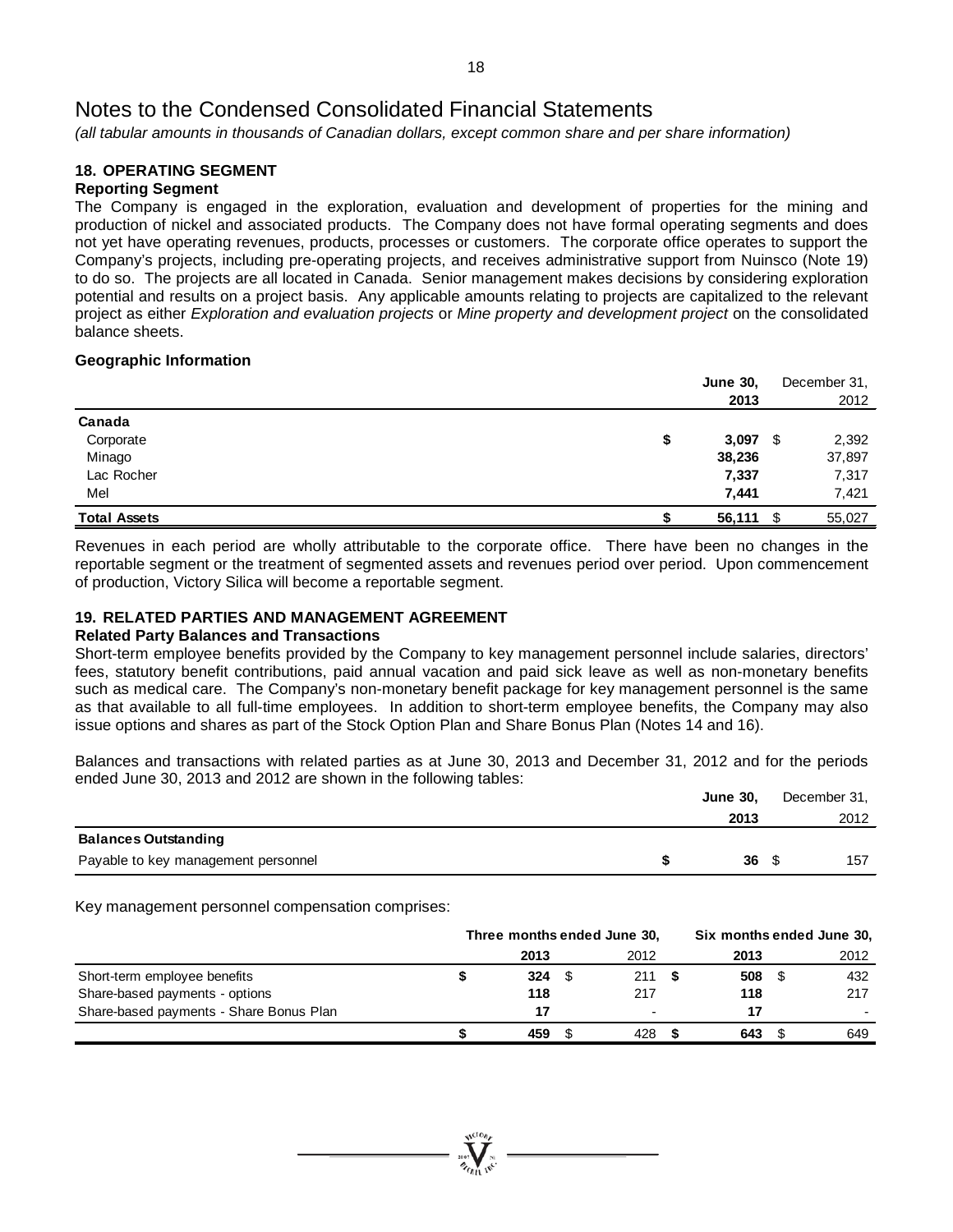# Notes to the Condensed Consolidated Financial Statements

*(all tabular amounts in thousands of Canadian dollars, except common share and per share information)*

## 18. OPERATING SEGMENT

### Reporting Segment

The Company is engaged in the exploration, evaluation and development of properties for the mining and production of nickel and associated products. The Company does not have formal operating segments and does not yet have operating revenues, products, processes or customers. The corporate office operates to support the Company's projects, including pre-operating projects, and receives administrative support from Nuinsco (Note 19) to do so. The projects are all located in Canada. Senior management makes decisions by considering exploration potential and results on a project basis. Any applicable amounts relating to projects are capitalized to the relevant project as either *Exploration and evaluation projects* or *Mine property and development project* on the consolidated balance sheets.

### Geographic Information

| | June 30, 2013 | December 31, 2012 |
|---|---|---|
| **Canada** | | |
| Corporate | $ 3,097 | $ 2,392 |
| Minago | 38,236 | 37,897 |
| Lac Rocher | 7,337 | 7,317 |
| Mel | 7,441 | 7,421 |
| **Total Assets** | $ 56,111 | $ 55,027 |

Revenues in each period are wholly attributable to the corporate office. There have been no changes in the reportable segment or the treatment of segmented assets and revenues period over period. Upon commencement of production, Victory Silica will become a reportable segment.

## 19. RELATED PARTIES AND MANAGEMENT AGREEMENT

### Related Party Balances and Transactions

Short-term employee benefits provided by the Company to key management personnel include salaries, directors' fees, statutory benefit contributions, paid annual vacation and paid sick leave as well as non-monetary benefits such as medical care. The Company's non-monetary benefit package for key management personnel is the same as that available to all full-time employees. In addition to short-term employee benefits, the Company may also issue options and shares as part of the Stock Option Plan and Share Bonus Plan (Notes 14 and 16).

Balances and transactions with related parties as at June 30, 2013 and December 31, 2012 and for the periods ended June 30, 2013 and 2012 are shown in the following tables:

| | June 30, 2013 | December 31, 2012 |
|---|---|---|
| **Balances Outstanding** | | |
| Payable to key management personnel | $ 36 | $ 157 |

Key management personnel compensation comprises:

| | Three months ended June 30, | | Six months ended June 30, | |
|---|---|---|---|---|
| | 2013 | 2012 | 2013 | 2012 |
| Short-term employee benefits | $ 324 | $ 211 | $ 508 | $ 432 |
| Share-based payments - options | 118 | 217 | 118 | 217 |
| Share-based payments - Share Bonus Plan | 17 | - | 17 | - |
| | $ 459 | $ 428 | $ 643 | $ 649 |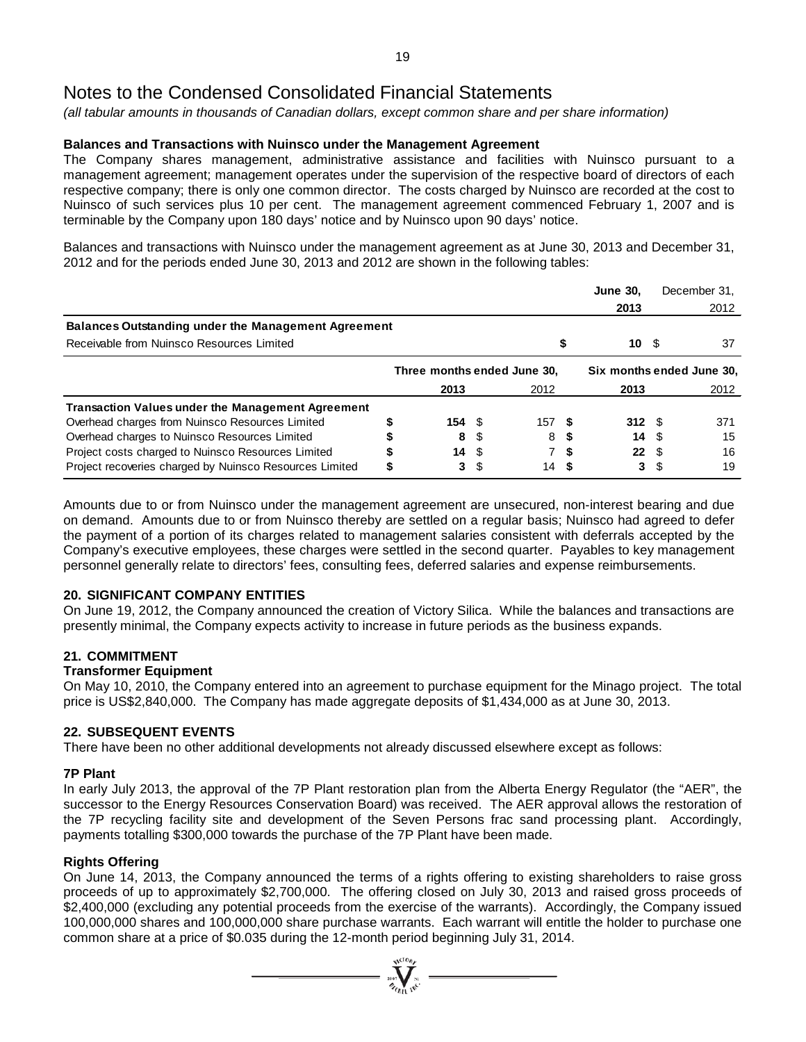# Notes to the Condensed Consolidated Financial Statements

*(all tabular amounts in thousands of Canadian dollars, except common share and per share information)*

**Balances and Transactions with Nuinsco under the Management Agreement**

The Company shares management, administrative assistance and facilities with Nuinsco pursuant to a management agreement; management operates under the supervision of the respective board of directors of each respective company; there is only one common director. The costs charged by Nuinsco are recorded at the cost to Nuinsco of such services plus 10 per cent. The management agreement commenced February 1, 2007 and is terminable by the Company upon 180 days' notice and by Nuinsco upon 90 days' notice.

Balances and transactions with Nuinsco under the management agreement as at June 30, 2013 and December 31, 2012 and for the periods ended June 30, 2013 and 2012 are shown in the following tables:

| | June 30, 2013 | December 31, 2012 |
|---|---|---|
| **Balances Outstanding under the Management Agreement** | | |
| Receivable from Nuinsco Resources Limited | $ 10 | $ 37 |

| | Three months ended June 30, | | Six months ended June 30, | |
|---|---|---|---|---|
| | **2013** | 2012 | **2013** | 2012 |
| **Transaction Values under the Management Agreement** | | | | |
| Overhead charges from Nuinsco Resources Limited | **$ 154** | $ 157 | **$ 312** | $ 371 |
| Overhead charges to Nuinsco Resources Limited | **$ 8** | $ 8 | **$ 14** | $ 15 |
| Project costs charged to Nuinsco Resources Limited | **$ 14** | $ 7 | **$ 22** | $ 16 |
| Project recoveries charged by Nuinsco Resources Limited | **$ 3** | $ 14 | **$ 3** | $ 19 |

Amounts due to or from Nuinsco under the management agreement are unsecured, non-interest bearing and due on demand. Amounts due to or from Nuinsco thereby are settled on a regular basis; Nuinsco had agreed to defer the payment of a portion of its charges related to management salaries consistent with deferrals accepted by the Company's executive employees, these charges were settled in the second quarter. Payables to key management personnel generally relate to directors' fees, consulting fees, deferred salaries and expense reimbursements.

## 20. SIGNIFICANT COMPANY ENTITIES

On June 19, 2012, the Company announced the creation of Victory Silica. While the balances and transactions are presently minimal, the Company expects activity to increase in future periods as the business expands.

## 21. COMMITMENT

**Transformer Equipment**

On May 10, 2010, the Company entered into an agreement to purchase equipment for the Minago project. The total price is US$2,840,000. The Company has made aggregate deposits of $1,434,000 as at June 30, 2013.

## 22. SUBSEQUENT EVENTS

There have been no other additional developments not already discussed elsewhere except as follows:

**7P Plant**

In early July 2013, the approval of the 7P Plant restoration plan from the Alberta Energy Regulator (the "AER", the successor to the Energy Resources Conservation Board) was received. The AER approval allows the restoration of the 7P recycling facility site and development of the Seven Persons frac sand processing plant. Accordingly, payments totalling $300,000 towards the purchase of the 7P Plant have been made.

**Rights Offering**

On June 14, 2013, the Company announced the terms of a rights offering to existing shareholders to raise gross proceeds of up to approximately $2,700,000. The offering closed on July 30, 2013 and raised gross proceeds of $2,400,000 (excluding any potential proceeds from the exercise of the warrants). Accordingly, the Company issued 100,000,000 shares and 100,000,000 share purchase warrants. Each warrant will entitle the holder to purchase one common share at a price of $0.035 during the 12-month period beginning July 31, 2014.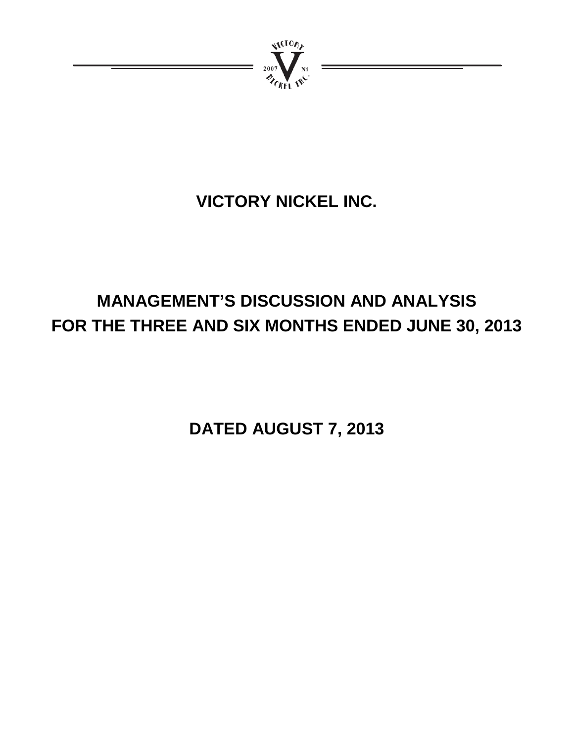# VICTORY NICKEL INC.

# MANAGEMENT'S DISCUSSION AND ANALYSIS
# FOR THE THREE AND SIX MONTHS ENDED JUNE 30, 2013

## DATED AUGUST 7, 2013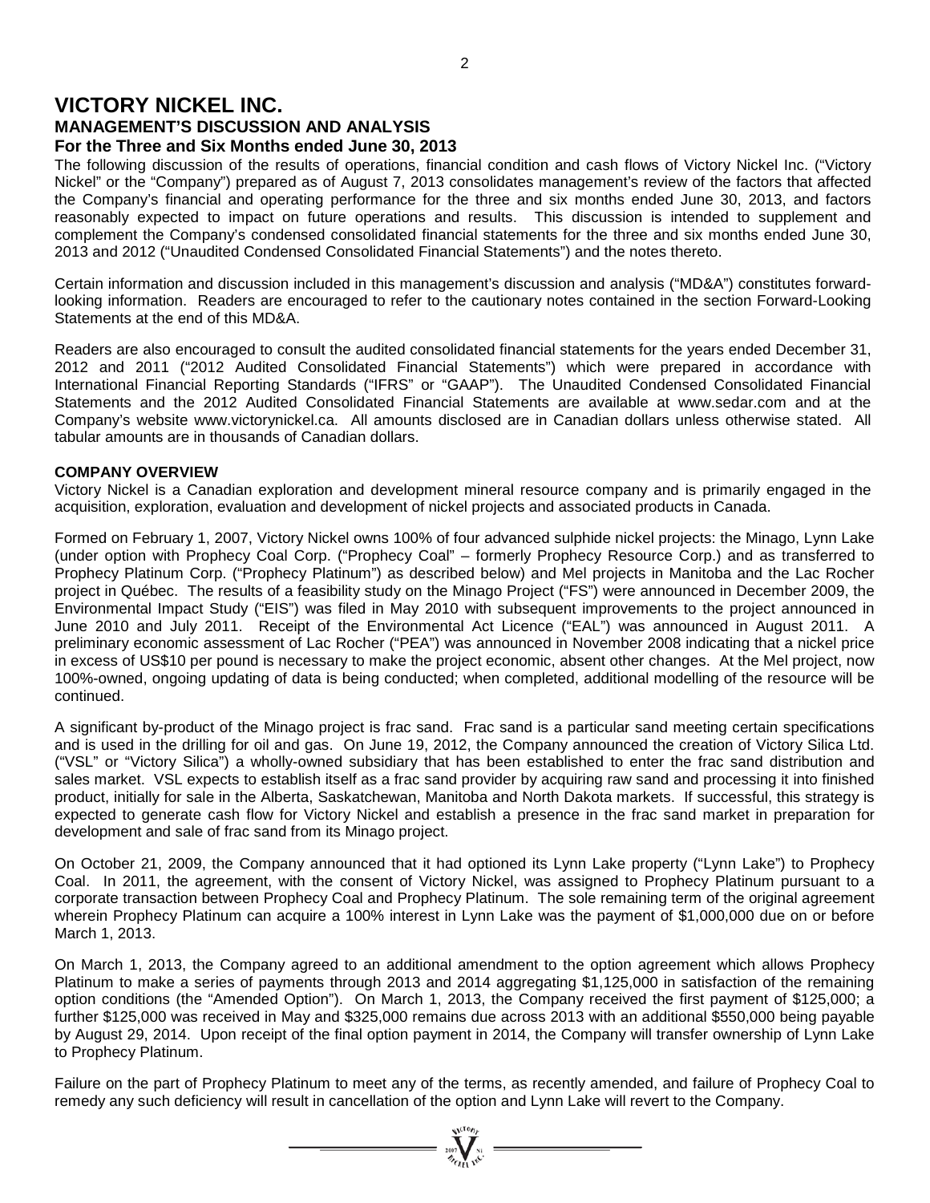# VICTORY NICKEL INC.

## MANAGEMENT'S DISCUSSION AND ANALYSIS

### For the Three and Six Months ended June 30, 2013

The following discussion of the results of operations, financial condition and cash flows of Victory Nickel Inc. ("Victory Nickel" or the "Company") prepared as of August 7, 2013 consolidates management's review of the factors that affected the Company's financial and operating performance for the three and six months ended June 30, 2013, and factors reasonably expected to impact on future operations and results. This discussion is intended to supplement and complement the Company's condensed consolidated financial statements for the three and six months ended June 30, 2013 and 2012 ("Unaudited Condensed Consolidated Financial Statements") and the notes thereto.

Certain information and discussion included in this management's discussion and analysis ("MD&A") constitutes forward-looking information. Readers are encouraged to refer to the cautionary notes contained in the section Forward-Looking Statements at the end of this MD&A.

Readers are also encouraged to consult the audited consolidated financial statements for the years ended December 31, 2012 and 2011 ("2012 Audited Consolidated Financial Statements") which were prepared in accordance with International Financial Reporting Standards ("IFRS" or "GAAP"). The Unaudited Condensed Consolidated Financial Statements and the 2012 Audited Consolidated Financial Statements are available at www.sedar.com and at the Company's website www.victorynickel.ca. All amounts disclosed are in Canadian dollars unless otherwise stated. All tabular amounts are in thousands of Canadian dollars.

**COMPANY OVERVIEW**

Victory Nickel is a Canadian exploration and development mineral resource company and is primarily engaged in the acquisition, exploration, evaluation and development of nickel projects and associated products in Canada.

Formed on February 1, 2007, Victory Nickel owns 100% of four advanced sulphide nickel projects: the Minago, Lynn Lake (under option with Prophecy Coal Corp. ("Prophecy Coal" – formerly Prophecy Resource Corp.) and as transferred to Prophecy Platinum Corp. ("Prophecy Platinum") as described below) and Mel projects in Manitoba and the Lac Rocher project in Québec. The results of a feasibility study on the Minago Project ("FS") were announced in December 2009, the Environmental Impact Study ("EIS") was filed in May 2010 with subsequent improvements to the project announced in June 2010 and July 2011. Receipt of the Environmental Act Licence ("EAL") was announced in August 2011. A preliminary economic assessment of Lac Rocher ("PEA") was announced in November 2008 indicating that a nickel price in excess of US$10 per pound is necessary to make the project economic, absent other changes. At the Mel project, now 100%-owned, ongoing updating of data is being conducted; when completed, additional modelling of the resource will be continued.

A significant by-product of the Minago project is frac sand. Frac sand is a particular sand meeting certain specifications and is used in the drilling for oil and gas. On June 19, 2012, the Company announced the creation of Victory Silica Ltd. ("VSL" or "Victory Silica") a wholly-owned subsidiary that has been established to enter the frac sand distribution and sales market. VSL expects to establish itself as a frac sand provider by acquiring raw sand and processing it into finished product, initially for sale in the Alberta, Saskatchewan, Manitoba and North Dakota markets. If successful, this strategy is expected to generate cash flow for Victory Nickel and establish a presence in the frac sand market in preparation for development and sale of frac sand from its Minago project.

On October 21, 2009, the Company announced that it had optioned its Lynn Lake property ("Lynn Lake") to Prophecy Coal. In 2011, the agreement, with the consent of Victory Nickel, was assigned to Prophecy Platinum pursuant to a corporate transaction between Prophecy Coal and Prophecy Platinum. The sole remaining term of the original agreement wherein Prophecy Platinum can acquire a 100% interest in Lynn Lake was the payment of $1,000,000 due on or before March 1, 2013.

On March 1, 2013, the Company agreed to an additional amendment to the option agreement which allows Prophecy Platinum to make a series of payments through 2013 and 2014 aggregating $1,125,000 in satisfaction of the remaining option conditions (the "Amended Option"). On March 1, 2013, the Company received the first payment of $125,000; a further $125,000 was received in May and $325,000 remains due across 2013 with an additional $550,000 being payable by August 29, 2014. Upon receipt of the final option payment in 2014, the Company will transfer ownership of Lynn Lake to Prophecy Platinum.

Failure on the part of Prophecy Platinum to meet any of the terms, as recently amended, and failure of Prophecy Coal to remedy any such deficiency will result in cancellation of the option and Lynn Lake will revert to the Company.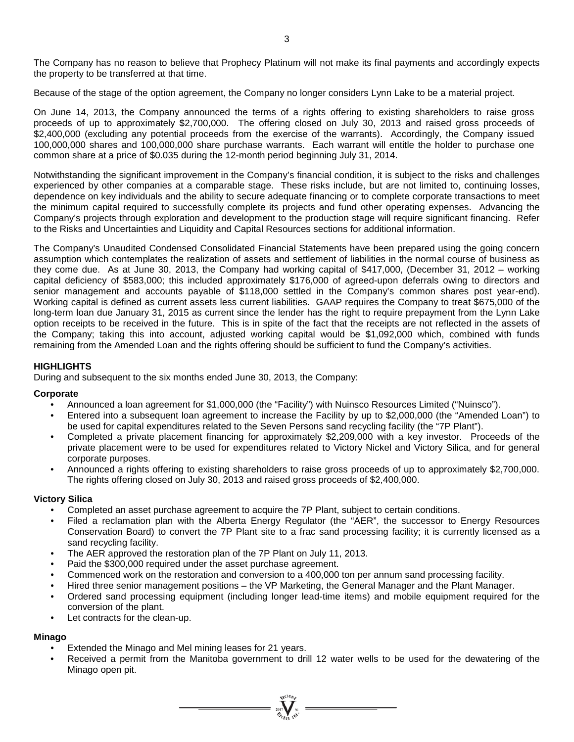The Company has no reason to believe that Prophecy Platinum will not make its final payments and accordingly expects the property to be transferred at that time.

Because of the stage of the option agreement, the Company no longer considers Lynn Lake to be a material project.

On June 14, 2013, the Company announced the terms of a rights offering to existing shareholders to raise gross proceeds of up to approximately $2,700,000. The offering closed on July 30, 2013 and raised gross proceeds of $2,400,000 (excluding any potential proceeds from the exercise of the warrants). Accordingly, the Company issued 100,000,000 shares and 100,000,000 share purchase warrants. Each warrant will entitle the holder to purchase one common share at a price of $0.035 during the 12-month period beginning July 31, 2014.

Notwithstanding the significant improvement in the Company's financial condition, it is subject to the risks and challenges experienced by other companies at a comparable stage. These risks include, but are not limited to, continuing losses, dependence on key individuals and the ability to secure adequate financing or to complete corporate transactions to meet the minimum capital required to successfully complete its projects and fund other operating expenses. Advancing the Company's projects through exploration and development to the production stage will require significant financing. Refer to the Risks and Uncertainties and Liquidity and Capital Resources sections for additional information.

The Company's Unaudited Condensed Consolidated Financial Statements have been prepared using the going concern assumption which contemplates the realization of assets and settlement of liabilities in the normal course of business as they come due. As at June 30, 2013, the Company had working capital of $417,000, (December 31, 2012 – working capital deficiency of $583,000; this included approximately $176,000 of agreed-upon deferrals owing to directors and senior management and accounts payable of $118,000 settled in the Company's common shares post year-end). Working capital is defined as current assets less current liabilities. GAAP requires the Company to treat $675,000 of the long-term loan due January 31, 2015 as current since the lender has the right to require prepayment from the Lynn Lake option receipts to be received in the future. This is in spite of the fact that the receipts are not reflected in the assets of the Company; taking this into account, adjusted working capital would be $1,092,000 which, combined with funds remaining from the Amended Loan and the rights offering should be sufficient to fund the Company's activities.

## HIGHLIGHTS

During and subsequent to the six months ended June 30, 2013, the Company:

### Corporate

- Announced a loan agreement for $1,000,000 (the "Facility") with Nuinsco Resources Limited ("Nuinsco").
- Entered into a subsequent loan agreement to increase the Facility by up to $2,000,000 (the "Amended Loan") to be used for capital expenditures related to the Seven Persons sand recycling facility (the "7P Plant").
- Completed a private placement financing for approximately $2,209,000 with a key investor. Proceeds of the private placement were to be used for expenditures related to Victory Nickel and Victory Silica, and for general corporate purposes.
- Announced a rights offering to existing shareholders to raise gross proceeds of up to approximately $2,700,000. The rights offering closed on July 30, 2013 and raised gross proceeds of $2,400,000.

### Victory Silica

- Completed an asset purchase agreement to acquire the 7P Plant, subject to certain conditions.
- Filed a reclamation plan with the Alberta Energy Regulator (the "AER", the successor to Energy Resources Conservation Board) to convert the 7P Plant site to a frac sand processing facility; it is currently licensed as a sand recycling facility.
- The AER approved the restoration plan of the 7P Plant on July 11, 2013.
- Paid the $300,000 required under the asset purchase agreement.
- Commenced work on the restoration and conversion to a 400,000 ton per annum sand processing facility.
- Hired three senior management positions – the VP Marketing, the General Manager and the Plant Manager.
- Ordered sand processing equipment (including longer lead-time items) and mobile equipment required for the conversion of the plant.
- Let contracts for the clean-up.

### Minago

- Extended the Minago and Mel mining leases for 21 years.
- Received a permit from the Manitoba government to drill 12 water wells to be used for the dewatering of the Minago open pit.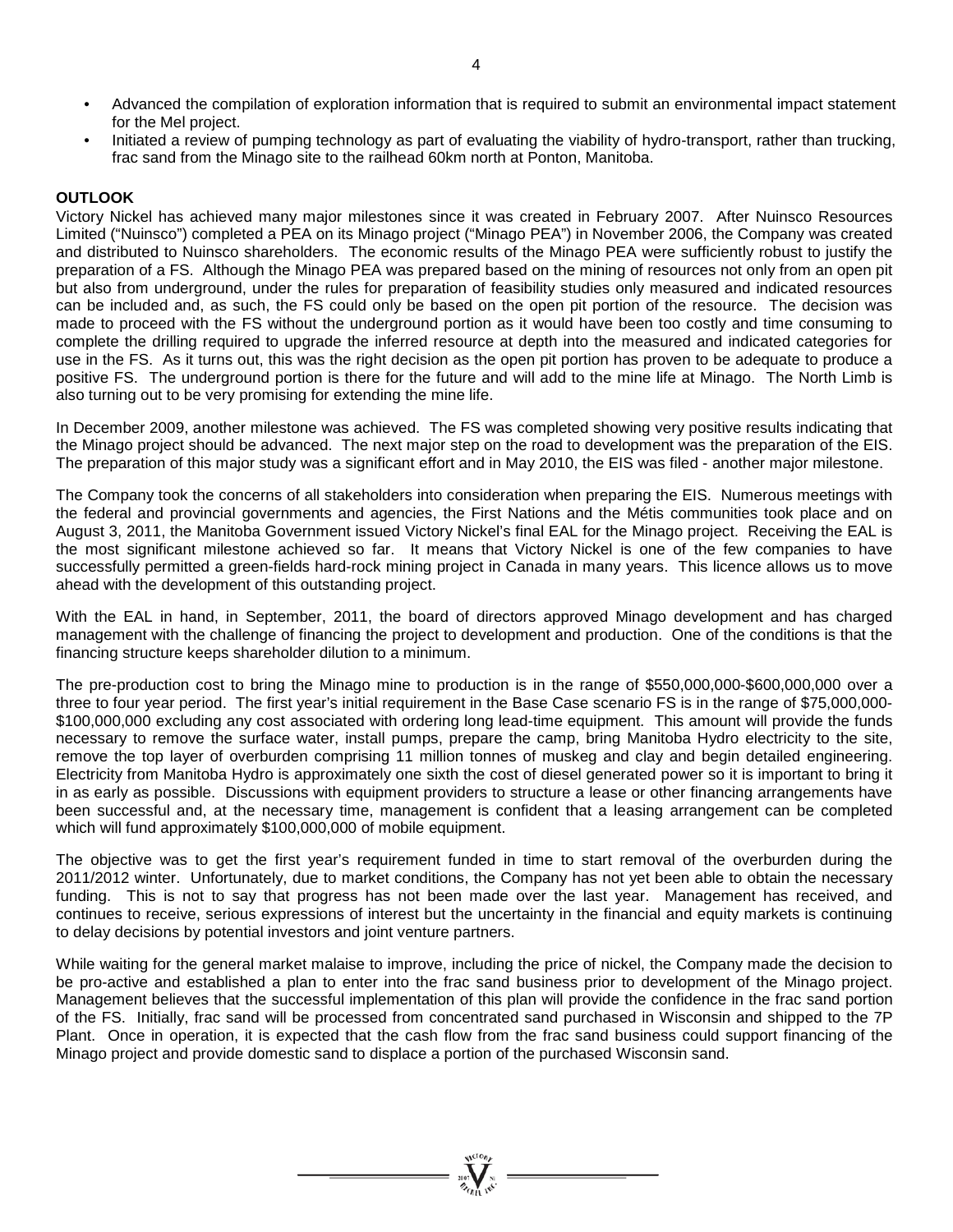- Advanced the compilation of exploration information that is required to submit an environmental impact statement for the Mel project.
- Initiated a review of pumping technology as part of evaluating the viability of hydro-transport, rather than trucking, frac sand from the Minago site to the railhead 60km north at Ponton, Manitoba.

**OUTLOOK**

Victory Nickel has achieved many major milestones since it was created in February 2007. After Nuinsco Resources Limited ("Nuinsco") completed a PEA on its Minago project ("Minago PEA") in November 2006, the Company was created and distributed to Nuinsco shareholders. The economic results of the Minago PEA were sufficiently robust to justify the preparation of a FS. Although the Minago PEA was prepared based on the mining of resources not only from an open pit but also from underground, under the rules for preparation of feasibility studies only measured and indicated resources can be included and, as such, the FS could only be based on the open pit portion of the resource. The decision was made to proceed with the FS without the underground portion as it would have been too costly and time consuming to complete the drilling required to upgrade the inferred resource at depth into the measured and indicated categories for use in the FS. As it turns out, this was the right decision as the open pit portion has proven to be adequate to produce a positive FS. The underground portion is there for the future and will add to the mine life at Minago. The North Limb is also turning out to be very promising for extending the mine life.

In December 2009, another milestone was achieved. The FS was completed showing very positive results indicating that the Minago project should be advanced. The next major step on the road to development was the preparation of the EIS. The preparation of this major study was a significant effort and in May 2010, the EIS was filed - another major milestone.

The Company took the concerns of all stakeholders into consideration when preparing the EIS. Numerous meetings with the federal and provincial governments and agencies, the First Nations and the Métis communities took place and on August 3, 2011, the Manitoba Government issued Victory Nickel's final EAL for the Minago project. Receiving the EAL is the most significant milestone achieved so far. It means that Victory Nickel is one of the few companies to have successfully permitted a green-fields hard-rock mining project in Canada in many years. This licence allows us to move ahead with the development of this outstanding project.

With the EAL in hand, in September, 2011, the board of directors approved Minago development and has charged management with the challenge of financing the project to development and production. One of the conditions is that the financing structure keeps shareholder dilution to a minimum.

The pre-production cost to bring the Minago mine to production is in the range of $550,000,000-$600,000,000 over a three to four year period. The first year's initial requirement in the Base Case scenario FS is in the range of $75,000,000-$100,000,000 excluding any cost associated with ordering long lead-time equipment. This amount will provide the funds necessary to remove the surface water, install pumps, prepare the camp, bring Manitoba Hydro electricity to the site, remove the top layer of overburden comprising 11 million tonnes of muskeg and clay and begin detailed engineering. Electricity from Manitoba Hydro is approximately one sixth the cost of diesel generated power so it is important to bring it in as early as possible. Discussions with equipment providers to structure a lease or other financing arrangements have been successful and, at the necessary time, management is confident that a leasing arrangement can be completed which will fund approximately $100,000,000 of mobile equipment.

The objective was to get the first year's requirement funded in time to start removal of the overburden during the 2011/2012 winter. Unfortunately, due to market conditions, the Company has not yet been able to obtain the necessary funding. This is not to say that progress has not been made over the last year. Management has received, and continues to receive, serious expressions of interest but the uncertainty in the financial and equity markets is continuing to delay decisions by potential investors and joint venture partners.

While waiting for the general market malaise to improve, including the price of nickel, the Company made the decision to be pro-active and established a plan to enter into the frac sand business prior to development of the Minago project. Management believes that the successful implementation of this plan will provide the confidence in the frac sand portion of the FS. Initially, frac sand will be processed from concentrated sand purchased in Wisconsin and shipped to the 7P Plant. Once in operation, it is expected that the cash flow from the frac sand business could support financing of the Minago project and provide domestic sand to displace a portion of the purchased Wisconsin sand.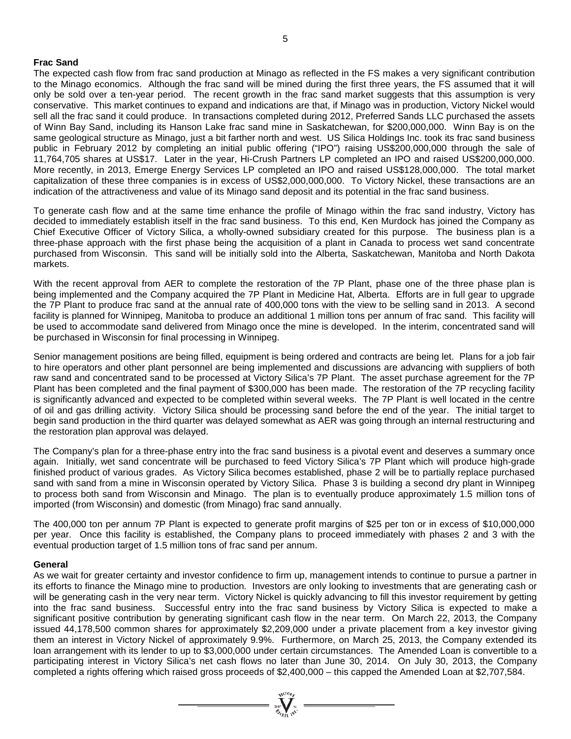**Frac Sand**

The expected cash flow from frac sand production at Minago as reflected in the FS makes a very significant contribution to the Minago economics. Although the frac sand will be mined during the first three years, the FS assumed that it will only be sold over a ten-year period. The recent growth in the frac sand market suggests that this assumption is very conservative. This market continues to expand and indications are that, if Minago was in production, Victory Nickel would sell all the frac sand it could produce. In transactions completed during 2012, Preferred Sands LLC purchased the assets of Winn Bay Sand, including its Hanson Lake frac sand mine in Saskatchewan, for $200,000,000. Winn Bay is on the same geological structure as Minago, just a bit farther north and west. US Silica Holdings Inc. took its frac sand business public in February 2012 by completing an initial public offering ("IPO") raising US$200,000,000 through the sale of 11,764,705 shares at US$17. Later in the year, Hi-Crush Partners LP completed an IPO and raised US$200,000,000. More recently, in 2013, Emerge Energy Services LP completed an IPO and raised US$128,000,000. The total market capitalization of these three companies is in excess of US$2,000,000,000. To Victory Nickel, these transactions are an indication of the attractiveness and value of its Minago sand deposit and its potential in the frac sand business.

To generate cash flow and at the same time enhance the profile of Minago within the frac sand industry, Victory has decided to immediately establish itself in the frac sand business. To this end, Ken Murdock has joined the Company as Chief Executive Officer of Victory Silica, a wholly-owned subsidiary created for this purpose. The business plan is a three-phase approach with the first phase being the acquisition of a plant in Canada to process wet sand concentrate purchased from Wisconsin. This sand will be initially sold into the Alberta, Saskatchewan, Manitoba and North Dakota markets.

With the recent approval from AER to complete the restoration of the 7P Plant, phase one of the three phase plan is being implemented and the Company acquired the 7P Plant in Medicine Hat, Alberta. Efforts are in full gear to upgrade the 7P Plant to produce frac sand at the annual rate of 400,000 tons with the view to be selling sand in 2013. A second facility is planned for Winnipeg, Manitoba to produce an additional 1 million tons per annum of frac sand. This facility will be used to accommodate sand delivered from Minago once the mine is developed. In the interim, concentrated sand will be purchased in Wisconsin for final processing in Winnipeg.

Senior management positions are being filled, equipment is being ordered and contracts are being let. Plans for a job fair to hire operators and other plant personnel are being implemented and discussions are advancing with suppliers of both raw sand and concentrated sand to be processed at Victory Silica's 7P Plant. The asset purchase agreement for the 7P Plant has been completed and the final payment of $300,000 has been made. The restoration of the 7P recycling facility is significantly advanced and expected to be completed within several weeks. The 7P Plant is well located in the centre of oil and gas drilling activity. Victory Silica should be processing sand before the end of the year. The initial target to begin sand production in the third quarter was delayed somewhat as AER was going through an internal restructuring and the restoration plan approval was delayed.

The Company's plan for a three-phase entry into the frac sand business is a pivotal event and deserves a summary once again. Initially, wet sand concentrate will be purchased to feed Victory Silica's 7P Plant which will produce high-grade finished product of various grades. As Victory Silica becomes established, phase 2 will be to partially replace purchased sand with sand from a mine in Wisconsin operated by Victory Silica. Phase 3 is building a second dry plant in Winnipeg to process both sand from Wisconsin and Minago. The plan is to eventually produce approximately 1.5 million tons of imported (from Wisconsin) and domestic (from Minago) frac sand annually.

The 400,000 ton per annum 7P Plant is expected to generate profit margins of $25 per ton or in excess of $10,000,000 per year. Once this facility is established, the Company plans to proceed immediately with phases 2 and 3 with the eventual production target of 1.5 million tons of frac sand per annum.

**General**

As we wait for greater certainty and investor confidence to firm up, management intends to continue to pursue a partner in its efforts to finance the Minago mine to production. Investors are only looking to investments that are generating cash or will be generating cash in the very near term. Victory Nickel is quickly advancing to fill this investor requirement by getting into the frac sand business. Successful entry into the frac sand business by Victory Silica is expected to make a significant positive contribution by generating significant cash flow in the near term. On March 22, 2013, the Company issued 44,178,500 common shares for approximately $2,209,000 under a private placement from a key investor giving them an interest in Victory Nickel of approximately 9.9%. Furthermore, on March 25, 2013, the Company extended its loan arrangement with its lender to up to $3,000,000 under certain circumstances. The Amended Loan is convertible to a participating interest in Victory Silica's net cash flows no later than June 30, 2014. On July 30, 2013, the Company completed a rights offering which raised gross proceeds of $2,400,000 – this capped the Amended Loan at $2,707,584.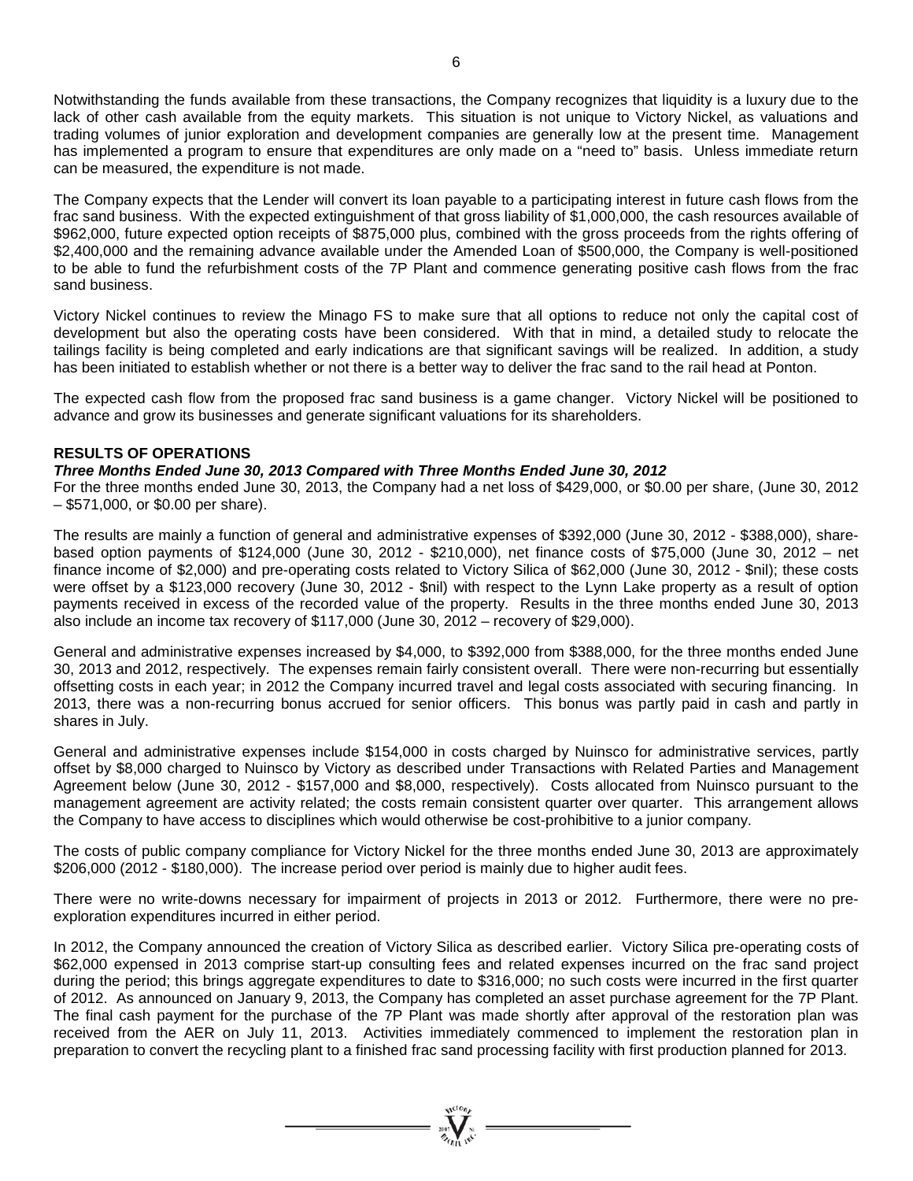Notwithstanding the funds available from these transactions, the Company recognizes that liquidity is a luxury due to the lack of other cash available from the equity markets. This situation is not unique to Victory Nickel, as valuations and trading volumes of junior exploration and development companies are generally low at the present time. Management has implemented a program to ensure that expenditures are only made on a "need to" basis. Unless immediate return can be measured, the expenditure is not made.

The Company expects that the Lender will convert its loan payable to a participating interest in future cash flows from the frac sand business. With the expected extinguishment of that gross liability of $1,000,000, the cash resources available of $962,000, future expected option receipts of $875,000 plus, combined with the gross proceeds from the rights offering of $2,400,000 and the remaining advance available under the Amended Loan of $500,000, the Company is well-positioned to be able to fund the refurbishment costs of the 7P Plant and commence generating positive cash flows from the frac sand business.

Victory Nickel continues to review the Minago FS to make sure that all options to reduce not only the capital cost of development but also the operating costs have been considered. With that in mind, a detailed study to relocate the tailings facility is being completed and early indications are that significant savings will be realized. In addition, a study has been initiated to establish whether or not there is a better way to deliver the frac sand to the rail head at Ponton.

The expected cash flow from the proposed frac sand business is a game changer. Victory Nickel will be positioned to advance and grow its businesses and generate significant valuations for its shareholders.

## RESULTS OF OPERATIONS

***Three Months Ended June 30, 2013 Compared with Three Months Ended June 30, 2012***

For the three months ended June 30, 2013, the Company had a net loss of $429,000, or $0.00 per share, (June 30, 2012 – $571,000, or $0.00 per share).

The results are mainly a function of general and administrative expenses of $392,000 (June 30, 2012 - $388,000), share-based option payments of $124,000 (June 30, 2012 - $210,000), net finance costs of $75,000 (June 30, 2012 – net finance income of $2,000) and pre-operating costs related to Victory Silica of $62,000 (June 30, 2012 - $nil); these costs were offset by a $123,000 recovery (June 30, 2012 - $nil) with respect to the Lynn Lake property as a result of option payments received in excess of the recorded value of the property. Results in the three months ended June 30, 2013 also include an income tax recovery of $117,000 (June 30, 2012 – recovery of $29,000).

General and administrative expenses increased by $4,000, to $392,000 from $388,000, for the three months ended June 30, 2013 and 2012, respectively. The expenses remain fairly consistent overall. There were non-recurring but essentially offsetting costs in each year; in 2012 the Company incurred travel and legal costs associated with securing financing. In 2013, there was a non-recurring bonus accrued for senior officers. This bonus was partly paid in cash and partly in shares in July.

General and administrative expenses include $154,000 in costs charged by Nuinsco for administrative services, partly offset by $8,000 charged to Nuinsco by Victory as described under Transactions with Related Parties and Management Agreement below (June 30, 2012 - $157,000 and $8,000, respectively). Costs allocated from Nuinsco pursuant to the management agreement are activity related; the costs remain consistent quarter over quarter. This arrangement allows the Company to have access to disciplines which would otherwise be cost-prohibitive to a junior company.

The costs of public company compliance for Victory Nickel for the three months ended June 30, 2013 are approximately $206,000 (2012 - $180,000). The increase period over period is mainly due to higher audit fees.

There were no write-downs necessary for impairment of projects in 2013 or 2012. Furthermore, there were no pre-exploration expenditures incurred in either period.

In 2012, the Company announced the creation of Victory Silica as described earlier. Victory Silica pre-operating costs of $62,000 expensed in 2013 comprise start-up consulting fees and related expenses incurred on the frac sand project during the period; this brings aggregate expenditures to date to $316,000; no such costs were incurred in the first quarter of 2012. As announced on January 9, 2013, the Company has completed an asset purchase agreement for the 7P Plant. The final cash payment for the purchase of the 7P Plant was made shortly after approval of the restoration plan was received from the AER on July 11, 2013. Activities immediately commenced to implement the restoration plan in preparation to convert the recycling plant to a finished frac sand processing facility with first production planned for 2013.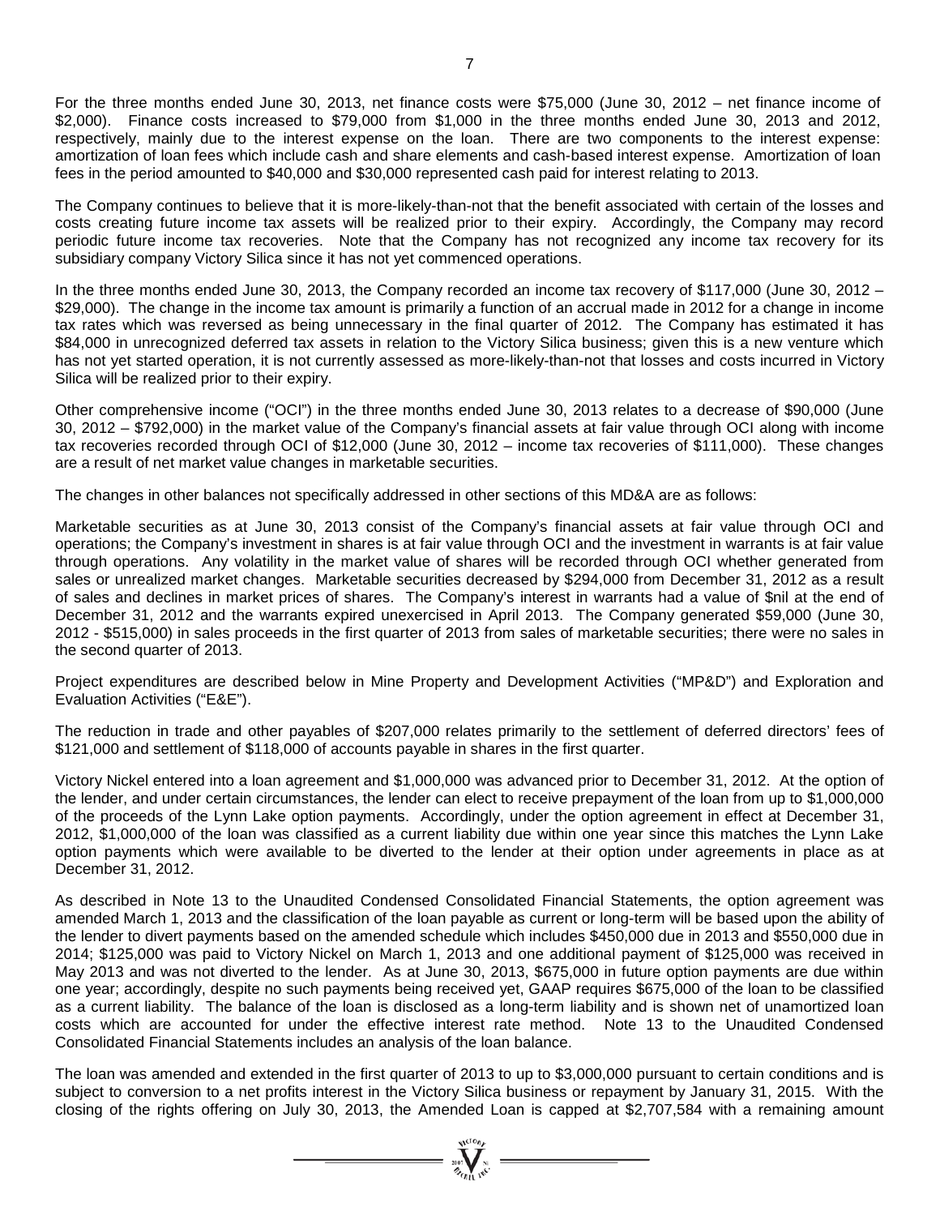For the three months ended June 30, 2013, net finance costs were $75,000 (June 30, 2012 – net finance income of $2,000). Finance costs increased to $79,000 from $1,000 in the three months ended June 30, 2013 and 2012, respectively, mainly due to the interest expense on the loan. There are two components to the interest expense: amortization of loan fees which include cash and share elements and cash-based interest expense. Amortization of loan fees in the period amounted to $40,000 and $30,000 represented cash paid for interest relating to 2013.

The Company continues to believe that it is more-likely-than-not that the benefit associated with certain of the losses and costs creating future income tax assets will be realized prior to their expiry. Accordingly, the Company may record periodic future income tax recoveries. Note that the Company has not recognized any income tax recovery for its subsidiary company Victory Silica since it has not yet commenced operations.

In the three months ended June 30, 2013, the Company recorded an income tax recovery of $117,000 (June 30, 2012 – $29,000). The change in the income tax amount is primarily a function of an accrual made in 2012 for a change in income tax rates which was reversed as being unnecessary in the final quarter of 2012. The Company has estimated it has $84,000 in unrecognized deferred tax assets in relation to the Victory Silica business; given this is a new venture which has not yet started operation, it is not currently assessed as more-likely-than-not that losses and costs incurred in Victory Silica will be realized prior to their expiry.

Other comprehensive income ("OCI") in the three months ended June 30, 2013 relates to a decrease of $90,000 (June 30, 2012 – $792,000) in the market value of the Company's financial assets at fair value through OCI along with income tax recoveries recorded through OCI of $12,000 (June 30, 2012 – income tax recoveries of $111,000). These changes are a result of net market value changes in marketable securities.

The changes in other balances not specifically addressed in other sections of this MD&A are as follows:

Marketable securities as at June 30, 2013 consist of the Company's financial assets at fair value through OCI and operations; the Company's investment in shares is at fair value through OCI and the investment in warrants is at fair value through operations. Any volatility in the market value of shares will be recorded through OCI whether generated from sales or unrealized market changes. Marketable securities decreased by $294,000 from December 31, 2012 as a result of sales and declines in market prices of shares. The Company's interest in warrants had a value of $nil at the end of December 31, 2012 and the warrants expired unexercised in April 2013. The Company generated $59,000 (June 30, 2012 - $515,000) in sales proceeds in the first quarter of 2013 from sales of marketable securities; there were no sales in the second quarter of 2013.

Project expenditures are described below in Mine Property and Development Activities ("MP&D") and Exploration and Evaluation Activities ("E&E").

The reduction in trade and other payables of $207,000 relates primarily to the settlement of deferred directors' fees of $121,000 and settlement of $118,000 of accounts payable in shares in the first quarter.

Victory Nickel entered into a loan agreement and $1,000,000 was advanced prior to December 31, 2012. At the option of the lender, and under certain circumstances, the lender can elect to receive prepayment of the loan from up to $1,000,000 of the proceeds of the Lynn Lake option payments. Accordingly, under the option agreement in effect at December 31, 2012, $1,000,000 of the loan was classified as a current liability due within one year since this matches the Lynn Lake option payments which were available to be diverted to the lender at their option under agreements in place as at December 31, 2012.

As described in Note 13 to the Unaudited Condensed Consolidated Financial Statements, the option agreement was amended March 1, 2013 and the classification of the loan payable as current or long-term will be based upon the ability of the lender to divert payments based on the amended schedule which includes $450,000 due in 2013 and $550,000 due in 2014; $125,000 was paid to Victory Nickel on March 1, 2013 and one additional payment of $125,000 was received in May 2013 and was not diverted to the lender. As at June 30, 2013, $675,000 in future option payments are due within one year; accordingly, despite no such payments being received yet, GAAP requires $675,000 of the loan to be classified as a current liability. The balance of the loan is disclosed as a long-term liability and is shown net of unamortized loan costs which are accounted for under the effective interest rate method. Note 13 to the Unaudited Condensed Consolidated Financial Statements includes an analysis of the loan balance.

The loan was amended and extended in the first quarter of 2013 to up to $3,000,000 pursuant to certain conditions and is subject to conversion to a net profits interest in the Victory Silica business or repayment by January 31, 2015. With the closing of the rights offering on July 30, 2013, the Amended Loan is capped at $2,707,584 with a remaining amount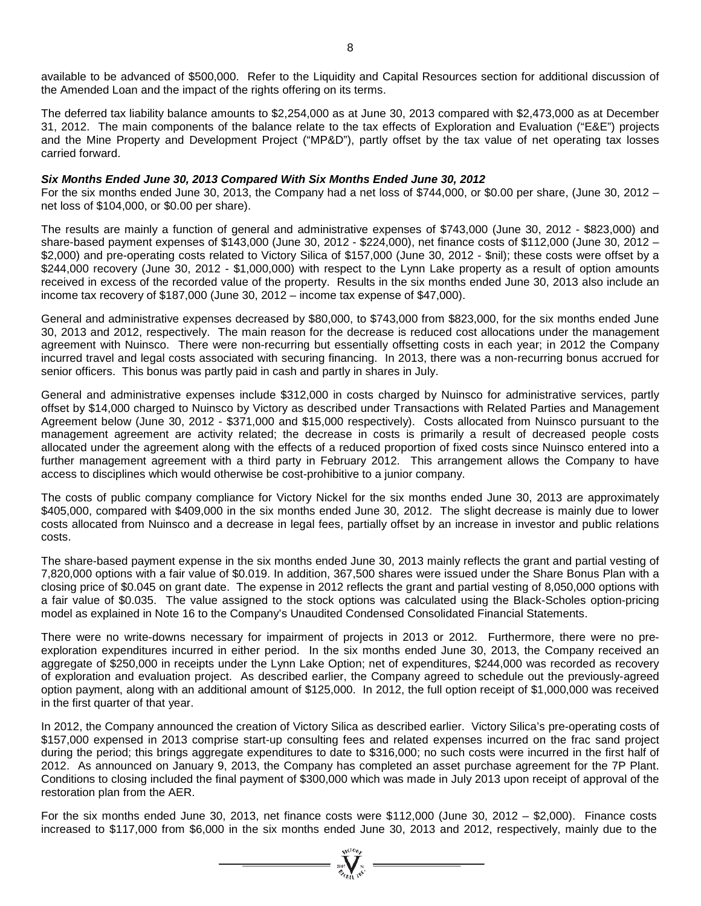available to be advanced of $500,000. Refer to the Liquidity and Capital Resources section for additional discussion of the Amended Loan and the impact of the rights offering on its terms.

The deferred tax liability balance amounts to $2,254,000 as at June 30, 2013 compared with $2,473,000 as at December 31, 2012. The main components of the balance relate to the tax effects of Exploration and Evaluation ("E&E") projects and the Mine Property and Development Project ("MP&D"), partly offset by the tax value of net operating tax losses carried forward.

***Six Months Ended June 30, 2013 Compared With Six Months Ended June 30, 2012***

For the six months ended June 30, 2013, the Company had a net loss of $744,000, or $0.00 per share, (June 30, 2012 – net loss of $104,000, or $0.00 per share).

The results are mainly a function of general and administrative expenses of $743,000 (June 30, 2012 - $823,000) and share-based payment expenses of $143,000 (June 30, 2012 - $224,000), net finance costs of $112,000 (June 30, 2012 – $2,000) and pre-operating costs related to Victory Silica of $157,000 (June 30, 2012 - $nil); these costs were offset by a $244,000 recovery (June 30, 2012 - $1,000,000) with respect to the Lynn Lake property as a result of option amounts received in excess of the recorded value of the property. Results in the six months ended June 30, 2013 also include an income tax recovery of $187,000 (June 30, 2012 – income tax expense of $47,000).

General and administrative expenses decreased by $80,000, to $743,000 from $823,000, for the six months ended June 30, 2013 and 2012, respectively. The main reason for the decrease is reduced cost allocations under the management agreement with Nuinsco. There were non-recurring but essentially offsetting costs in each year; in 2012 the Company incurred travel and legal costs associated with securing financing. In 2013, there was a non-recurring bonus accrued for senior officers. This bonus was partly paid in cash and partly in shares in July.

General and administrative expenses include $312,000 in costs charged by Nuinsco for administrative services, partly offset by $14,000 charged to Nuinsco by Victory as described under Transactions with Related Parties and Management Agreement below (June 30, 2012 - $371,000 and $15,000 respectively). Costs allocated from Nuinsco pursuant to the management agreement are activity related; the decrease in costs is primarily a result of decreased people costs allocated under the agreement along with the effects of a reduced proportion of fixed costs since Nuinsco entered into a further management agreement with a third party in February 2012. This arrangement allows the Company to have access to disciplines which would otherwise be cost-prohibitive to a junior company.

The costs of public company compliance for Victory Nickel for the six months ended June 30, 2013 are approximately $405,000, compared with $409,000 in the six months ended June 30, 2012. The slight decrease is mainly due to lower costs allocated from Nuinsco and a decrease in legal fees, partially offset by an increase in investor and public relations costs.

The share-based payment expense in the six months ended June 30, 2013 mainly reflects the grant and partial vesting of 7,820,000 options with a fair value of $0.019. In addition, 367,500 shares were issued under the Share Bonus Plan with a closing price of $0.045 on grant date. The expense in 2012 reflects the grant and partial vesting of 8,050,000 options with a fair value of $0.035. The value assigned to the stock options was calculated using the Black-Scholes option-pricing model as explained in Note 16 to the Company's Unaudited Condensed Consolidated Financial Statements.

There were no write-downs necessary for impairment of projects in 2013 or 2012. Furthermore, there were no pre-exploration expenditures incurred in either period. In the six months ended June 30, 2013, the Company received an aggregate of $250,000 in receipts under the Lynn Lake Option; net of expenditures, $244,000 was recorded as recovery of exploration and evaluation project. As described earlier, the Company agreed to schedule out the previously-agreed option payment, along with an additional amount of $125,000. In 2012, the full option receipt of $1,000,000 was received in the first quarter of that year.

In 2012, the Company announced the creation of Victory Silica as described earlier. Victory Silica's pre-operating costs of $157,000 expensed in 2013 comprise start-up consulting fees and related expenses incurred on the frac sand project during the period; this brings aggregate expenditures to date to $316,000; no such costs were incurred in the first half of 2012. As announced on January 9, 2013, the Company has completed an asset purchase agreement for the 7P Plant. Conditions to closing included the final payment of $300,000 which was made in July 2013 upon receipt of approval of the restoration plan from the AER.

For the six months ended June 30, 2013, net finance costs were $112,000 (June 30, 2012 – $2,000). Finance costs increased to $117,000 from $6,000 in the six months ended June 30, 2013 and 2012, respectively, mainly due to the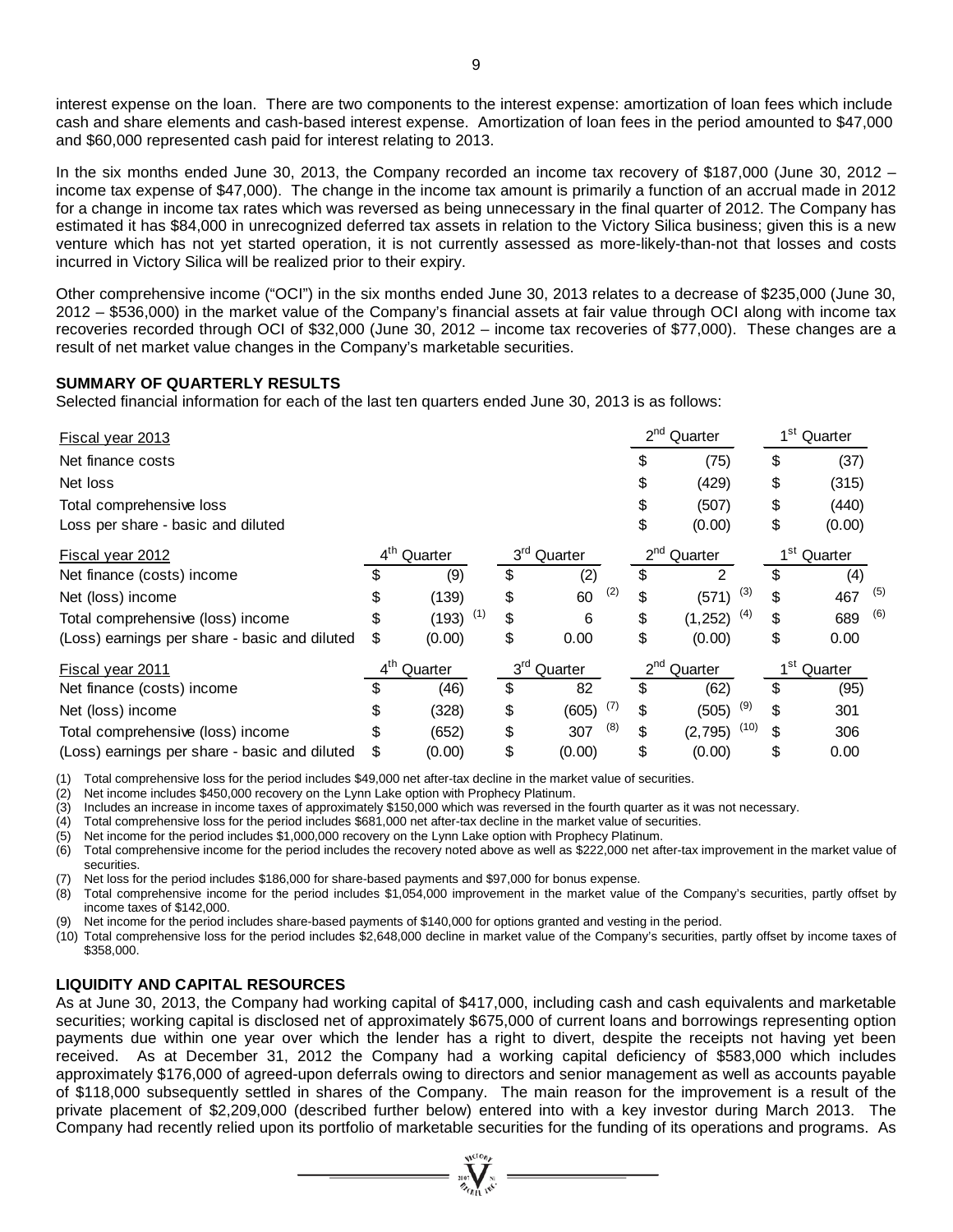interest expense on the loan. There are two components to the interest expense: amortization of loan fees which include cash and share elements and cash-based interest expense. Amortization of loan fees in the period amounted to $47,000 and $60,000 represented cash paid for interest relating to 2013.

In the six months ended June 30, 2013, the Company recorded an income tax recovery of $187,000 (June 30, 2012 – income tax expense of $47,000). The change in the income tax amount is primarily a function of an accrual made in 2012 for a change in income tax rates which was reversed as being unnecessary in the final quarter of 2012. The Company has estimated it has $84,000 in unrecognized deferred tax assets in relation to the Victory Silica business; given this is a new venture which has not yet started operation, it is not currently assessed as more-likely-than-not that losses and costs incurred in Victory Silica will be realized prior to their expiry.

Other comprehensive income ("OCI") in the six months ended June 30, 2013 relates to a decrease of $235,000 (June 30, 2012 – $536,000) in the market value of the Company's financial assets at fair value through OCI along with income tax recoveries recorded through OCI of $32,000 (June 30, 2012 – income tax recoveries of $77,000). These changes are a result of net market value changes in the Company's marketable securities.

**SUMMARY OF QUARTERLY RESULTS**

Selected financial information for each of the last ten quarters ended June 30, 2013 is as follows:

| Fiscal year 2013 | | | 2nd Quarter | 1st Quarter |
|---|---|---|---|---|
| Net finance costs | | | $ (75) | $ (37) |
| Net loss | | | $ (429) | $ (315) |
| Total comprehensive loss | | | $ (507) | $ (440) |
| Loss per share - basic and diluted | | | $ (0.00) | $ (0.00) |
| **Fiscal year 2012** | **4th Quarter** | **3rd Quarter** | **2nd Quarter** | **1st Quarter** |
| Net finance (costs) income | $ (9) | $ (2) | $ 2 | $ (4) |
| Net (loss) income | $ (139) | $ 60 (2) | $ (571) (3) | $ 467 (5) |
| Total comprehensive (loss) income | $ (193) (1) | $ 6 | $ (1,252) (4) | $ 689 (6) |
| (Loss) earnings per share - basic and diluted | $ (0.00) | $ 0.00 | $ (0.00) | $ 0.00 |
| **Fiscal year 2011** | **4th Quarter** | **3rd Quarter** | **2nd Quarter** | **1st Quarter** |
| Net finance (costs) income | $ (46) | $ 82 | $ (62) | $ (95) |
| Net (loss) income | $ (328) | $ (605) (7) | $ (505) (9) | $ 301 |
| Total comprehensive (loss) income | $ (652) | $ 307 (8) | $ (2,795) (10) | $ 306 |
| (Loss) earnings per share - basic and diluted | $ (0.00) | $ (0.00) | $ (0.00) | $ 0.00 |

(1) Total comprehensive loss for the period includes $49,000 net after-tax decline in the market value of securities.
(2) Net income includes $450,000 recovery on the Lynn Lake option with Prophecy Platinum.
(3) Includes an increase in income taxes of approximately $150,000 which was reversed in the fourth quarter as it was not necessary.
(4) Total comprehensive loss for the period includes $681,000 net after-tax decline in the market value of securities.
(5) Net income for the period includes $1,000,000 recovery on the Lynn Lake option with Prophecy Platinum.
(6) Total comprehensive income for the period includes the recovery noted above as well as $222,000 net after-tax improvement in the market value of securities.
(7) Net loss for the period includes $186,000 for share-based payments and $97,000 for bonus expense.
(8) Total comprehensive income for the period includes $1,054,000 improvement in the market value of the Company's securities, partly offset by income taxes of $142,000.
(9) Net income for the period includes share-based payments of $140,000 for options granted and vesting in the period.
(10) Total comprehensive loss for the period includes $2,648,000 decline in market value of the Company's securities, partly offset by income taxes of $358,000.

**LIQUIDITY AND CAPITAL RESOURCES**

As at June 30, 2013, the Company had working capital of $417,000, including cash and cash equivalents and marketable securities; working capital is disclosed net of approximately $675,000 of current loans and borrowings representing option payments due within one year over which the lender has a right to divert, despite the receipts not having yet been received. As at December 31, 2012 the Company had a working capital deficiency of $583,000 which includes approximately $176,000 of agreed-upon deferrals owing to directors and senior management as well as accounts payable of $118,000 subsequently settled in shares of the Company. The main reason for the improvement is a result of the private placement of $2,209,000 (described further below) entered into with a key investor during March 2013. The Company had recently relied upon its portfolio of marketable securities for the funding of its operations and programs. As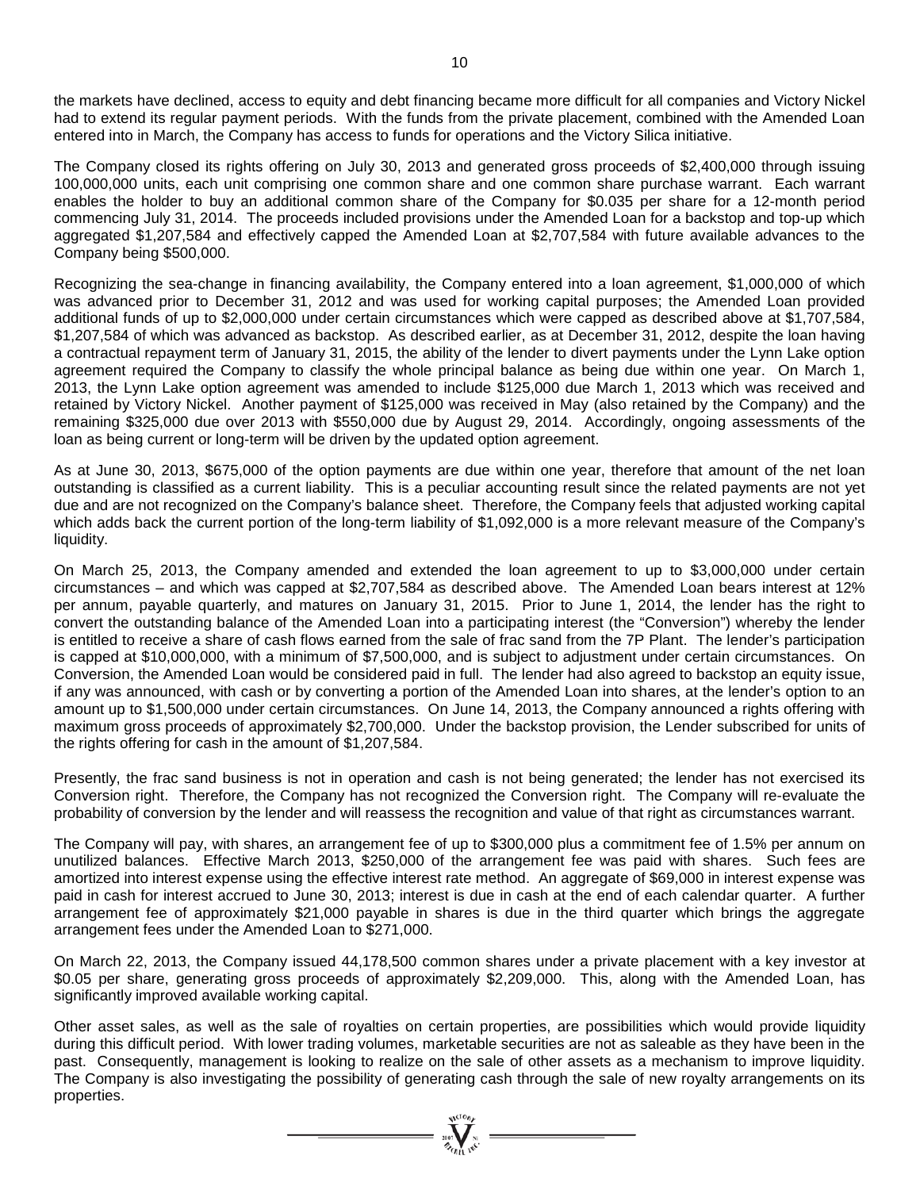the markets have declined, access to equity and debt financing became more difficult for all companies and Victory Nickel had to extend its regular payment periods. With the funds from the private placement, combined with the Amended Loan entered into in March, the Company has access to funds for operations and the Victory Silica initiative.

The Company closed its rights offering on July 30, 2013 and generated gross proceeds of $2,400,000 through issuing 100,000,000 units, each unit comprising one common share and one common share purchase warrant. Each warrant enables the holder to buy an additional common share of the Company for $0.035 per share for a 12-month period commencing July 31, 2014. The proceeds included provisions under the Amended Loan for a backstop and top-up which aggregated $1,207,584 and effectively capped the Amended Loan at $2,707,584 with future available advances to the Company being $500,000.

Recognizing the sea-change in financing availability, the Company entered into a loan agreement, $1,000,000 of which was advanced prior to December 31, 2012 and was used for working capital purposes; the Amended Loan provided additional funds of up to $2,000,000 under certain circumstances which were capped as described above at $1,707,584, $1,207,584 of which was advanced as backstop. As described earlier, as at December 31, 2012, despite the loan having a contractual repayment term of January 31, 2015, the ability of the lender to divert payments under the Lynn Lake option agreement required the Company to classify the whole principal balance as being due within one year. On March 1, 2013, the Lynn Lake option agreement was amended to include $125,000 due March 1, 2013 which was received and retained by Victory Nickel. Another payment of $125,000 was received in May (also retained by the Company) and the remaining $325,000 due over 2013 with $550,000 due by August 29, 2014. Accordingly, ongoing assessments of the loan as being current or long-term will be driven by the updated option agreement.

As at June 30, 2013, $675,000 of the option payments are due within one year, therefore that amount of the net loan outstanding is classified as a current liability. This is a peculiar accounting result since the related payments are not yet due and are not recognized on the Company's balance sheet. Therefore, the Company feels that adjusted working capital which adds back the current portion of the long-term liability of $1,092,000 is a more relevant measure of the Company's liquidity.

On March 25, 2013, the Company amended and extended the loan agreement to up to $3,000,000 under certain circumstances – and which was capped at $2,707,584 as described above. The Amended Loan bears interest at 12% per annum, payable quarterly, and matures on January 31, 2015. Prior to June 1, 2014, the lender has the right to convert the outstanding balance of the Amended Loan into a participating interest (the "Conversion") whereby the lender is entitled to receive a share of cash flows earned from the sale of frac sand from the 7P Plant. The lender's participation is capped at $10,000,000, with a minimum of $7,500,000, and is subject to adjustment under certain circumstances. On Conversion, the Amended Loan would be considered paid in full. The lender had also agreed to backstop an equity issue, if any was announced, with cash or by converting a portion of the Amended Loan into shares, at the lender's option to an amount up to $1,500,000 under certain circumstances. On June 14, 2013, the Company announced a rights offering with maximum gross proceeds of approximately $2,700,000. Under the backstop provision, the Lender subscribed for units of the rights offering for cash in the amount of $1,207,584.

Presently, the frac sand business is not in operation and cash is not being generated; the lender has not exercised its Conversion right. Therefore, the Company has not recognized the Conversion right. The Company will re-evaluate the probability of conversion by the lender and will reassess the recognition and value of that right as circumstances warrant.

The Company will pay, with shares, an arrangement fee of up to $300,000 plus a commitment fee of 1.5% per annum on unutilized balances. Effective March 2013, $250,000 of the arrangement fee was paid with shares. Such fees are amortized into interest expense using the effective interest rate method. An aggregate of $69,000 in interest expense was paid in cash for interest accrued to June 30, 2013; interest is due in cash at the end of each calendar quarter. A further arrangement fee of approximately $21,000 payable in shares is due in the third quarter which brings the aggregate arrangement fees under the Amended Loan to $271,000.

On March 22, 2013, the Company issued 44,178,500 common shares under a private placement with a key investor at $0.05 per share, generating gross proceeds of approximately $2,209,000. This, along with the Amended Loan, has significantly improved available working capital.

Other asset sales, as well as the sale of royalties on certain properties, are possibilities which would provide liquidity during this difficult period. With lower trading volumes, marketable securities are not as saleable as they have been in the past. Consequently, management is looking to realize on the sale of other assets as a mechanism to improve liquidity. The Company is also investigating the possibility of generating cash through the sale of new royalty arrangements on its properties.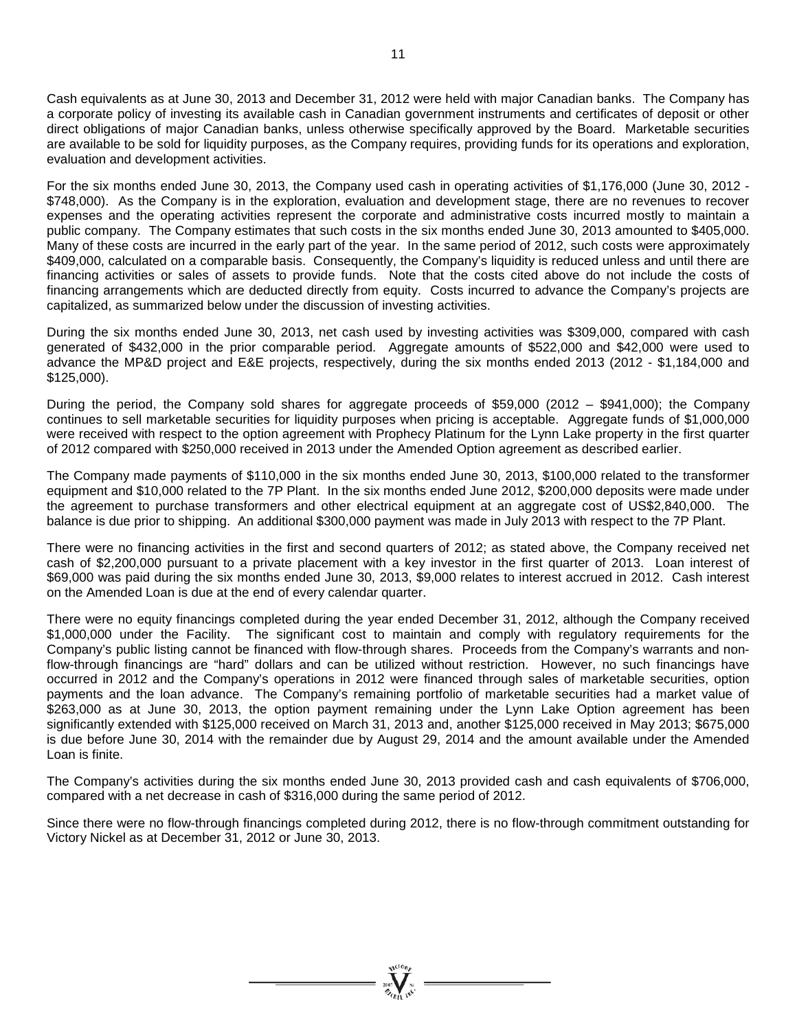Cash equivalents as at June 30, 2013 and December 31, 2012 were held with major Canadian banks. The Company has a corporate policy of investing its available cash in Canadian government instruments and certificates of deposit or other direct obligations of major Canadian banks, unless otherwise specifically approved by the Board. Marketable securities are available to be sold for liquidity purposes, as the Company requires, providing funds for its operations and exploration, evaluation and development activities.

For the six months ended June 30, 2013, the Company used cash in operating activities of $1,176,000 (June 30, 2012 - $748,000). As the Company is in the exploration, evaluation and development stage, there are no revenues to recover expenses and the operating activities represent the corporate and administrative costs incurred mostly to maintain a public company. The Company estimates that such costs in the six months ended June 30, 2013 amounted to $405,000. Many of these costs are incurred in the early part of the year. In the same period of 2012, such costs were approximately $409,000, calculated on a comparable basis. Consequently, the Company's liquidity is reduced unless and until there are financing activities or sales of assets to provide funds. Note that the costs cited above do not include the costs of financing arrangements which are deducted directly from equity. Costs incurred to advance the Company's projects are capitalized, as summarized below under the discussion of investing activities.

During the six months ended June 30, 2013, net cash used by investing activities was $309,000, compared with cash generated of $432,000 in the prior comparable period. Aggregate amounts of $522,000 and $42,000 were used to advance the MP&D project and E&E projects, respectively, during the six months ended 2013 (2012 - $1,184,000 and $125,000).

During the period, the Company sold shares for aggregate proceeds of $59,000 (2012 – $941,000); the Company continues to sell marketable securities for liquidity purposes when pricing is acceptable. Aggregate funds of $1,000,000 were received with respect to the option agreement with Prophecy Platinum for the Lynn Lake property in the first quarter of 2012 compared with $250,000 received in 2013 under the Amended Option agreement as described earlier.

The Company made payments of $110,000 in the six months ended June 30, 2013, $100,000 related to the transformer equipment and $10,000 related to the 7P Plant. In the six months ended June 2012, $200,000 deposits were made under the agreement to purchase transformers and other electrical equipment at an aggregate cost of US$2,840,000. The balance is due prior to shipping. An additional $300,000 payment was made in July 2013 with respect to the 7P Plant.

There were no financing activities in the first and second quarters of 2012; as stated above, the Company received net cash of $2,200,000 pursuant to a private placement with a key investor in the first quarter of 2013. Loan interest of $69,000 was paid during the six months ended June 30, 2013, $9,000 relates to interest accrued in 2012. Cash interest on the Amended Loan is due at the end of every calendar quarter.

There were no equity financings completed during the year ended December 31, 2012, although the Company received $1,000,000 under the Facility. The significant cost to maintain and comply with regulatory requirements for the Company's public listing cannot be financed with flow-through shares. Proceeds from the Company's warrants and non-flow-through financings are "hard" dollars and can be utilized without restriction. However, no such financings have occurred in 2012 and the Company's operations in 2012 were financed through sales of marketable securities, option payments and the loan advance. The Company's remaining portfolio of marketable securities had a market value of $263,000 as at June 30, 2013, the option payment remaining under the Lynn Lake Option agreement has been significantly extended with $125,000 received on March 31, 2013 and, another $125,000 received in May 2013; $675,000 is due before June 30, 2014 with the remainder due by August 29, 2014 and the amount available under the Amended Loan is finite.

The Company's activities during the six months ended June 30, 2013 provided cash and cash equivalents of $706,000, compared with a net decrease in cash of $316,000 during the same period of 2012.

Since there were no flow-through financings completed during 2012, there is no flow-through commitment outstanding for Victory Nickel as at December 31, 2012 or June 30, 2013.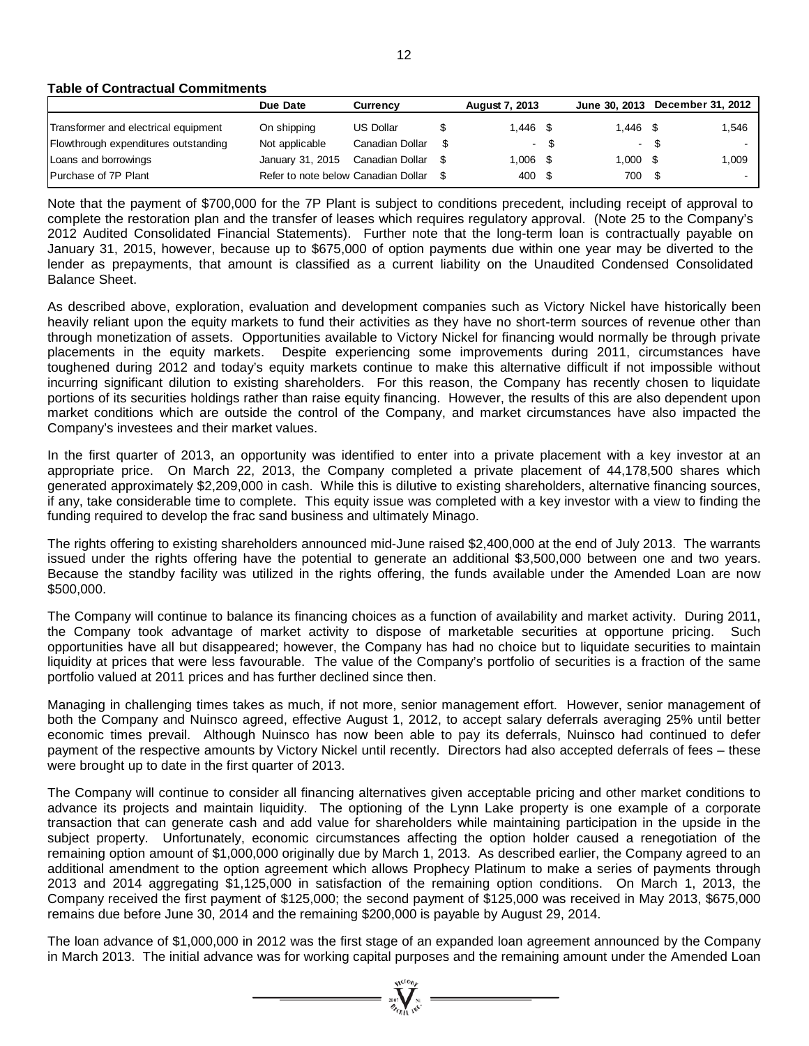**Table of Contractual Commitments**

| | Due Date | Currency | | August 7, 2013 | | June 30, 2013 | | December 31, 2012 |
|---|---|---|---|---|---|---|---|---|
| Transformer and electrical equipment | On shipping | US Dollar | $ | 1,446 | $ | 1,446 | $ | 1,546 |
| Flowthrough expenditures outstanding | Not applicable | Canadian Dollar | $ | - | $ | - | $ | - |
| Loans and borrowings | January 31, 2015 | Canadian Dollar | $ | 1,006 | $ | 1,000 | $ | 1,009 |
| Purchase of 7P Plant | Refer to note below | Canadian Dollar | $ | 400 | $ | 700 | $ | - |

Note that the payment of $700,000 for the 7P Plant is subject to conditions precedent, including receipt of approval to complete the restoration plan and the transfer of leases which requires regulatory approval. (Note 25 to the Company's 2012 Audited Consolidated Financial Statements). Further note that the long-term loan is contractually payable on January 31, 2015, however, because up to $675,000 of option payments due within one year may be diverted to the lender as prepayments, that amount is classified as a current liability on the Unaudited Condensed Consolidated Balance Sheet.

As described above, exploration, evaluation and development companies such as Victory Nickel have historically been heavily reliant upon the equity markets to fund their activities as they have no short-term sources of revenue other than through monetization of assets. Opportunities available to Victory Nickel for financing would normally be through private placements in the equity markets. Despite experiencing some improvements during 2011, circumstances have toughened during 2012 and today's equity markets continue to make this alternative difficult if not impossible without incurring significant dilution to existing shareholders. For this reason, the Company has recently chosen to liquidate portions of its securities holdings rather than raise equity financing. However, the results of this are also dependent upon market conditions which are outside the control of the Company, and market circumstances have also impacted the Company's investees and their market values.

In the first quarter of 2013, an opportunity was identified to enter into a private placement with a key investor at an appropriate price. On March 22, 2013, the Company completed a private placement of 44,178,500 shares which generated approximately $2,209,000 in cash. While this is dilutive to existing shareholders, alternative financing sources, if any, take considerable time to complete. This equity issue was completed with a key investor with a view to finding the funding required to develop the frac sand business and ultimately Minago.

The rights offering to existing shareholders announced mid-June raised $2,400,000 at the end of July 2013. The warrants issued under the rights offering have the potential to generate an additional $3,500,000 between one and two years. Because the standby facility was utilized in the rights offering, the funds available under the Amended Loan are now $500,000.

The Company will continue to balance its financing choices as a function of availability and market activity. During 2011, the Company took advantage of market activity to dispose of marketable securities at opportune pricing. Such opportunities have all but disappeared; however, the Company has had no choice but to liquidate securities to maintain liquidity at prices that were less favourable. The value of the Company's portfolio of securities is a fraction of the same portfolio valued at 2011 prices and has further declined since then.

Managing in challenging times takes as much, if not more, senior management effort. However, senior management of both the Company and Nuinsco agreed, effective August 1, 2012, to accept salary deferrals averaging 25% until better economic times prevail. Although Nuinsco has now been able to pay its deferrals, Nuinsco had continued to defer payment of the respective amounts by Victory Nickel until recently. Directors had also accepted deferrals of fees – these were brought up to date in the first quarter of 2013.

The Company will continue to consider all financing alternatives given acceptable pricing and other market conditions to advance its projects and maintain liquidity. The optioning of the Lynn Lake property is one example of a corporate transaction that can generate cash and add value for shareholders while maintaining participation in the upside in the subject property. Unfortunately, economic circumstances affecting the option holder caused a renegotiation of the remaining option amount of $1,000,000 originally due by March 1, 2013. As described earlier, the Company agreed to an additional amendment to the option agreement which allows Prophecy Platinum to make a series of payments through 2013 and 2014 aggregating $1,125,000 in satisfaction of the remaining option conditions. On March 1, 2013, the Company received the first payment of $125,000; the second payment of $125,000 was received in May 2013, $675,000 remains due before June 30, 2014 and the remaining $200,000 is payable by August 29, 2014.

The loan advance of $1,000,000 in 2012 was the first stage of an expanded loan agreement announced by the Company in March 2013. The initial advance was for working capital purposes and the remaining amount under the Amended Loan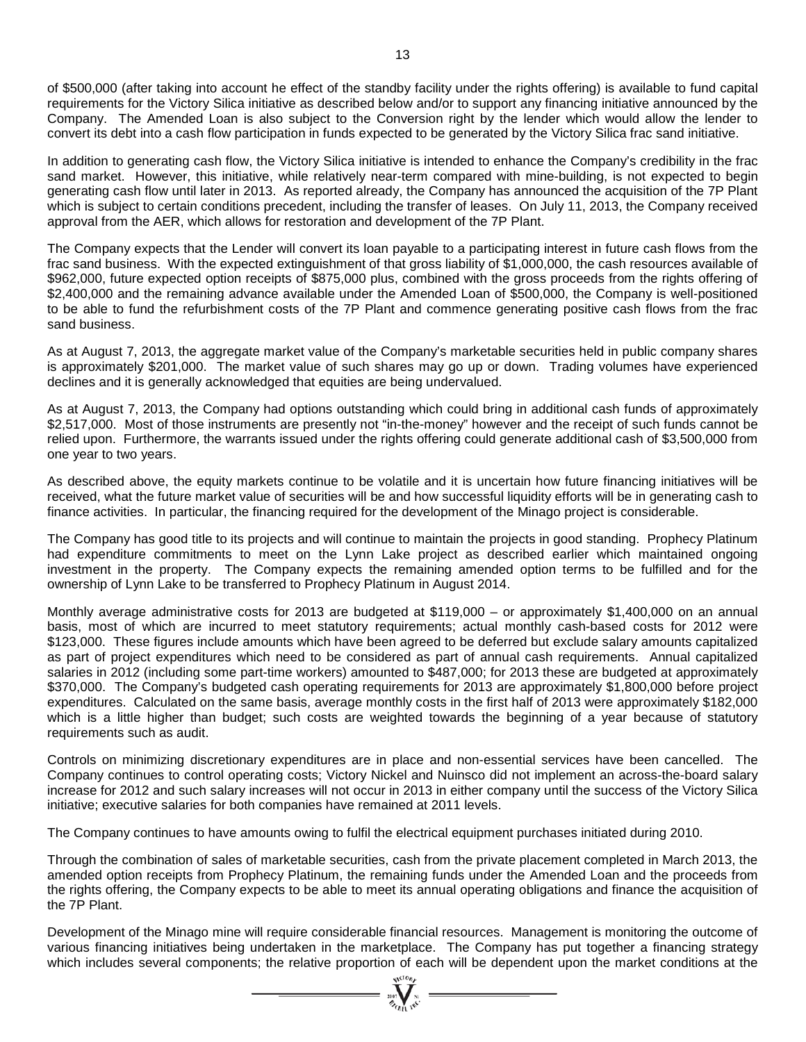of $500,000 (after taking into account he effect of the standby facility under the rights offering) is available to fund capital requirements for the Victory Silica initiative as described below and/or to support any financing initiative announced by the Company. The Amended Loan is also subject to the Conversion right by the lender which would allow the lender to convert its debt into a cash flow participation in funds expected to be generated by the Victory Silica frac sand initiative.

In addition to generating cash flow, the Victory Silica initiative is intended to enhance the Company's credibility in the frac sand market. However, this initiative, while relatively near-term compared with mine-building, is not expected to begin generating cash flow until later in 2013. As reported already, the Company has announced the acquisition of the 7P Plant which is subject to certain conditions precedent, including the transfer of leases. On July 11, 2013, the Company received approval from the AER, which allows for restoration and development of the 7P Plant.

The Company expects that the Lender will convert its loan payable to a participating interest in future cash flows from the frac sand business. With the expected extinguishment of that gross liability of $1,000,000, the cash resources available of $962,000, future expected option receipts of $875,000 plus, combined with the gross proceeds from the rights offering of $2,400,000 and the remaining advance available under the Amended Loan of $500,000, the Company is well-positioned to be able to fund the refurbishment costs of the 7P Plant and commence generating positive cash flows from the frac sand business.

As at August 7, 2013, the aggregate market value of the Company's marketable securities held in public company shares is approximately $201,000. The market value of such shares may go up or down. Trading volumes have experienced declines and it is generally acknowledged that equities are being undervalued.

As at August 7, 2013, the Company had options outstanding which could bring in additional cash funds of approximately $2,517,000. Most of those instruments are presently not "in-the-money" however and the receipt of such funds cannot be relied upon. Furthermore, the warrants issued under the rights offering could generate additional cash of $3,500,000 from one year to two years.

As described above, the equity markets continue to be volatile and it is uncertain how future financing initiatives will be received, what the future market value of securities will be and how successful liquidity efforts will be in generating cash to finance activities. In particular, the financing required for the development of the Minago project is considerable.

The Company has good title to its projects and will continue to maintain the projects in good standing. Prophecy Platinum had expenditure commitments to meet on the Lynn Lake project as described earlier which maintained ongoing investment in the property. The Company expects the remaining amended option terms to be fulfilled and for the ownership of Lynn Lake to be transferred to Prophecy Platinum in August 2014.

Monthly average administrative costs for 2013 are budgeted at $119,000 – or approximately $1,400,000 on an annual basis, most of which are incurred to meet statutory requirements; actual monthly cash-based costs for 2012 were $123,000. These figures include amounts which have been agreed to be deferred but exclude salary amounts capitalized as part of project expenditures which need to be considered as part of annual cash requirements. Annual capitalized salaries in 2012 (including some part-time workers) amounted to $487,000; for 2013 these are budgeted at approximately $370,000. The Company's budgeted cash operating requirements for 2013 are approximately $1,800,000 before project expenditures. Calculated on the same basis, average monthly costs in the first half of 2013 were approximately $182,000 which is a little higher than budget; such costs are weighted towards the beginning of a year because of statutory requirements such as audit.

Controls on minimizing discretionary expenditures are in place and non-essential services have been cancelled. The Company continues to control operating costs; Victory Nickel and Nuinsco did not implement an across-the-board salary increase for 2012 and such salary increases will not occur in 2013 in either company until the success of the Victory Silica initiative; executive salaries for both companies have remained at 2011 levels.

The Company continues to have amounts owing to fulfil the electrical equipment purchases initiated during 2010.

Through the combination of sales of marketable securities, cash from the private placement completed in March 2013, the amended option receipts from Prophecy Platinum, the remaining funds under the Amended Loan and the proceeds from the rights offering, the Company expects to be able to meet its annual operating obligations and finance the acquisition of the 7P Plant.

Development of the Minago mine will require considerable financial resources. Management is monitoring the outcome of various financing initiatives being undertaken in the marketplace. The Company has put together a financing strategy which includes several components; the relative proportion of each will be dependent upon the market conditions at the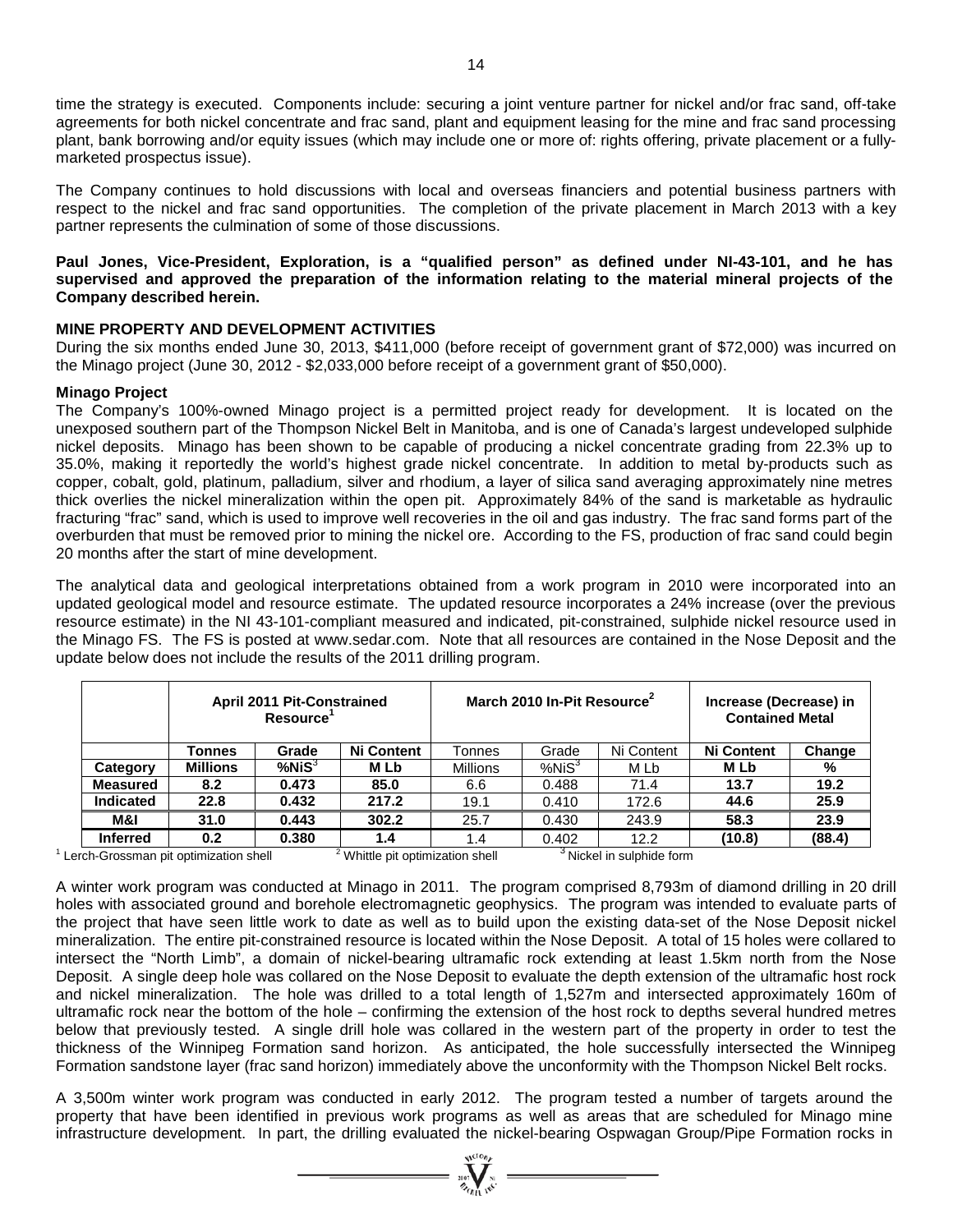time the strategy is executed. Components include: securing a joint venture partner for nickel and/or frac sand, off-take agreements for both nickel concentrate and frac sand, plant and equipment leasing for the mine and frac sand processing plant, bank borrowing and/or equity issues (which may include one or more of: rights offering, private placement or a fully-marketed prospectus issue).

The Company continues to hold discussions with local and overseas financiers and potential business partners with respect to the nickel and frac sand opportunities. The completion of the private placement in March 2013 with a key partner represents the culmination of some of those discussions.

**Paul Jones, Vice-President, Exploration, is a "qualified person" as defined under NI-43-101, and he has supervised and approved the preparation of the information relating to the material mineral projects of the Company described herein.**

## MINE PROPERTY AND DEVELOPMENT ACTIVITIES

During the six months ended June 30, 2013, $411,000 (before receipt of government grant of $72,000) was incurred on the Minago project (June 30, 2012 - $2,033,000 before receipt of a government grant of $50,000).

### Minago Project

The Company's 100%-owned Minago project is a permitted project ready for development. It is located on the unexposed southern part of the Thompson Nickel Belt in Manitoba, and is one of Canada's largest undeveloped sulphide nickel deposits. Minago has been shown to be capable of producing a nickel concentrate grading from 22.3% up to 35.0%, making it reportedly the world's highest grade nickel concentrate. In addition to metal by-products such as copper, cobalt, gold, platinum, palladium, silver and rhodium, a layer of silica sand averaging approximately nine metres thick overlies the nickel mineralization within the open pit. Approximately 84% of the sand is marketable as hydraulic fracturing "frac" sand, which is used to improve well recoveries in the oil and gas industry. The frac sand forms part of the overburden that must be removed prior to mining the nickel ore. According to the FS, production of frac sand could begin 20 months after the start of mine development.

The analytical data and geological interpretations obtained from a work program in 2010 were incorporated into an updated geological model and resource estimate. The updated resource incorporates a 24% increase (over the previous resource estimate) in the NI 43-101-compliant measured and indicated, pit-constrained, sulphide nickel resource used in the Minago FS. The FS is posted at www.sedar.com. Note that all resources are contained in the Nose Deposit and the update below does not include the results of the 2011 drilling program.

| | April 2011 Pit-Constrained Resource[1] | | | March 2010 In-Pit Resource[2] | | | Increase (Decrease) in Contained Metal | |
|---|---|---|---|---|---|---|---|---|
| | **Tonnes** | **Grade** | **Ni Content** | Tonnes | Grade | Ni Content | **Ni Content** | **Change** |
| **Category** | **Millions** | **%NiS[3]** | **M Lb** | Millions | %NiS[3] | M Lb | **M Lb** | **%** |
| **Measured** | **8.2** | **0.473** | **85.0** | 6.6 | 0.488 | 71.4 | **13.7** | **19.2** |
| **Indicated** | **22.8** | **0.432** | **217.2** | 19.1 | 0.410 | 172.6 | **44.6** | **25.9** |
| **M&I** | **31.0** | **0.443** | **302.2** | 25.7 | 0.430 | 243.9 | **58.3** | **23.9** |
| **Inferred** | **0.2** | **0.380** | **1.4** | 1.4 | 0.402 | 12.2 | **(10.8)** | **(88.4)** |

[1] Lerch-Grossman pit optimization shell [2] Whittle pit optimization shell [3] Nickel in sulphide form

A winter work program was conducted at Minago in 2011. The program comprised 8,793m of diamond drilling in 20 drill holes with associated ground and borehole electromagnetic geophysics. The program was intended to evaluate parts of the project that have seen little work to date as well as to build upon the existing data-set of the Nose Deposit nickel mineralization. The entire pit-constrained resource is located within the Nose Deposit. A total of 15 holes were collared to intersect the "North Limb", a domain of nickel-bearing ultramafic rock extending at least 1.5km north from the Nose Deposit. A single deep hole was collared on the Nose Deposit to evaluate the depth extension of the ultramafic host rock and nickel mineralization. The hole was drilled to a total length of 1,527m and intersected approximately 160m of ultramafic rock near the bottom of the hole – confirming the extension of the host rock to depths several hundred metres below that previously tested. A single drill hole was collared in the western part of the property in order to test the thickness of the Winnipeg Formation sand horizon. As anticipated, the hole successfully intersected the Winnipeg Formation sandstone layer (frac sand horizon) immediately above the unconformity with the Thompson Nickel Belt rocks.

A 3,500m winter work program was conducted in early 2012. The program tested a number of targets around the property that have been identified in previous work programs as well as areas that are scheduled for Minago mine infrastructure development. In part, the drilling evaluated the nickel-bearing Ospwagan Group/Pipe Formation rocks in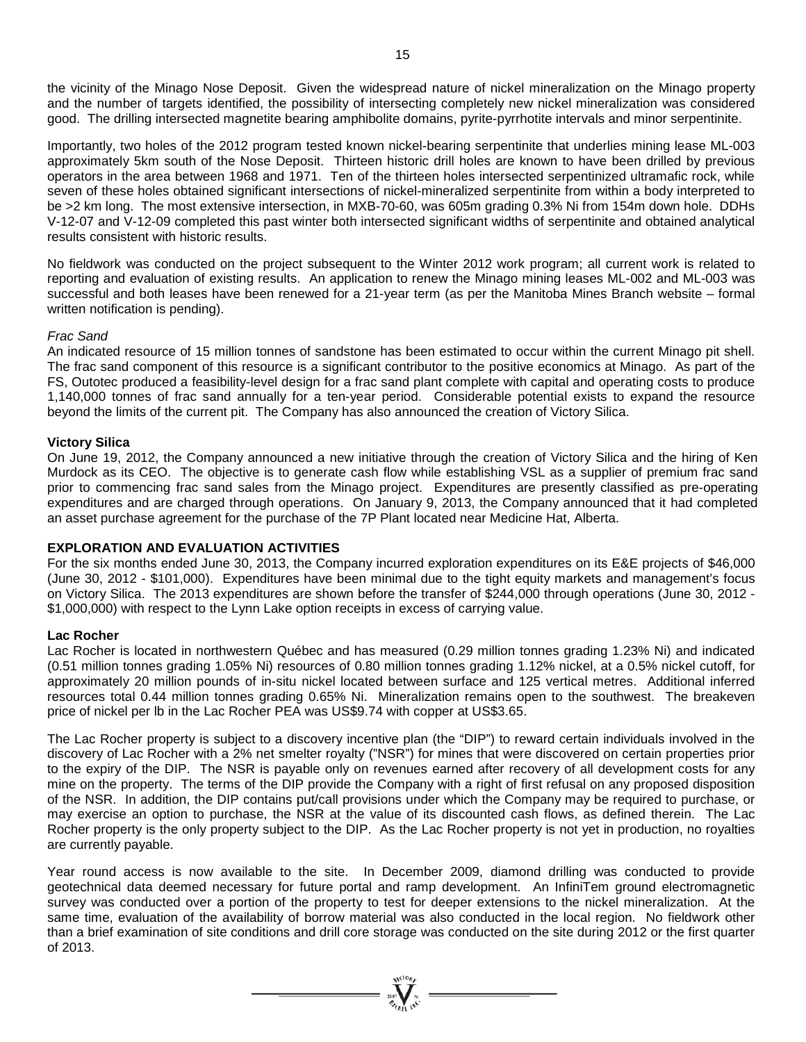the vicinity of the Minago Nose Deposit. Given the widespread nature of nickel mineralization on the Minago property and the number of targets identified, the possibility of intersecting completely new nickel mineralization was considered good. The drilling intersected magnetite bearing amphibolite domains, pyrite-pyrrhotite intervals and minor serpentinite.

Importantly, two holes of the 2012 program tested known nickel-bearing serpentinite that underlies mining lease ML-003 approximately 5km south of the Nose Deposit. Thirteen historic drill holes are known to have been drilled by previous operators in the area between 1968 and 1971. Ten of the thirteen holes intersected serpentinized ultramafic rock, while seven of these holes obtained significant intersections of nickel-mineralized serpentinite from within a body interpreted to be >2 km long. The most extensive intersection, in MXB-70-60, was 605m grading 0.3% Ni from 154m down hole. DDHs V-12-07 and V-12-09 completed this past winter both intersected significant widths of serpentinite and obtained analytical results consistent with historic results.

No fieldwork was conducted on the project subsequent to the Winter 2012 work program; all current work is related to reporting and evaluation of existing results. An application to renew the Minago mining leases ML-002 and ML-003 was successful and both leases have been renewed for a 21-year term (as per the Manitoba Mines Branch website – formal written notification is pending).

*Frac Sand*

An indicated resource of 15 million tonnes of sandstone has been estimated to occur within the current Minago pit shell. The frac sand component of this resource is a significant contributor to the positive economics at Minago. As part of the FS, Outotec produced a feasibility-level design for a frac sand plant complete with capital and operating costs to produce 1,140,000 tonnes of frac sand annually for a ten-year period. Considerable potential exists to expand the resource beyond the limits of the current pit. The Company has also announced the creation of Victory Silica.

**Victory Silica**

On June 19, 2012, the Company announced a new initiative through the creation of Victory Silica and the hiring of Ken Murdock as its CEO. The objective is to generate cash flow while establishing VSL as a supplier of premium frac sand prior to commencing frac sand sales from the Minago project. Expenditures are presently classified as pre-operating expenditures and are charged through operations. On January 9, 2013, the Company announced that it had completed an asset purchase agreement for the purchase of the 7P Plant located near Medicine Hat, Alberta.

**EXPLORATION AND EVALUATION ACTIVITIES**

For the six months ended June 30, 2013, the Company incurred exploration expenditures on its E&E projects of $46,000 (June 30, 2012 - $101,000). Expenditures have been minimal due to the tight equity markets and management's focus on Victory Silica. The 2013 expenditures are shown before the transfer of $244,000 through operations (June 30, 2012 - $1,000,000) with respect to the Lynn Lake option receipts in excess of carrying value.

**Lac Rocher**

Lac Rocher is located in northwestern Québec and has measured (0.29 million tonnes grading 1.23% Ni) and indicated (0.51 million tonnes grading 1.05% Ni) resources of 0.80 million tonnes grading 1.12% nickel, at a 0.5% nickel cutoff, for approximately 20 million pounds of in-situ nickel located between surface and 125 vertical metres. Additional inferred resources total 0.44 million tonnes grading 0.65% Ni. Mineralization remains open to the southwest. The breakeven price of nickel per lb in the Lac Rocher PEA was US$9.74 with copper at US$3.65.

The Lac Rocher property is subject to a discovery incentive plan (the "DIP") to reward certain individuals involved in the discovery of Lac Rocher with a 2% net smelter royalty ("NSR") for mines that were discovered on certain properties prior to the expiry of the DIP. The NSR is payable only on revenues earned after recovery of all development costs for any mine on the property. The terms of the DIP provide the Company with a right of first refusal on any proposed disposition of the NSR. In addition, the DIP contains put/call provisions under which the Company may be required to purchase, or may exercise an option to purchase, the NSR at the value of its discounted cash flows, as defined therein. The Lac Rocher property is the only property subject to the DIP. As the Lac Rocher property is not yet in production, no royalties are currently payable.

Year round access is now available to the site. In December 2009, diamond drilling was conducted to provide geotechnical data deemed necessary for future portal and ramp development. An InfiniTem ground electromagnetic survey was conducted over a portion of the property to test for deeper extensions to the nickel mineralization. At the same time, evaluation of the availability of borrow material was also conducted in the local region. No fieldwork other than a brief examination of site conditions and drill core storage was conducted on the site during 2012 or the first quarter of 2013.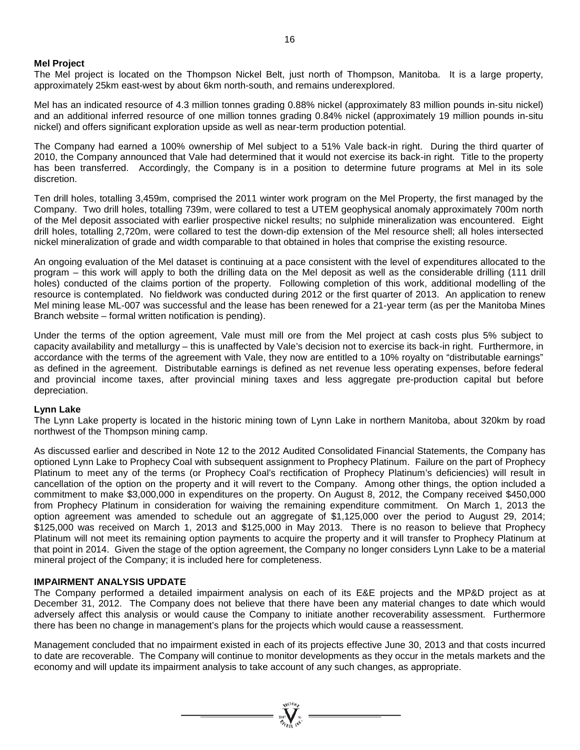### Mel Project

The Mel project is located on the Thompson Nickel Belt, just north of Thompson, Manitoba. It is a large property, approximately 25km east-west by about 6km north-south, and remains underexplored.

Mel has an indicated resource of 4.3 million tonnes grading 0.88% nickel (approximately 83 million pounds in-situ nickel) and an additional inferred resource of one million tonnes grading 0.84% nickel (approximately 19 million pounds in-situ nickel) and offers significant exploration upside as well as near-term production potential.

The Company had earned a 100% ownership of Mel subject to a 51% Vale back-in right. During the third quarter of 2010, the Company announced that Vale had determined that it would not exercise its back-in right. Title to the property has been transferred. Accordingly, the Company is in a position to determine future programs at Mel in its sole discretion.

Ten drill holes, totalling 3,459m, comprised the 2011 winter work program on the Mel Property, the first managed by the Company. Two drill holes, totalling 739m, were collared to test a UTEM geophysical anomaly approximately 700m north of the Mel deposit associated with earlier prospective nickel results; no sulphide mineralization was encountered. Eight drill holes, totalling 2,720m, were collared to test the down-dip extension of the Mel resource shell; all holes intersected nickel mineralization of grade and width comparable to that obtained in holes that comprise the existing resource.

An ongoing evaluation of the Mel dataset is continuing at a pace consistent with the level of expenditures allocated to the program – this work will apply to both the drilling data on the Mel deposit as well as the considerable drilling (111 drill holes) conducted of the claims portion of the property. Following completion of this work, additional modelling of the resource is contemplated. No fieldwork was conducted during 2012 or the first quarter of 2013. An application to renew Mel mining lease ML-007 was successful and the lease has been renewed for a 21-year term (as per the Manitoba Mines Branch website – formal written notification is pending).

Under the terms of the option agreement, Vale must mill ore from the Mel project at cash costs plus 5% subject to capacity availability and metallurgy – this is unaffected by Vale's decision not to exercise its back-in right. Furthermore, in accordance with the terms of the agreement with Vale, they now are entitled to a 10% royalty on "distributable earnings" as defined in the agreement. Distributable earnings is defined as net revenue less operating expenses, before federal and provincial income taxes, after provincial mining taxes and less aggregate pre-production capital but before depreciation.

### Lynn Lake

The Lynn Lake property is located in the historic mining town of Lynn Lake in northern Manitoba, about 320km by road northwest of the Thompson mining camp.

As discussed earlier and described in Note 12 to the 2012 Audited Consolidated Financial Statements, the Company has optioned Lynn Lake to Prophecy Coal with subsequent assignment to Prophecy Platinum. Failure on the part of Prophecy Platinum to meet any of the terms (or Prophecy Coal's rectification of Prophecy Platinum's deficiencies) will result in cancellation of the option on the property and it will revert to the Company. Among other things, the option included a commitment to make $3,000,000 in expenditures on the property. On August 8, 2012, the Company received $450,000 from Prophecy Platinum in consideration for waiving the remaining expenditure commitment. On March 1, 2013 the option agreement was amended to schedule out an aggregate of $1,125,000 over the period to August 29, 2014; $125,000 was received on March 1, 2013 and $125,000 in May 2013. There is no reason to believe that Prophecy Platinum will not meet its remaining option payments to acquire the property and it will transfer to Prophecy Platinum at that point in 2014. Given the stage of the option agreement, the Company no longer considers Lynn Lake to be a material mineral project of the Company; it is included here for completeness.

## IMPAIRMENT ANALYSIS UPDATE

The Company performed a detailed impairment analysis on each of its E&E projects and the MP&D project as at December 31, 2012. The Company does not believe that there have been any material changes to date which would adversely affect this analysis or would cause the Company to initiate another recoverability assessment. Furthermore there has been no change in management's plans for the projects which would cause a reassessment.

Management concluded that no impairment existed in each of its projects effective June 30, 2013 and that costs incurred to date are recoverable. The Company will continue to monitor developments as they occur in the metals markets and the economy and will update its impairment analysis to take account of any such changes, as appropriate.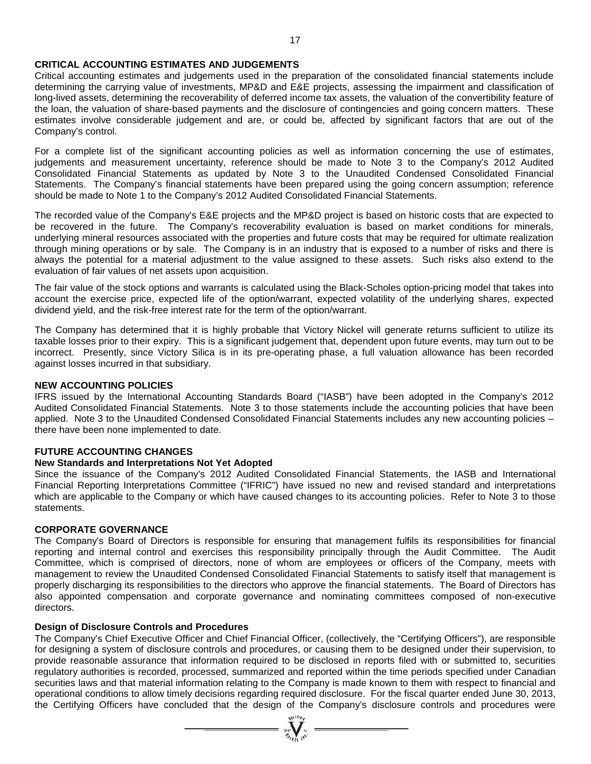## CRITICAL ACCOUNTING ESTIMATES AND JUDGEMENTS

Critical accounting estimates and judgements used in the preparation of the consolidated financial statements include determining the carrying value of investments, MP&D and E&E projects, assessing the impairment and classification of long-lived assets, determining the recoverability of deferred income tax assets, the valuation of the convertibility feature of the loan, the valuation of share-based payments and the disclosure of contingencies and going concern matters. These estimates involve considerable judgement and are, or could be, affected by significant factors that are out of the Company's control.

For a complete list of the significant accounting policies as well as information concerning the use of estimates, judgements and measurement uncertainty, reference should be made to Note 3 to the Company's 2012 Audited Consolidated Financial Statements as updated by Note 3 to the Unaudited Condensed Consolidated Financial Statements. The Company's financial statements have been prepared using the going concern assumption; reference should be made to Note 1 to the Company's 2012 Audited Consolidated Financial Statements.

The recorded value of the Company's E&E projects and the MP&D project is based on historic costs that are expected to be recovered in the future. The Company's recoverability evaluation is based on market conditions for minerals, underlying mineral resources associated with the properties and future costs that may be required for ultimate realization through mining operations or by sale. The Company is in an industry that is exposed to a number of risks and there is always the potential for a material adjustment to the value assigned to these assets. Such risks also extend to the evaluation of fair values of net assets upon acquisition.

The fair value of the stock options and warrants is calculated using the Black-Scholes option-pricing model that takes into account the exercise price, expected life of the option/warrant, expected volatility of the underlying shares, expected dividend yield, and the risk-free interest rate for the term of the option/warrant.

The Company has determined that it is highly probable that Victory Nickel will generate returns sufficient to utilize its taxable losses prior to their expiry. This is a significant judgement that, dependent upon future events, may turn out to be incorrect. Presently, since Victory Silica is in its pre-operating phase, a full valuation allowance has been recorded against losses incurred in that subsidiary.

## NEW ACCOUNTING POLICIES

IFRS issued by the International Accounting Standards Board ("IASB") have been adopted in the Company's 2012 Audited Consolidated Financial Statements. Note 3 to those statements include the accounting policies that have been applied. Note 3 to the Unaudited Condensed Consolidated Financial Statements includes any new accounting policies – there have been none implemented to date.

## FUTURE ACCOUNTING CHANGES

### New Standards and Interpretations Not Yet Adopted

Since the issuance of the Company's 2012 Audited Consolidated Financial Statements, the IASB and International Financial Reporting Interpretations Committee ("IFRIC") have issued no new and revised standard and interpretations which are applicable to the Company or which have caused changes to its accounting policies. Refer to Note 3 to those statements.

## CORPORATE GOVERNANCE

The Company's Board of Directors is responsible for ensuring that management fulfils its responsibilities for financial reporting and internal control and exercises this responsibility principally through the Audit Committee. The Audit Committee, which is comprised of directors, none of whom are employees or officers of the Company, meets with management to review the Unaudited Condensed Consolidated Financial Statements to satisfy itself that management is properly discharging its responsibilities to the directors who approve the financial statements. The Board of Directors has also appointed compensation and corporate governance and nominating committees composed of non-executive directors.

### Design of Disclosure Controls and Procedures

The Company's Chief Executive Officer and Chief Financial Officer, (collectively, the "Certifying Officers"), are responsible for designing a system of disclosure controls and procedures, or causing them to be designed under their supervision, to provide reasonable assurance that information required to be disclosed in reports filed with or submitted to, securities regulatory authorities is recorded, processed, summarized and reported within the time periods specified under Canadian securities laws and that material information relating to the Company is made known to them with respect to financial and operational conditions to allow timely decisions regarding required disclosure. For the fiscal quarter ended June 30, 2013, the Certifying Officers have concluded that the design of the Company's disclosure controls and procedures were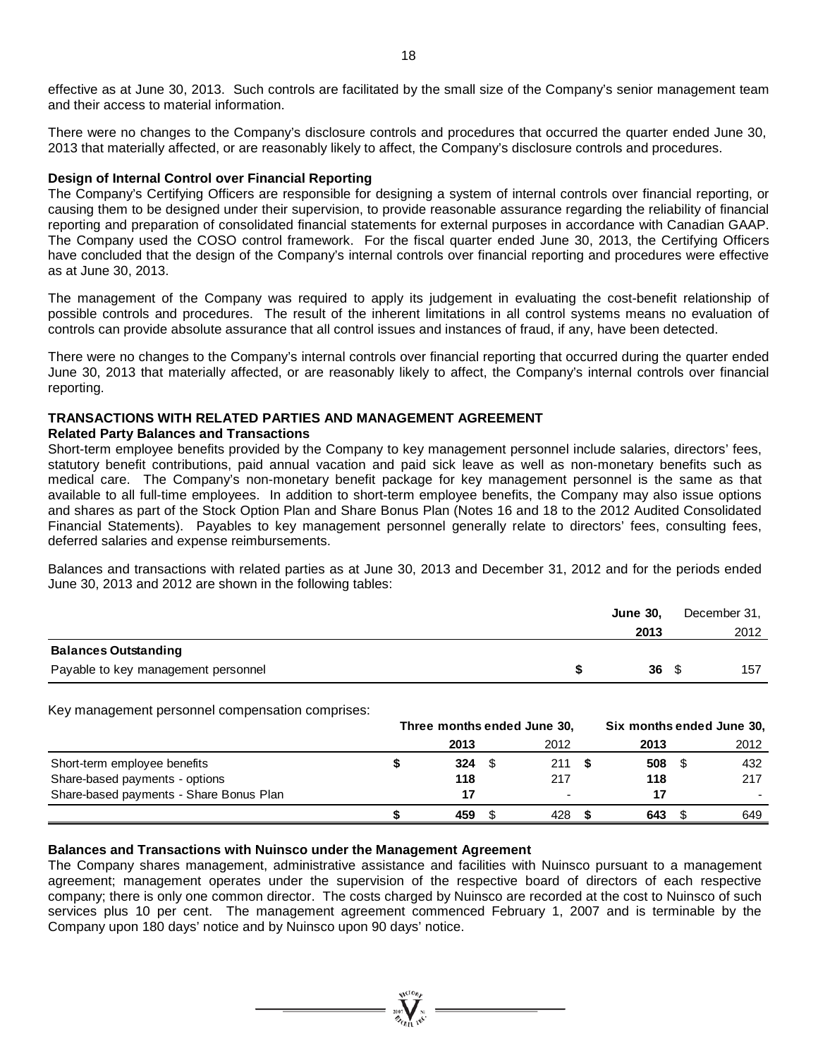effective as at June 30, 2013. Such controls are facilitated by the small size of the Company's senior management team and their access to material information.

There were no changes to the Company's disclosure controls and procedures that occurred the quarter ended June 30, 2013 that materially affected, or are reasonably likely to affect, the Company's disclosure controls and procedures.

**Design of Internal Control over Financial Reporting**

The Company's Certifying Officers are responsible for designing a system of internal controls over financial reporting, or causing them to be designed under their supervision, to provide reasonable assurance regarding the reliability of financial reporting and preparation of consolidated financial statements for external purposes in accordance with Canadian GAAP. The Company used the COSO control framework. For the fiscal quarter ended June 30, 2013, the Certifying Officers have concluded that the design of the Company's internal controls over financial reporting and procedures were effective as at June 30, 2013.

The management of the Company was required to apply its judgement in evaluating the cost-benefit relationship of possible controls and procedures. The result of the inherent limitations in all control systems means no evaluation of controls can provide absolute assurance that all control issues and instances of fraud, if any, have been detected.

There were no changes to the Company's internal controls over financial reporting that occurred during the quarter ended June 30, 2013 that materially affected, or are reasonably likely to affect, the Company's internal controls over financial reporting.

## TRANSACTIONS WITH RELATED PARTIES AND MANAGEMENT AGREEMENT

**Related Party Balances and Transactions**

Short-term employee benefits provided by the Company to key management personnel include salaries, directors' fees, statutory benefit contributions, paid annual vacation and paid sick leave as well as non-monetary benefits such as medical care. The Company's non-monetary benefit package for key management personnel is the same as that available to all full-time employees. In addition to short-term employee benefits, the Company may also issue options and shares as part of the Stock Option Plan and Share Bonus Plan (Notes 16 and 18 to the 2012 Audited Consolidated Financial Statements). Payables to key management personnel generally relate to directors' fees, consulting fees, deferred salaries and expense reimbursements.

Balances and transactions with related parties as at June 30, 2013 and December 31, 2012 and for the periods ended June 30, 2013 and 2012 are shown in the following tables:

| | **June 30, 2013** | December 31, 2012 |
|---|---|---|
| **Balances Outstanding** | | |
| Payable to key management personnel | **$ 36** | $ 157 |

Key management personnel compensation comprises:

| | **Three months ended June 30,** | | **Six months ended June 30,** | |
|---|---|---|---|---|
| | **2013** | 2012 | **2013** | 2012 |
| Short-term employee benefits | **$ 324** | $ 211 | **$ 508** | $ 432 |
| Share-based payments - options | **118** | 217 | **118** | 217 |
| Share-based payments - Share Bonus Plan | **17** | - | **17** | - |
| | **$ 459** | $ 428 | **$ 643** | $ 649 |

**Balances and Transactions with Nuinsco under the Management Agreement**

The Company shares management, administrative assistance and facilities with Nuinsco pursuant to a management agreement; management operates under the supervision of the respective board of directors of each respective company; there is only one common director. The costs charged by Nuinsco are recorded at the cost to Nuinsco of such services plus 10 per cent. The management agreement commenced February 1, 2007 and is terminable by the Company upon 180 days' notice and by Nuinsco upon 90 days' notice.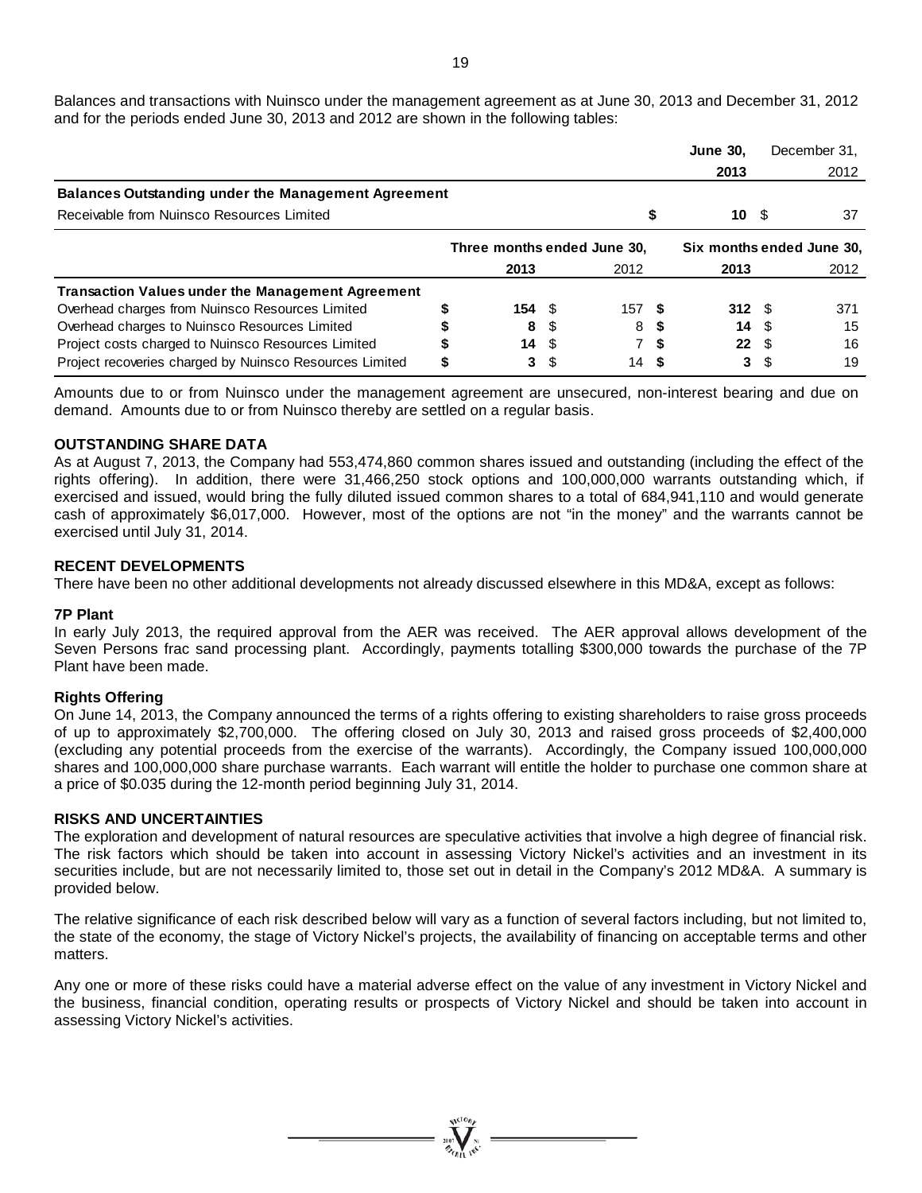Balances and transactions with Nuinsco under the management agreement as at June 30, 2013 and December 31, 2012 and for the periods ended June 30, 2013 and 2012 are shown in the following tables:

| | June 30, 2013 | December 31, 2012 |
|---|---|---|
| **Balances Outstanding under the Management Agreement** | | |
| Receivable from Nuinsco Resources Limited | $ **10** | $ 37 |

| | Three months ended June 30, | | Six months ended June 30, | |
|---|---|---|---|---|
| | **2013** | 2012 | **2013** | 2012 |
| **Transaction Values under the Management Agreement** | | | | |
| Overhead charges from Nuinsco Resources Limited | $ **154** | $ 157 | $ **312** | $ 371 |
| Overhead charges to Nuinsco Resources Limited | $ **8** | $ 8 | $ **14** | $ 15 |
| Project costs charged to Nuinsco Resources Limited | $ **14** | $ 7 | $ **22** | $ 16 |
| Project recoveries charged by Nuinsco Resources Limited | $ **3** | $ 14 | $ **3** | $ 19 |

Amounts due to or from Nuinsco under the management agreement are unsecured, non-interest bearing and due on demand. Amounts due to or from Nuinsco thereby are settled on a regular basis.

## OUTSTANDING SHARE DATA

As at August 7, 2013, the Company had 553,474,860 common shares issued and outstanding (including the effect of the rights offering). In addition, there were 31,466,250 stock options and 100,000,000 warrants outstanding which, if exercised and issued, would bring the fully diluted issued common shares to a total of 684,941,110 and would generate cash of approximately $6,017,000. However, most of the options are not "in the money" and the warrants cannot be exercised until July 31, 2014.

## RECENT DEVELOPMENTS

There have been no other additional developments not already discussed elsewhere in this MD&A, except as follows:

### 7P Plant

In early July 2013, the required approval from the AER was received. The AER approval allows development of the Seven Persons frac sand processing plant. Accordingly, payments totalling $300,000 towards the purchase of the 7P Plant have been made.

### Rights Offering

On June 14, 2013, the Company announced the terms of a rights offering to existing shareholders to raise gross proceeds of up to approximately $2,700,000. The offering closed on July 30, 2013 and raised gross proceeds of $2,400,000 (excluding any potential proceeds from the exercise of the warrants). Accordingly, the Company issued 100,000,000 shares and 100,000,000 share purchase warrants. Each warrant will entitle the holder to purchase one common share at a price of $0.035 during the 12-month period beginning July 31, 2014.

## RISKS AND UNCERTAINTIES

The exploration and development of natural resources are speculative activities that involve a high degree of financial risk. The risk factors which should be taken into account in assessing Victory Nickel's activities and an investment in its securities include, but are not necessarily limited to, those set out in detail in the Company's 2012 MD&A. A summary is provided below.

The relative significance of each risk described below will vary as a function of several factors including, but not limited to, the state of the economy, the stage of Victory Nickel's projects, the availability of financing on acceptable terms and other matters.

Any one or more of these risks could have a material adverse effect on the value of any investment in Victory Nickel and the business, financial condition, operating results or prospects of Victory Nickel and should be taken into account in assessing Victory Nickel's activities.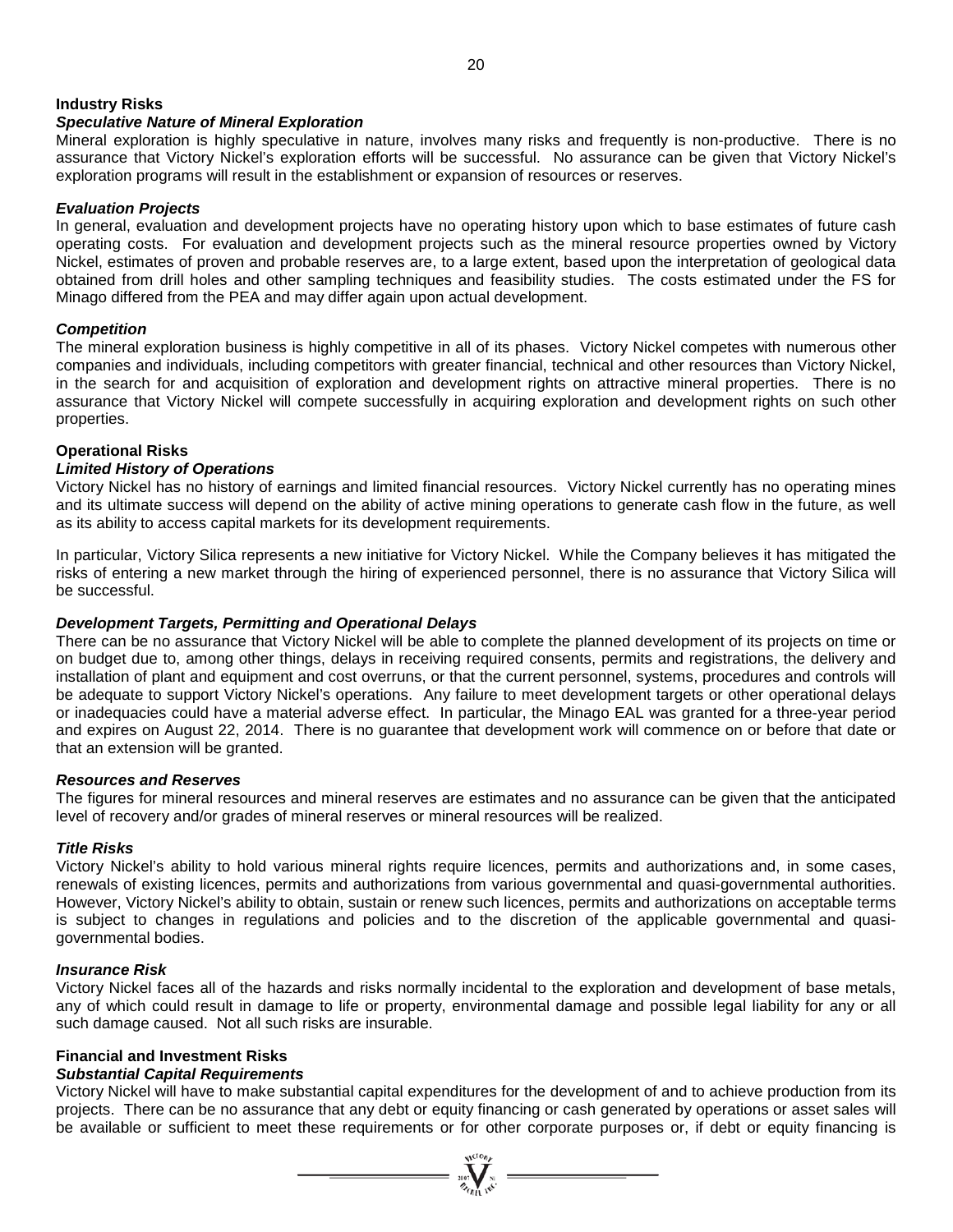**Industry Risks**

***Speculative Nature of Mineral Exploration***

Mineral exploration is highly speculative in nature, involves many risks and frequently is non-productive. There is no assurance that Victory Nickel's exploration efforts will be successful. No assurance can be given that Victory Nickel's exploration programs will result in the establishment or expansion of resources or reserves.

***Evaluation Projects***

In general, evaluation and development projects have no operating history upon which to base estimates of future cash operating costs. For evaluation and development projects such as the mineral resource properties owned by Victory Nickel, estimates of proven and probable reserves are, to a large extent, based upon the interpretation of geological data obtained from drill holes and other sampling techniques and feasibility studies. The costs estimated under the FS for Minago differed from the PEA and may differ again upon actual development.

***Competition***

The mineral exploration business is highly competitive in all of its phases. Victory Nickel competes with numerous other companies and individuals, including competitors with greater financial, technical and other resources than Victory Nickel, in the search for and acquisition of exploration and development rights on attractive mineral properties. There is no assurance that Victory Nickel will compete successfully in acquiring exploration and development rights on such other properties.

**Operational Risks**

***Limited History of Operations***

Victory Nickel has no history of earnings and limited financial resources. Victory Nickel currently has no operating mines and its ultimate success will depend on the ability of active mining operations to generate cash flow in the future, as well as its ability to access capital markets for its development requirements.

In particular, Victory Silica represents a new initiative for Victory Nickel. While the Company believes it has mitigated the risks of entering a new market through the hiring of experienced personnel, there is no assurance that Victory Silica will be successful.

***Development Targets, Permitting and Operational Delays***

There can be no assurance that Victory Nickel will be able to complete the planned development of its projects on time or on budget due to, among other things, delays in receiving required consents, permits and registrations, the delivery and installation of plant and equipment and cost overruns, or that the current personnel, systems, procedures and controls will be adequate to support Victory Nickel's operations. Any failure to meet development targets or other operational delays or inadequacies could have a material adverse effect. In particular, the Minago EAL was granted for a three-year period and expires on August 22, 2014. There is no guarantee that development work will commence on or before that date or that an extension will be granted.

***Resources and Reserves***

The figures for mineral resources and mineral reserves are estimates and no assurance can be given that the anticipated level of recovery and/or grades of mineral reserves or mineral resources will be realized.

***Title Risks***

Victory Nickel's ability to hold various mineral rights require licences, permits and authorizations and, in some cases, renewals of existing licences, permits and authorizations from various governmental and quasi-governmental authorities. However, Victory Nickel's ability to obtain, sustain or renew such licences, permits and authorizations on acceptable terms is subject to changes in regulations and policies and to the discretion of the applicable governmental and quasi-governmental bodies.

***Insurance Risk***

Victory Nickel faces all of the hazards and risks normally incidental to the exploration and development of base metals, any of which could result in damage to life or property, environmental damage and possible legal liability for any or all such damage caused. Not all such risks are insurable.

**Financial and Investment Risks**

***Substantial Capital Requirements***

Victory Nickel will have to make substantial capital expenditures for the development of and to achieve production from its projects. There can be no assurance that any debt or equity financing or cash generated by operations or asset sales will be available or sufficient to meet these requirements or for other corporate purposes or, if debt or equity financing is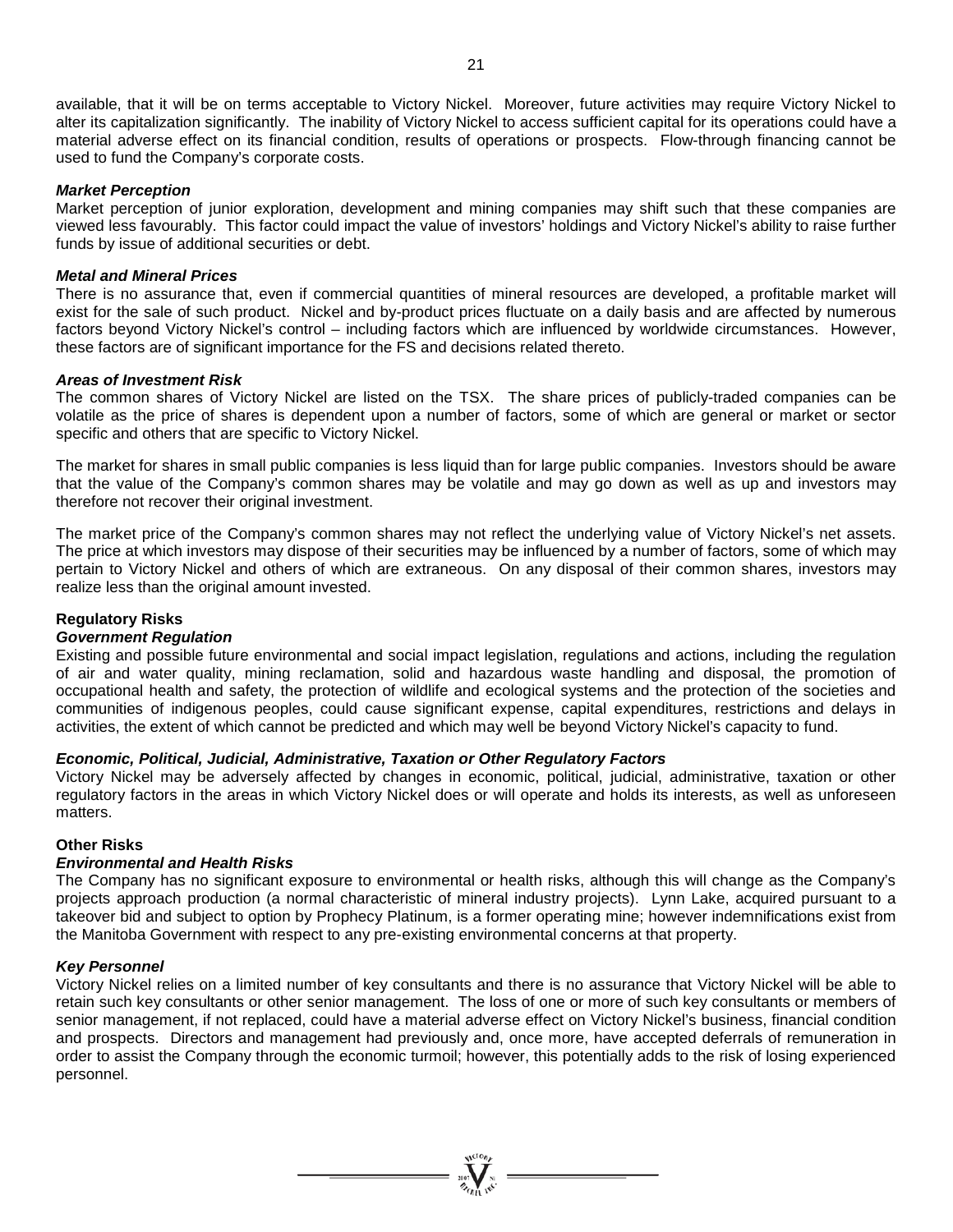available, that it will be on terms acceptable to Victory Nickel. Moreover, future activities may require Victory Nickel to alter its capitalization significantly. The inability of Victory Nickel to access sufficient capital for its operations could have a material adverse effect on its financial condition, results of operations or prospects. Flow-through financing cannot be used to fund the Company's corporate costs.

***Market Perception***

Market perception of junior exploration, development and mining companies may shift such that these companies are viewed less favourably. This factor could impact the value of investors' holdings and Victory Nickel's ability to raise further funds by issue of additional securities or debt.

***Metal and Mineral Prices***

There is no assurance that, even if commercial quantities of mineral resources are developed, a profitable market will exist for the sale of such product. Nickel and by-product prices fluctuate on a daily basis and are affected by numerous factors beyond Victory Nickel's control – including factors which are influenced by worldwide circumstances. However, these factors are of significant importance for the FS and decisions related thereto.

***Areas of Investment Risk***

The common shares of Victory Nickel are listed on the TSX. The share prices of publicly-traded companies can be volatile as the price of shares is dependent upon a number of factors, some of which are general or market or sector specific and others that are specific to Victory Nickel.

The market for shares in small public companies is less liquid than for large public companies. Investors should be aware that the value of the Company's common shares may be volatile and may go down as well as up and investors may therefore not recover their original investment.

The market price of the Company's common shares may not reflect the underlying value of Victory Nickel's net assets. The price at which investors may dispose of their securities may be influenced by a number of factors, some of which may pertain to Victory Nickel and others of which are extraneous. On any disposal of their common shares, investors may realize less than the original amount invested.

**Regulatory Risks**

***Government Regulation***

Existing and possible future environmental and social impact legislation, regulations and actions, including the regulation of air and water quality, mining reclamation, solid and hazardous waste handling and disposal, the promotion of occupational health and safety, the protection of wildlife and ecological systems and the protection of the societies and communities of indigenous peoples, could cause significant expense, capital expenditures, restrictions and delays in activities, the extent of which cannot be predicted and which may well be beyond Victory Nickel's capacity to fund.

***Economic, Political, Judicial, Administrative, Taxation or Other Regulatory Factors***

Victory Nickel may be adversely affected by changes in economic, political, judicial, administrative, taxation or other regulatory factors in the areas in which Victory Nickel does or will operate and holds its interests, as well as unforeseen matters.

**Other Risks**

***Environmental and Health Risks***

The Company has no significant exposure to environmental or health risks, although this will change as the Company's projects approach production (a normal characteristic of mineral industry projects). Lynn Lake, acquired pursuant to a takeover bid and subject to option by Prophecy Platinum, is a former operating mine; however indemnifications exist from the Manitoba Government with respect to any pre-existing environmental concerns at that property.

***Key Personnel***

Victory Nickel relies on a limited number of key consultants and there is no assurance that Victory Nickel will be able to retain such key consultants or other senior management. The loss of one or more of such key consultants or members of senior management, if not replaced, could have a material adverse effect on Victory Nickel's business, financial condition and prospects. Directors and management had previously and, once more, have accepted deferrals of remuneration in order to assist the Company through the economic turmoil; however, this potentially adds to the risk of losing experienced personnel.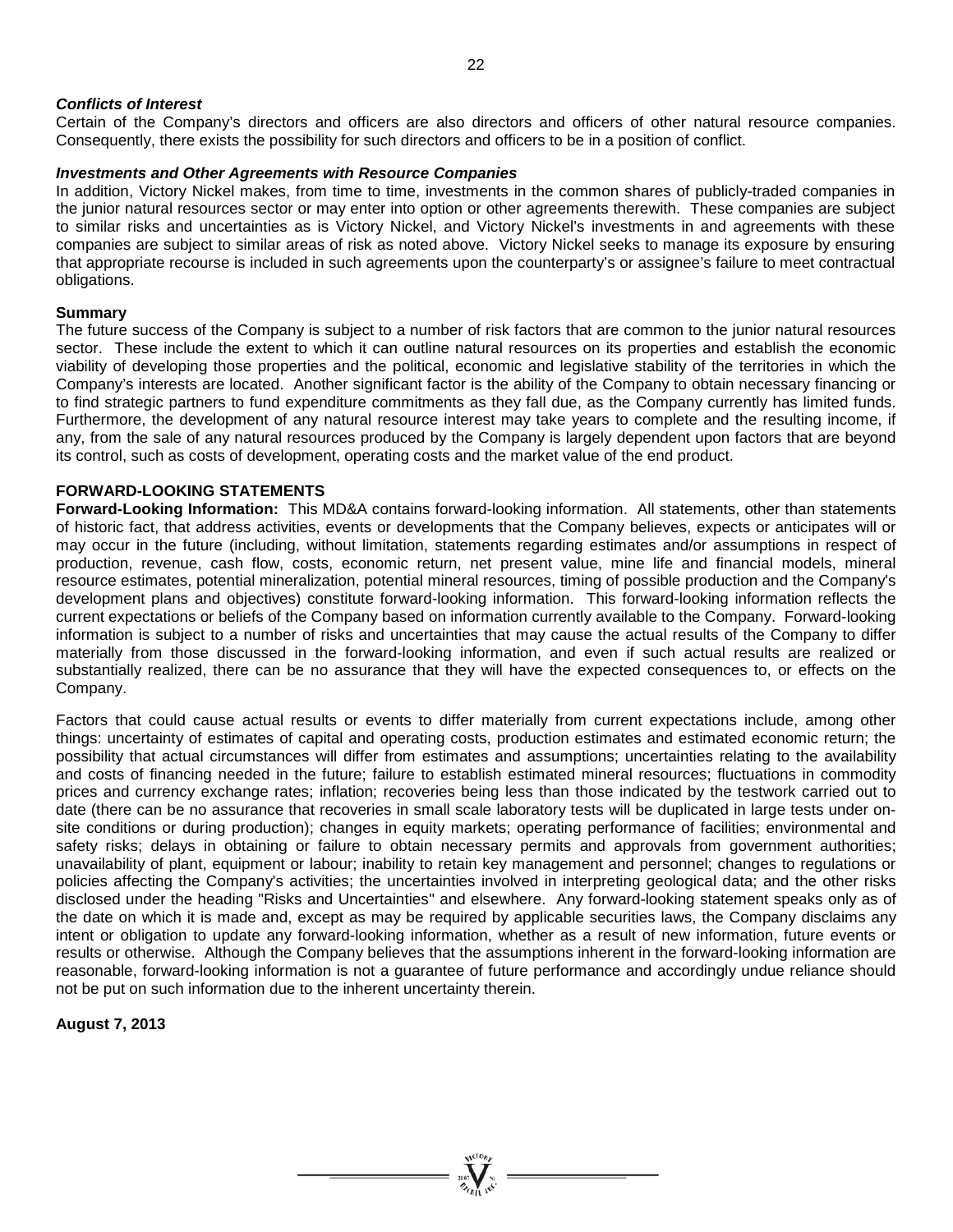***Conflicts of Interest***

Certain of the Company's directors and officers are also directors and officers of other natural resource companies. Consequently, there exists the possibility for such directors and officers to be in a position of conflict.

***Investments and Other Agreements with Resource Companies***

In addition, Victory Nickel makes, from time to time, investments in the common shares of publicly-traded companies in the junior natural resources sector or may enter into option or other agreements therewith. These companies are subject to similar risks and uncertainties as is Victory Nickel, and Victory Nickel's investments in and agreements with these companies are subject to similar areas of risk as noted above. Victory Nickel seeks to manage its exposure by ensuring that appropriate recourse is included in such agreements upon the counterparty's or assignee's failure to meet contractual obligations.

**Summary**

The future success of the Company is subject to a number of risk factors that are common to the junior natural resources sector. These include the extent to which it can outline natural resources on its properties and establish the economic viability of developing those properties and the political, economic and legislative stability of the territories in which the Company's interests are located. Another significant factor is the ability of the Company to obtain necessary financing or to find strategic partners to fund expenditure commitments as they fall due, as the Company currently has limited funds. Furthermore, the development of any natural resource interest may take years to complete and the resulting income, if any, from the sale of any natural resources produced by the Company is largely dependent upon factors that are beyond its control, such as costs of development, operating costs and the market value of the end product.

## FORWARD-LOOKING STATEMENTS

**Forward-Looking Information:** This MD&A contains forward-looking information. All statements, other than statements of historic fact, that address activities, events or developments that the Company believes, expects or anticipates will or may occur in the future (including, without limitation, statements regarding estimates and/or assumptions in respect of production, revenue, cash flow, costs, economic return, net present value, mine life and financial models, mineral resource estimates, potential mineralization, potential mineral resources, timing of possible production and the Company's development plans and objectives) constitute forward-looking information. This forward-looking information reflects the current expectations or beliefs of the Company based on information currently available to the Company. Forward-looking information is subject to a number of risks and uncertainties that may cause the actual results of the Company to differ materially from those discussed in the forward-looking information, and even if such actual results are realized or substantially realized, there can be no assurance that they will have the expected consequences to, or effects on the Company.

Factors that could cause actual results or events to differ materially from current expectations include, among other things: uncertainty of estimates of capital and operating costs, production estimates and estimated economic return; the possibility that actual circumstances will differ from estimates and assumptions; uncertainties relating to the availability and costs of financing needed in the future; failure to establish estimated mineral resources; fluctuations in commodity prices and currency exchange rates; inflation; recoveries being less than those indicated by the testwork carried out to date (there can be no assurance that recoveries in small scale laboratory tests will be duplicated in large tests under on-site conditions or during production); changes in equity markets; operating performance of facilities; environmental and safety risks; delays in obtaining or failure to obtain necessary permits and approvals from government authorities; unavailability of plant, equipment or labour; inability to retain key management and personnel; changes to regulations or policies affecting the Company's activities; the uncertainties involved in interpreting geological data; and the other risks disclosed under the heading "Risks and Uncertainties" and elsewhere. Any forward-looking statement speaks only as of the date on which it is made and, except as may be required by applicable securities laws, the Company disclaims any intent or obligation to update any forward-looking information, whether as a result of new information, future events or results or otherwise. Although the Company believes that the assumptions inherent in the forward-looking information are reasonable, forward-looking information is not a guarantee of future performance and accordingly undue reliance should not be put on such information due to the inherent uncertainty therein.

**August 7, 2013**